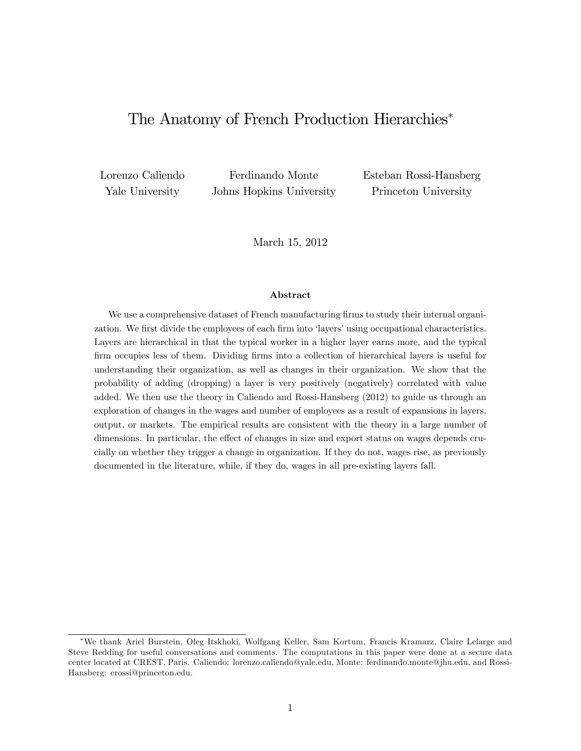# The Anatomy of French Production Hierarchies*

Lorenzo Caliendo
Yale University

Ferdinando Monte
Johns Hopkins University

Esteban Rossi-Hansberg
Princeton University

March 15, 2012

### Abstract

We use a comprehensive dataset of French manufacturing firms to study their internal organization. We first divide the employees of each firm into 'layers' using occupational characteristics. Layers are hierarchical in that the typical worker in a higher layer earns more, and the typical firm occupies less of them. Dividing firms into a collection of hierarchical layers is useful for understanding their organization, as well as changes in their organization. We show that the probability of adding (dropping) a layer is very positively (negatively) correlated with value added. We then use the theory in Caliendo and Rossi-Hansberg (2012) to guide us through an exploration of changes in the wages and number of employees as a result of expansions in layers, output, or markets. The empirical results are consistent with the theory in a large number of dimensions. In particular, the effect of changes in size and export status on wages depends crucially on whether they trigger a change in organization. If they do not, wages rise, as previously documented in the literature, while, if they do, wages in all pre-existing layers fall.

---

*We thank Ariel Burstein, Oleg Itskhoki, Wolfgang Keller, Sam Kortum, Francis Kramarz, Claire Lelarge and Steve Redding for useful conversations and comments. The computations in this paper were done at a secure data center located at CREST, Paris. Caliendo: lorenzo.caliendo@yale.edu, Monte: ferdinando.monte@jhu.edu, and Rossi-Hansberg: erossi@princeton.edu.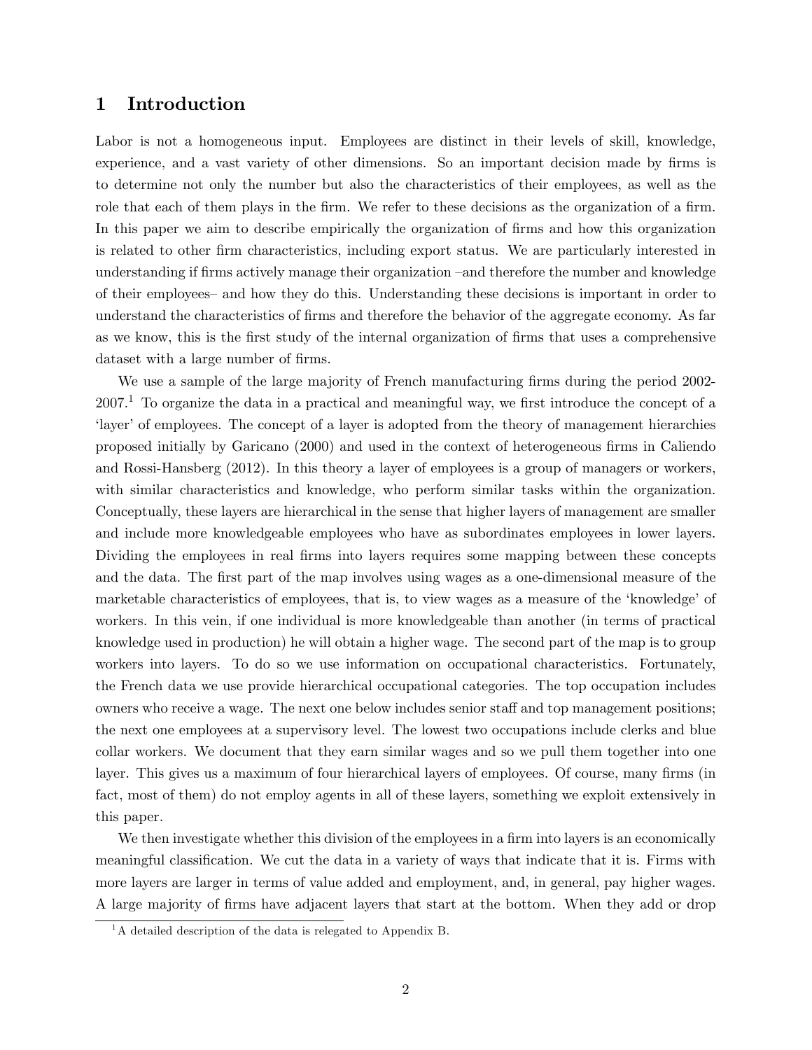# 1 Introduction

Labor is not a homogeneous input. Employees are distinct in their levels of skill, knowledge, experience, and a vast variety of other dimensions. So an important decision made by firms is to determine not only the number but also the characteristics of their employees, as well as the role that each of them plays in the firm. We refer to these decisions as the organization of a firm. In this paper we aim to describe empirically the organization of firms and how this organization is related to other firm characteristics, including export status. We are particularly interested in understanding if firms actively manage their organization –and therefore the number and knowledge of their employees– and how they do this. Understanding these decisions is important in order to understand the characteristics of firms and therefore the behavior of the aggregate economy. As far as we know, this is the first study of the internal organization of firms that uses a comprehensive dataset with a large number of firms.

We use a sample of the large majority of French manufacturing firms during the period 2002-2007.[1] To organize the data in a practical and meaningful way, we first introduce the concept of a 'layer' of employees. The concept of a layer is adopted from the theory of management hierarchies proposed initially by Garicano (2000) and used in the context of heterogeneous firms in Caliendo and Rossi-Hansberg (2012). In this theory a layer of employees is a group of managers or workers, with similar characteristics and knowledge, who perform similar tasks within the organization. Conceptually, these layers are hierarchical in the sense that higher layers of management are smaller and include more knowledgeable employees who have as subordinates employees in lower layers. Dividing the employees in real firms into layers requires some mapping between these concepts and the data. The first part of the map involves using wages as a one-dimensional measure of the marketable characteristics of employees, that is, to view wages as a measure of the 'knowledge' of workers. In this vein, if one individual is more knowledgeable than another (in terms of practical knowledge used in production) he will obtain a higher wage. The second part of the map is to group workers into layers. To do so we use information on occupational characteristics. Fortunately, the French data we use provide hierarchical occupational categories. The top occupation includes owners who receive a wage. The next one below includes senior staff and top management positions; the next one employees at a supervisory level. The lowest two occupations include clerks and blue collar workers. We document that they earn similar wages and so we pull them together into one layer. This gives us a maximum of four hierarchical layers of employees. Of course, many firms (in fact, most of them) do not employ agents in all of these layers, something we exploit extensively in this paper.

We then investigate whether this division of the employees in a firm into layers is an economically meaningful classification. We cut the data in a variety of ways that indicate that it is. Firms with more layers are larger in terms of value added and employment, and, in general, pay higher wages. A large majority of firms have adjacent layers that start at the bottom. When they add or drop

[1] A detailed description of the data is relegated to Appendix B.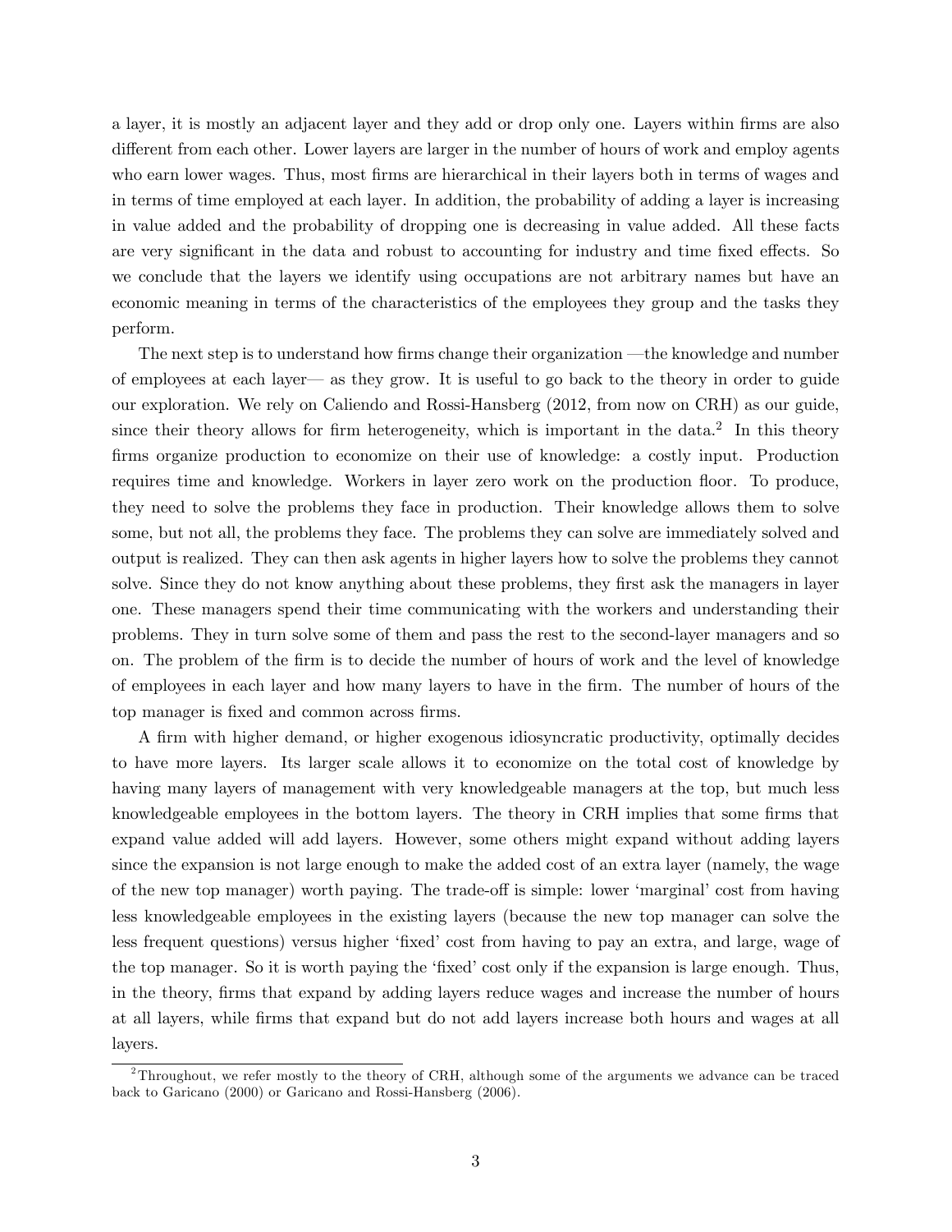a layer, it is mostly an adjacent layer and they add or drop only one. Layers within firms are also different from each other. Lower layers are larger in the number of hours of work and employ agents who earn lower wages. Thus, most firms are hierarchical in their layers both in terms of wages and in terms of time employed at each layer. In addition, the probability of adding a layer is increasing in value added and the probability of dropping one is decreasing in value added. All these facts are very significant in the data and robust to accounting for industry and time fixed effects. So we conclude that the layers we identify using occupations are not arbitrary names but have an economic meaning in terms of the characteristics of the employees they group and the tasks they perform.

The next step is to understand how firms change their organization —the knowledge and number of employees at each layer— as they grow. It is useful to go back to the theory in order to guide our exploration. We rely on Caliendo and Rossi-Hansberg (2012, from now on CRH) as our guide, since their theory allows for firm heterogeneity, which is important in the data.[2] In this theory firms organize production to economize on their use of knowledge: a costly input. Production requires time and knowledge. Workers in layer zero work on the production floor. To produce, they need to solve the problems they face in production. Their knowledge allows them to solve some, but not all, the problems they face. The problems they can solve are immediately solved and output is realized. They can then ask agents in higher layers how to solve the problems they cannot solve. Since they do not know anything about these problems, they first ask the managers in layer one. These managers spend their time communicating with the workers and understanding their problems. They in turn solve some of them and pass the rest to the second-layer managers and so on. The problem of the firm is to decide the number of hours of work and the level of knowledge of employees in each layer and how many layers to have in the firm. The number of hours of the top manager is fixed and common across firms.

A firm with higher demand, or higher exogenous idiosyncratic productivity, optimally decides to have more layers. Its larger scale allows it to economize on the total cost of knowledge by having many layers of management with very knowledgeable managers at the top, but much less knowledgeable employees in the bottom layers. The theory in CRH implies that some firms that expand value added will add layers. However, some others might expand without adding layers since the expansion is not large enough to make the added cost of an extra layer (namely, the wage of the new top manager) worth paying. The trade-off is simple: lower 'marginal' cost from having less knowledgeable employees in the existing layers (because the new top manager can solve the less frequent questions) versus higher 'fixed' cost from having to pay an extra, and large, wage of the top manager. So it is worth paying the 'fixed' cost only if the expansion is large enough. Thus, in the theory, firms that expand by adding layers reduce wages and increase the number of hours at all layers, while firms that expand but do not add layers increase both hours and wages at all layers.

[2] Throughout, we refer mostly to the theory of CRH, although some of the arguments we advance can be traced back to Garicano (2000) or Garicano and Rossi-Hansberg (2006).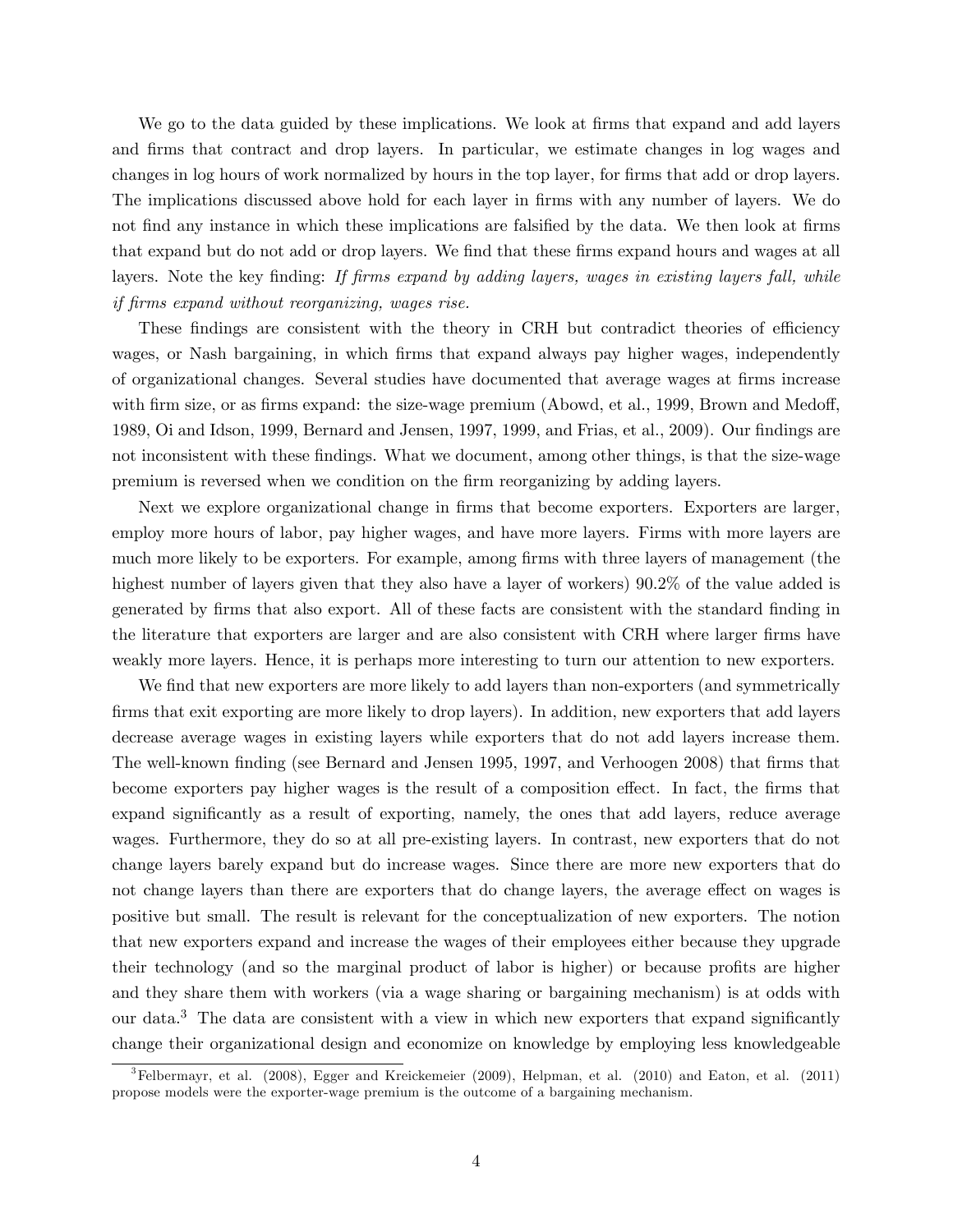We go to the data guided by these implications. We look at firms that expand and add layers and firms that contract and drop layers. In particular, we estimate changes in log wages and changes in log hours of work normalized by hours in the top layer, for firms that add or drop layers. The implications discussed above hold for each layer in firms with any number of layers. We do not find any instance in which these implications are falsified by the data. We then look at firms that expand but do not add or drop layers. We find that these firms expand hours and wages at all layers. Note the key finding: *If firms expand by adding layers, wages in existing layers fall, while if firms expand without reorganizing, wages rise.*

These findings are consistent with the theory in CRH but contradict theories of efficiency wages, or Nash bargaining, in which firms that expand always pay higher wages, independently of organizational changes. Several studies have documented that average wages at firms increase with firm size, or as firms expand: the size-wage premium (Abowd, et al., 1999, Brown and Medoff, 1989, Oi and Idson, 1999, Bernard and Jensen, 1997, 1999, and Frias, et al., 2009). Our findings are not inconsistent with these findings. What we document, among other things, is that the size-wage premium is reversed when we condition on the firm reorganizing by adding layers.

Next we explore organizational change in firms that become exporters. Exporters are larger, employ more hours of labor, pay higher wages, and have more layers. Firms with more layers are much more likely to be exporters. For example, among firms with three layers of management (the highest number of layers given that they also have a layer of workers) 90.2% of the value added is generated by firms that also export. All of these facts are consistent with the standard finding in the literature that exporters are larger and are also consistent with CRH where larger firms have weakly more layers. Hence, it is perhaps more interesting to turn our attention to new exporters.

We find that new exporters are more likely to add layers than non-exporters (and symmetrically firms that exit exporting are more likely to drop layers). In addition, new exporters that add layers decrease average wages in existing layers while exporters that do not add layers increase them. The well-known finding (see Bernard and Jensen 1995, 1997, and Verhoogen 2008) that firms that become exporters pay higher wages is the result of a composition effect. In fact, the firms that expand significantly as a result of exporting, namely, the ones that add layers, reduce average wages. Furthermore, they do so at all pre-existing layers. In contrast, new exporters that do not change layers barely expand but do increase wages. Since there are more new exporters that do not change layers than there are exporters that do change layers, the average effect on wages is positive but small. The result is relevant for the conceptualization of new exporters. The notion that new exporters expand and increase the wages of their employees either because they upgrade their technology (and so the marginal product of labor is higher) or because profits are higher and they share them with workers (via a wage sharing or bargaining mechanism) is at odds with our data.[3] The data are consistent with a view in which new exporters that expand significantly change their organizational design and economize on knowledge by employing less knowledgeable

[3] Felbermayr, et al. (2008), Egger and Kreickemeier (2009), Helpman, et al. (2010) and Eaton, et al. (2011) propose models were the exporter-wage premium is the outcome of a bargaining mechanism.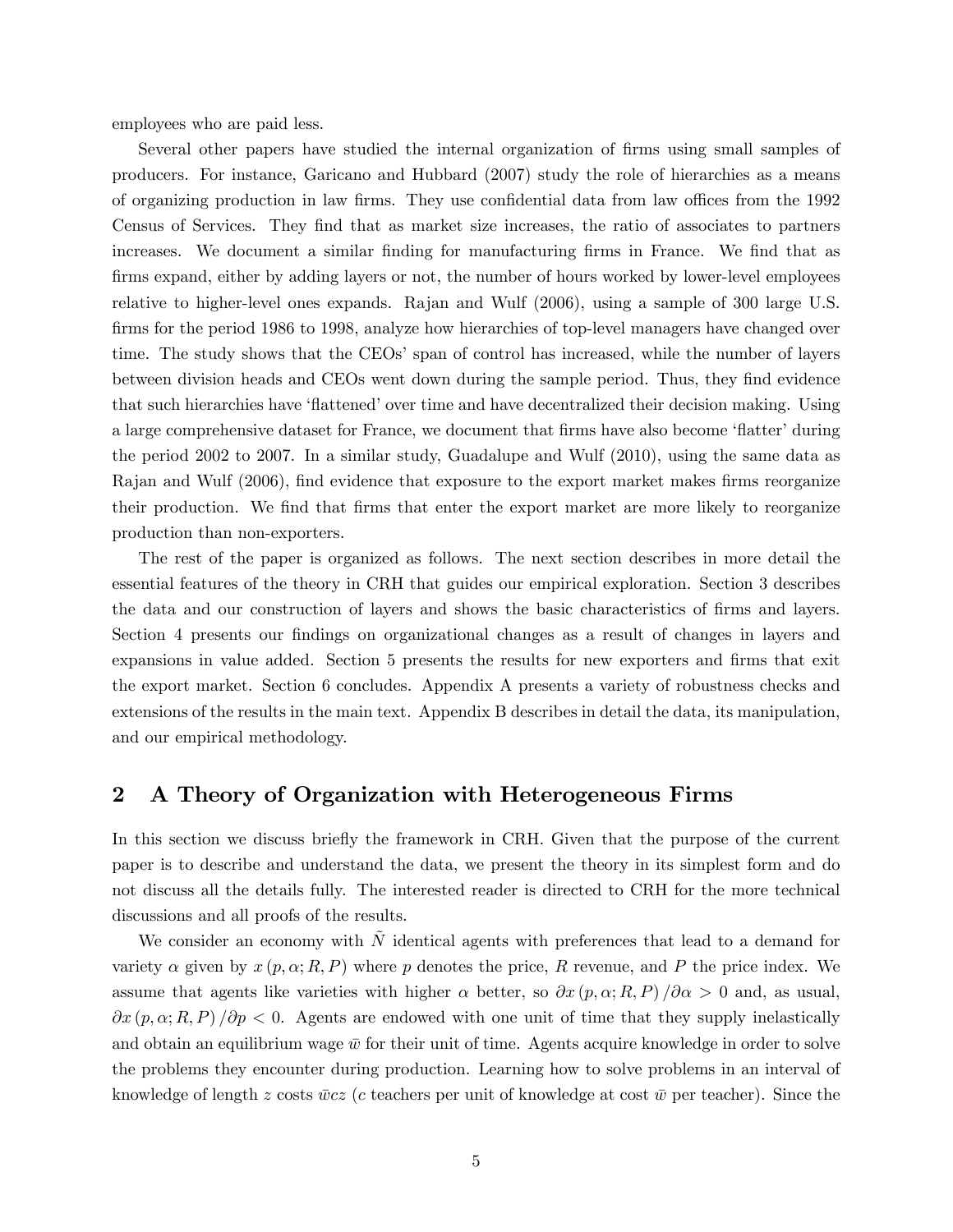employees who are paid less.

Several other papers have studied the internal organization of firms using small samples of producers. For instance, Garicano and Hubbard (2007) study the role of hierarchies as a means of organizing production in law firms. They use confidential data from law offices from the 1992 Census of Services. They find that as market size increases, the ratio of associates to partners increases. We document a similar finding for manufacturing firms in France. We find that as firms expand, either by adding layers or not, the number of hours worked by lower-level employees relative to higher-level ones expands. Rajan and Wulf (2006), using a sample of 300 large U.S. firms for the period 1986 to 1998, analyze how hierarchies of top-level managers have changed over time. The study shows that the CEOs' span of control has increased, while the number of layers between division heads and CEOs went down during the sample period. Thus, they find evidence that such hierarchies have 'flattened' over time and have decentralized their decision making. Using a large comprehensive dataset for France, we document that firms have also become 'flatter' during the period 2002 to 2007. In a similar study, Guadalupe and Wulf (2010), using the same data as Rajan and Wulf (2006), find evidence that exposure to the export market makes firms reorganize their production. We find that firms that enter the export market are more likely to reorganize production than non-exporters.

The rest of the paper is organized as follows. The next section describes in more detail the essential features of the theory in CRH that guides our empirical exploration. Section 3 describes the data and our construction of layers and shows the basic characteristics of firms and layers. Section 4 presents our findings on organizational changes as a result of changes in layers and expansions in value added. Section 5 presents the results for new exporters and firms that exit the export market. Section 6 concludes. Appendix A presents a variety of robustness checks and extensions of the results in the main text. Appendix B describes in detail the data, its manipulation, and our empirical methodology.

## 2 A Theory of Organization with Heterogeneous Firms

In this section we discuss briefly the framework in CRH. Given that the purpose of the current paper is to describe and understand the data, we present the theory in its simplest form and do not discuss all the details fully. The interested reader is directed to CRH for the more technical discussions and all proofs of the results.

We consider an economy with $\tilde{N}$ identical agents with preferences that lead to a demand for variety $\alpha$ given by $x(p, \alpha; R, P)$ where $p$ denotes the price, $R$ revenue, and $P$ the price index. We assume that agents like varieties with higher $\alpha$ better, so $\partial x(p, \alpha; R, P)/\partial \alpha > 0$ and, as usual, $\partial x(p, \alpha; R, P)/\partial p < 0$. Agents are endowed with one unit of time that they supply inelastically and obtain an equilibrium wage $\bar{w}$ for their unit of time. Agents acquire knowledge in order to solve the problems they encounter during production. Learning how to solve problems in an interval of knowledge of length $z$ costs $\bar{w}cz$ ($c$ teachers per unit of knowledge at cost $\bar{w}$ per teacher). Since the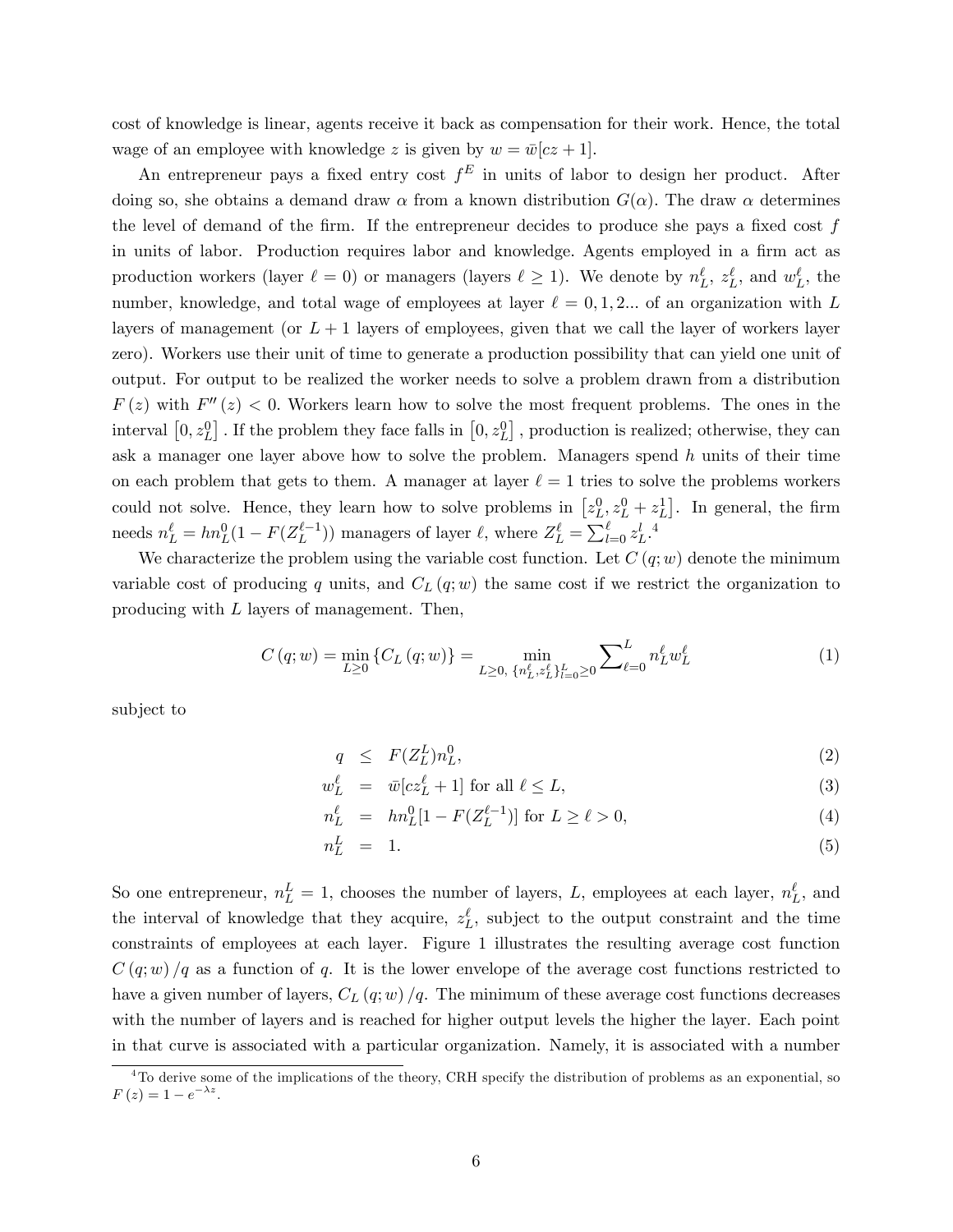cost of knowledge is linear, agents receive it back as compensation for their work. Hence, the total wage of an employee with knowledge $z$ is given by $w = \bar{w}[cz + 1]$.

An entrepreneur pays a fixed entry cost $f^E$ in units of labor to design her product. After doing so, she obtains a demand draw $\alpha$ from a known distribution $G(\alpha)$. The draw $\alpha$ determines the level of demand of the firm. If the entrepreneur decides to produce she pays a fixed cost $f$ in units of labor. Production requires labor and knowledge. Agents employed in a firm act as production workers (layer $\ell = 0$) or managers (layers $\ell \geq 1$). We denote by $n_L^\ell$, $z_L^\ell$, and $w_L^\ell$, the number, knowledge, and total wage of employees at layer $\ell = 0, 1, 2...$ of an organization with $L$ layers of management (or $L+1$ layers of employees, given that we call the layer of workers layer zero). Workers use their unit of time to generate a production possibility that can yield one unit of output. For output to be realized the worker needs to solve a problem drawn from a distribution $F(z)$ with $F''(z) < 0$. Workers learn how to solve the most frequent problems. The ones in the interval $[0, z_L^0]$. If the problem they face falls in $[0, z_L^0]$, production is realized; otherwise, they can ask a manager one layer above how to solve the problem. Managers spend $h$ units of their time on each problem that gets to them. A manager at layer $\ell = 1$ tries to solve the problems workers could not solve. Hence, they learn how to solve problems in $[z_L^0, z_L^0 + z_L^1]$. In general, the firm needs $n_L^\ell = hn_L^0(1 - F(Z_L^{\ell-1}))$ managers of layer $\ell$, where $Z_L^\ell = \sum_{l=0}^{\ell} z_L^l$.[4]

We characterize the problem using the variable cost function. Let $C(q; w)$ denote the minimum variable cost of producing $q$ units, and $C_L(q; w)$ the same cost if we restrict the organization to producing with $L$ layers of management. Then,

$$C(q; w) = \min_{L \geq 0} \{C_L(q; w)\} = \min_{L \geq 0,\ \{n_L^\ell, z_L^\ell\}_{l=0}^L \geq 0} \sum_{\ell=0}^{L} n_L^\ell w_L^\ell \tag{1}$$

subject to

$$q \leq F(Z_L^L) n_L^0, \tag{2}$$

$$w_L^\ell = \bar{w}[cz_L^\ell + 1] \text{ for all } \ell \leq L, \tag{3}$$

$$n_L^\ell = hn_L^0[1 - F(Z_L^{\ell-1})] \text{ for } L \geq \ell > 0, \tag{4}$$

$$n_L^L = 1. \tag{5}$$

So one entrepreneur, $n_L^L = 1$, chooses the number of layers, $L$, employees at each layer, $n_L^\ell$, and the interval of knowledge that they acquire, $z_L^\ell$, subject to the output constraint and the time constraints of employees at each layer. Figure 1 illustrates the resulting average cost function $C(q; w)/q$ as a function of $q$. It is the lower envelope of the average cost functions restricted to have a given number of layers, $C_L(q; w)/q$. The minimum of these average cost functions decreases with the number of layers and is reached for higher output levels the higher the layer. Each point in that curve is associated with a particular organization. Namely, it is associated with a number

[4] To derive some of the implications of the theory, CRH specify the distribution of problems as an exponential, so $F(z) = 1 - e^{-\lambda z}$.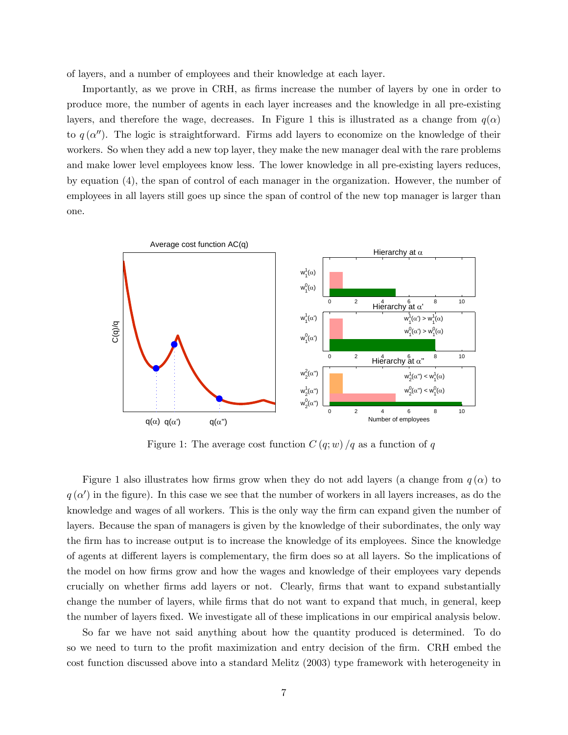of layers, and a number of employees and their knowledge at each layer.

Importantly, as we prove in CRH, as firms increase the number of layers by one in order to produce more, the number of agents in each layer increases and the knowledge in all pre-existing layers, and therefore the wage, decreases. In Figure 1 this is illustrated as a change from $q(\alpha)$ to $q(\alpha'')$. The logic is straightforward. Firms add layers to economize on the knowledge of their workers. So when they add a new top layer, they make the new manager deal with the rare problems and make lower level employees know less. The lower knowledge in all pre-existing layers reduces, by equation (4), the span of control of each manager in the organization. However, the number of employees in all layers still goes up since the span of control of the new top manager is larger than one.

Figure 1: The average cost function $C(q; w)/q$ as a function of $q$

Figure 1 also illustrates how firms grow when they do not add layers (a change from $q(\alpha)$ to $q(\alpha')$ in the figure). In this case we see that the number of workers in all layers increases, as do the knowledge and wages of all workers. This is the only way the firm can expand given the number of layers. Because the span of managers is given by the knowledge of their subordinates, the only way the firm has to increase output is to increase the knowledge of its employees. Since the knowledge of agents at different layers is complementary, the firm does so at all layers. So the implications of the model on how firms grow and how the wages and knowledge of their employees vary depends crucially on whether firms add layers or not. Clearly, firms that want to expand substantially change the number of layers, while firms that do not want to expand that much, in general, keep the number of layers fixed. We investigate all of these implications in our empirical analysis below.

So far we have not said anything about how the quantity produced is determined. To do so we need to turn to the profit maximization and entry decision of the firm. CRH embed the cost function discussed above into a standard Melitz (2003) type framework with heterogeneity in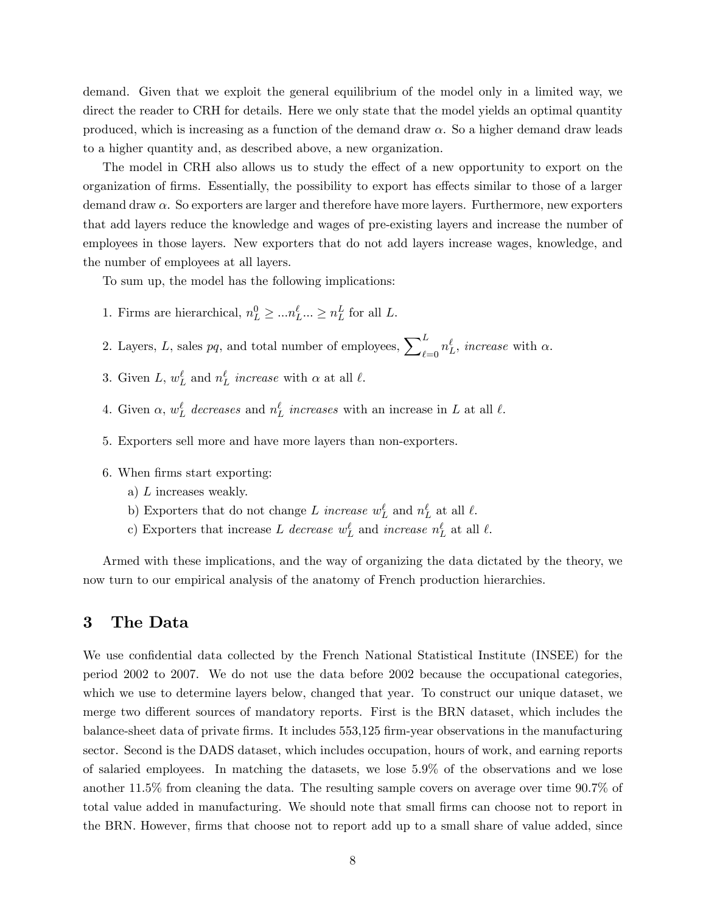demand. Given that we exploit the general equilibrium of the model only in a limited way, we direct the reader to CRH for details. Here we only state that the model yields an optimal quantity produced, which is increasing as a function of the demand draw $\alpha$. So a higher demand draw leads to a higher quantity and, as described above, a new organization.

The model in CRH also allows us to study the effect of a new opportunity to export on the organization of firms. Essentially, the possibility to export has effects similar to those of a larger demand draw $\alpha$. So exporters are larger and therefore have more layers. Furthermore, new exporters that add layers reduce the knowledge and wages of pre-existing layers and increase the number of employees in those layers. New exporters that do not add layers increase wages, knowledge, and the number of employees at all layers.

To sum up, the model has the following implications:

1. Firms are hierarchical, $n_L^0 \geq ...n_L^\ell ... \geq n_L^L$ for all $L$.
2. Layers, $L$, sales $pq$, and total number of employees, $\sum_{\ell=0}^{L} n_L^\ell$, *increase* with $\alpha$.
3. Given $L$, $w_L^\ell$ and $n_L^\ell$ *increase* with $\alpha$ at all $\ell$.
4. Given $\alpha$, $w_L^\ell$ *decreases* and $n_L^\ell$ *increases* with an increase in $L$ at all $\ell$.
5. Exporters sell more and have more layers than non-exporters.
6. When firms start exporting:
   a) $L$ increases weakly.
   b) Exporters that do not change $L$ *increase* $w_L^\ell$ and $n_L^\ell$ at all $\ell$.
   c) Exporters that increase $L$ *decrease* $w_L^\ell$ and *increase* $n_L^\ell$ at all $\ell$.

Armed with these implications, and the way of organizing the data dictated by the theory, we now turn to our empirical analysis of the anatomy of French production hierarchies.

## 3 The Data

We use confidential data collected by the French National Statistical Institute (INSEE) for the period 2002 to 2007. We do not use the data before 2002 because the occupational categories, which we use to determine layers below, changed that year. To construct our unique dataset, we merge two different sources of mandatory reports. First is the BRN dataset, which includes the balance-sheet data of private firms. It includes 553,125 firm-year observations in the manufacturing sector. Second is the DADS dataset, which includes occupation, hours of work, and earning reports of salaried employees. In matching the datasets, we lose 5.9% of the observations and we lose another 11.5% from cleaning the data. The resulting sample covers on average over time 90.7% of total value added in manufacturing. We should note that small firms can choose not to report in the BRN. However, firms that choose not to report add up to a small share of value added, since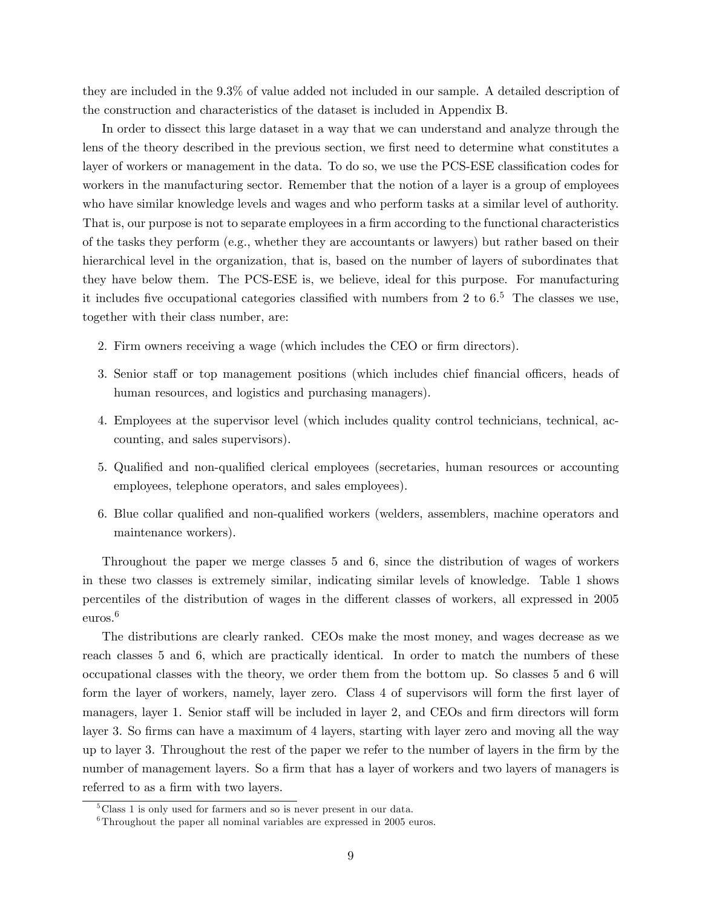they are included in the 9.3% of value added not included in our sample. A detailed description of the construction and characteristics of the dataset is included in Appendix B.

In order to dissect this large dataset in a way that we can understand and analyze through the lens of the theory described in the previous section, we first need to determine what constitutes a layer of workers or management in the data. To do so, we use the PCS-ESE classification codes for workers in the manufacturing sector. Remember that the notion of a layer is a group of employees who have similar knowledge levels and wages and who perform tasks at a similar level of authority. That is, our purpose is not to separate employees in a firm according to the functional characteristics of the tasks they perform (e.g., whether they are accountants or lawyers) but rather based on their hierarchical level in the organization, that is, based on the number of layers of subordinates that they have below them. The PCS-ESE is, we believe, ideal for this purpose. For manufacturing it includes five occupational categories classified with numbers from 2 to 6.[5] The classes we use, together with their class number, are:

2. Firm owners receiving a wage (which includes the CEO or firm directors).
3. Senior staff or top management positions (which includes chief financial officers, heads of human resources, and logistics and purchasing managers).
4. Employees at the supervisor level (which includes quality control technicians, technical, accounting, and sales supervisors).
5. Qualified and non-qualified clerical employees (secretaries, human resources or accounting employees, telephone operators, and sales employees).
6. Blue collar qualified and non-qualified workers (welders, assemblers, machine operators and maintenance workers).

Throughout the paper we merge classes 5 and 6, since the distribution of wages of workers in these two classes is extremely similar, indicating similar levels of knowledge. Table 1 shows percentiles of the distribution of wages in the different classes of workers, all expressed in 2005 euros.[6]

The distributions are clearly ranked. CEOs make the most money, and wages decrease as we reach classes 5 and 6, which are practically identical. In order to match the numbers of these occupational classes with the theory, we order them from the bottom up. So classes 5 and 6 will form the layer of workers, namely, layer zero. Class 4 of supervisors will form the first layer of managers, layer 1. Senior staff will be included in layer 2, and CEOs and firm directors will form layer 3. So firms can have a maximum of 4 layers, starting with layer zero and moving all the way up to layer 3. Throughout the rest of the paper we refer to the number of layers in the firm by the number of management layers. So a firm that has a layer of workers and two layers of managers is referred to as a firm with two layers.

[5] Class 1 is only used for farmers and so is never present in our data.

[6] Throughout the paper all nominal variables are expressed in 2005 euros.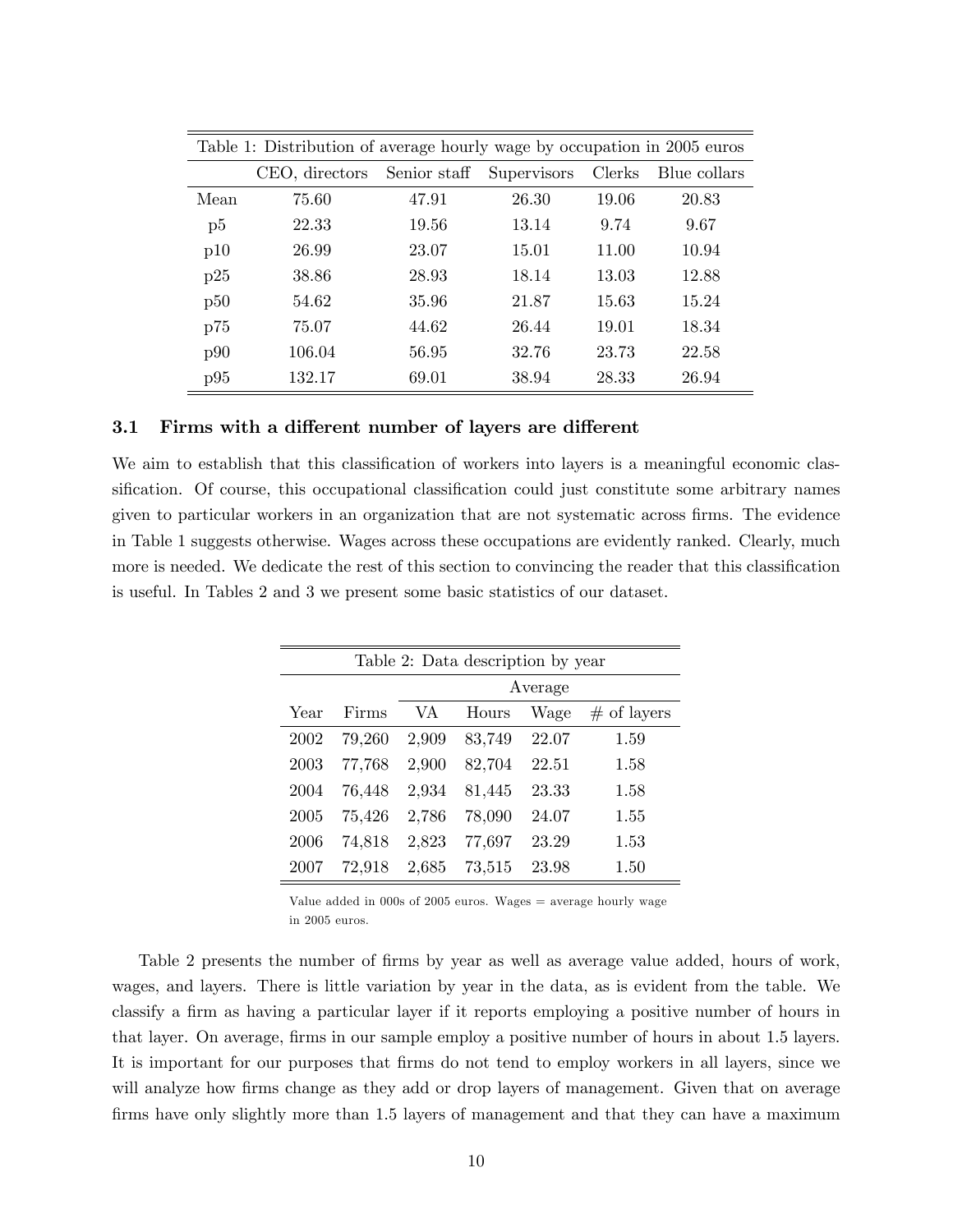Table 1: Distribution of average hourly wage by occupation in 2005 euros

| | CEO, directors | Senior staff | Supervisors | Clerks | Blue collars |
|---|---|---|---|---|---|
| Mean | 75.60 | 47.91 | 26.30 | 19.06 | 20.83 |
| p5 | 22.33 | 19.56 | 13.14 | 9.74 | 9.67 |
| p10 | 26.99 | 23.07 | 15.01 | 11.00 | 10.94 |
| p25 | 38.86 | 28.93 | 18.14 | 13.03 | 12.88 |
| p50 | 54.62 | 35.96 | 21.87 | 15.63 | 15.24 |
| p75 | 75.07 | 44.62 | 26.44 | 19.01 | 18.34 |
| p90 | 106.04 | 56.95 | 32.76 | 23.73 | 22.58 |
| p95 | 132.17 | 69.01 | 38.94 | 28.33 | 26.94 |

### 3.1 Firms with a different number of layers are different

We aim to establish that this classification of workers into layers is a meaningful economic classification. Of course, this occupational classification could just constitute some arbitrary names given to particular workers in an organization that are not systematic across firms. The evidence in Table 1 suggests otherwise. Wages across these occupations are evidently ranked. Clearly, much more is needed. We dedicate the rest of this section to convincing the reader that this classification is useful. In Tables 2 and 3 we present some basic statistics of our dataset.

Table 2: Data description by year

| | | Average | | | |
|---|---|---|---|---|---|
| Year | Firms | VA | Hours | Wage | # of layers |
| 2002 | 79,260 | 2,909 | 83,749 | 22.07 | 1.59 |
| 2003 | 77,768 | 2,900 | 82,704 | 22.51 | 1.58 |
| 2004 | 76,448 | 2,934 | 81,445 | 23.33 | 1.58 |
| 2005 | 75,426 | 2,786 | 78,090 | 24.07 | 1.55 |
| 2006 | 74,818 | 2,823 | 77,697 | 23.29 | 1.53 |
| 2007 | 72,918 | 2,685 | 73,515 | 23.98 | 1.50 |

Value added in 000s of 2005 euros. Wages = average hourly wage in 2005 euros.

Table 2 presents the number of firms by year as well as average value added, hours of work, wages, and layers. There is little variation by year in the data, as is evident from the table. We classify a firm as having a particular layer if it reports employing a positive number of hours in that layer. On average, firms in our sample employ a positive number of hours in about 1.5 layers. It is important for our purposes that firms do not tend to employ workers in all layers, since we will analyze how firms change as they add or drop layers of management. Given that on average firms have only slightly more than 1.5 layers of management and that they can have a maximum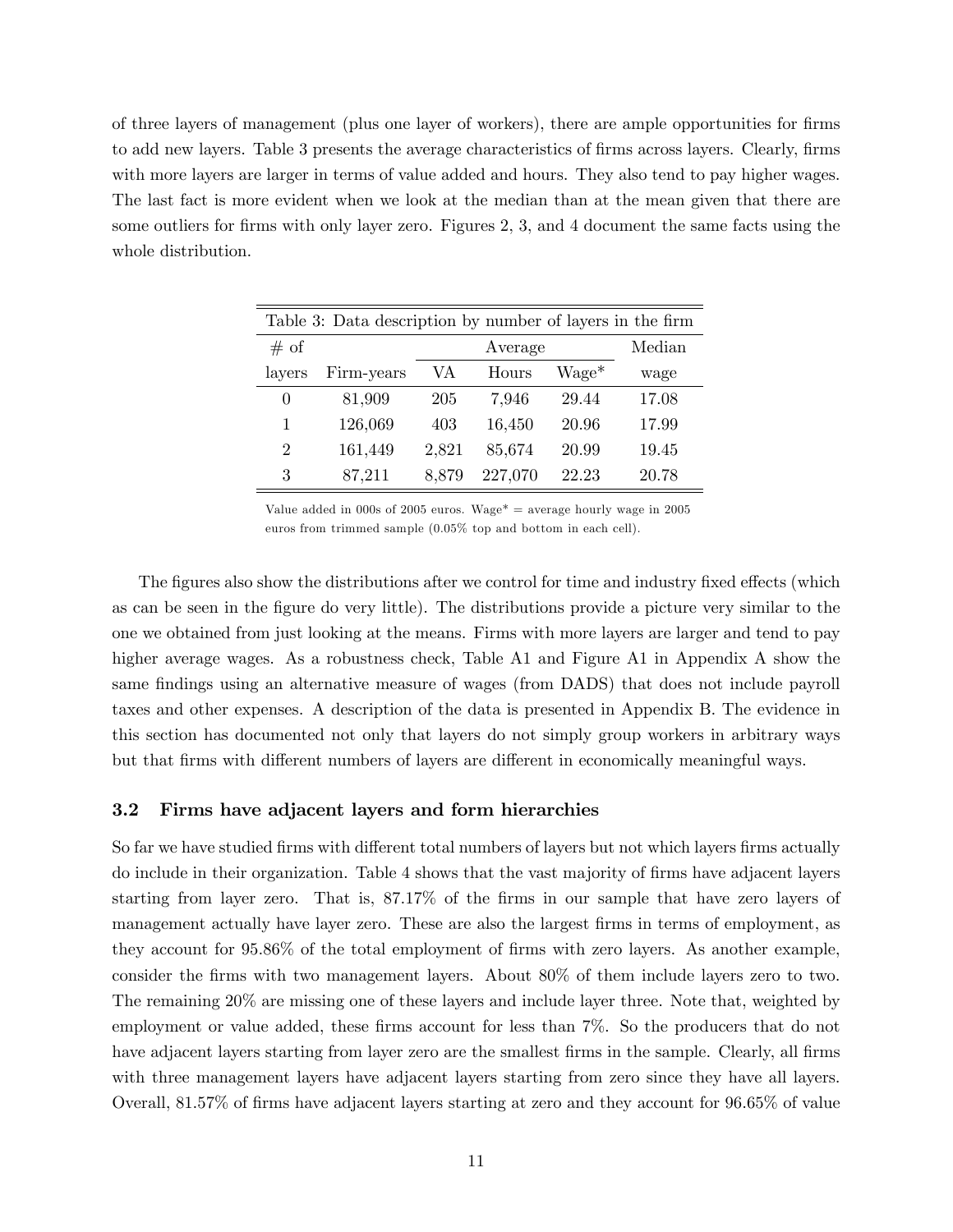of three layers of management (plus one layer of workers), there are ample opportunities for firms to add new layers. Table 3 presents the average characteristics of firms across layers. Clearly, firms with more layers are larger in terms of value added and hours. They also tend to pay higher wages. The last fact is more evident when we look at the median than at the mean given that there are some outliers for firms with only layer zero. Figures 2, 3, and 4 document the same facts using the whole distribution.

Table 3: Data description by number of layers in the firm

| # of | | Average | | | Median |
|---|---|---|---|---|---|
| layers | Firm-years | VA | Hours | Wage* | wage |
| 0 | 81,909 | 205 | 7,946 | 29.44 | 17.08 |
| 1 | 126,069 | 403 | 16,450 | 20.96 | 17.99 |
| 2 | 161,449 | 2,821 | 85,674 | 20.99 | 19.45 |
| 3 | 87,211 | 8,879 | 227,070 | 22.23 | 20.78 |

Value added in 000s of 2005 euros. Wage* = average hourly wage in 2005 euros from trimmed sample (0.05% top and bottom in each cell).

The figures also show the distributions after we control for time and industry fixed effects (which as can be seen in the figure do very little). The distributions provide a picture very similar to the one we obtained from just looking at the means. Firms with more layers are larger and tend to pay higher average wages. As a robustness check, Table A1 and Figure A1 in Appendix A show the same findings using an alternative measure of wages (from DADS) that does not include payroll taxes and other expenses. A description of the data is presented in Appendix B. The evidence in this section has documented not only that layers do not simply group workers in arbitrary ways but that firms with different numbers of layers are different in economically meaningful ways.

### 3.2 Firms have adjacent layers and form hierarchies

So far we have studied firms with different total numbers of layers but not which layers firms actually do include in their organization. Table 4 shows that the vast majority of firms have adjacent layers starting from layer zero. That is, 87.17% of the firms in our sample that have zero layers of management actually have layer zero. These are also the largest firms in terms of employment, as they account for 95.86% of the total employment of firms with zero layers. As another example, consider the firms with two management layers. About 80% of them include layers zero to two. The remaining 20% are missing one of these layers and include layer three. Note that, weighted by employment or value added, these firms account for less than 7%. So the producers that do not have adjacent layers starting from layer zero are the smallest firms in the sample. Clearly, all firms with three management layers have adjacent layers starting from zero since they have all layers. Overall, 81.57% of firms have adjacent layers starting at zero and they account for 96.65% of value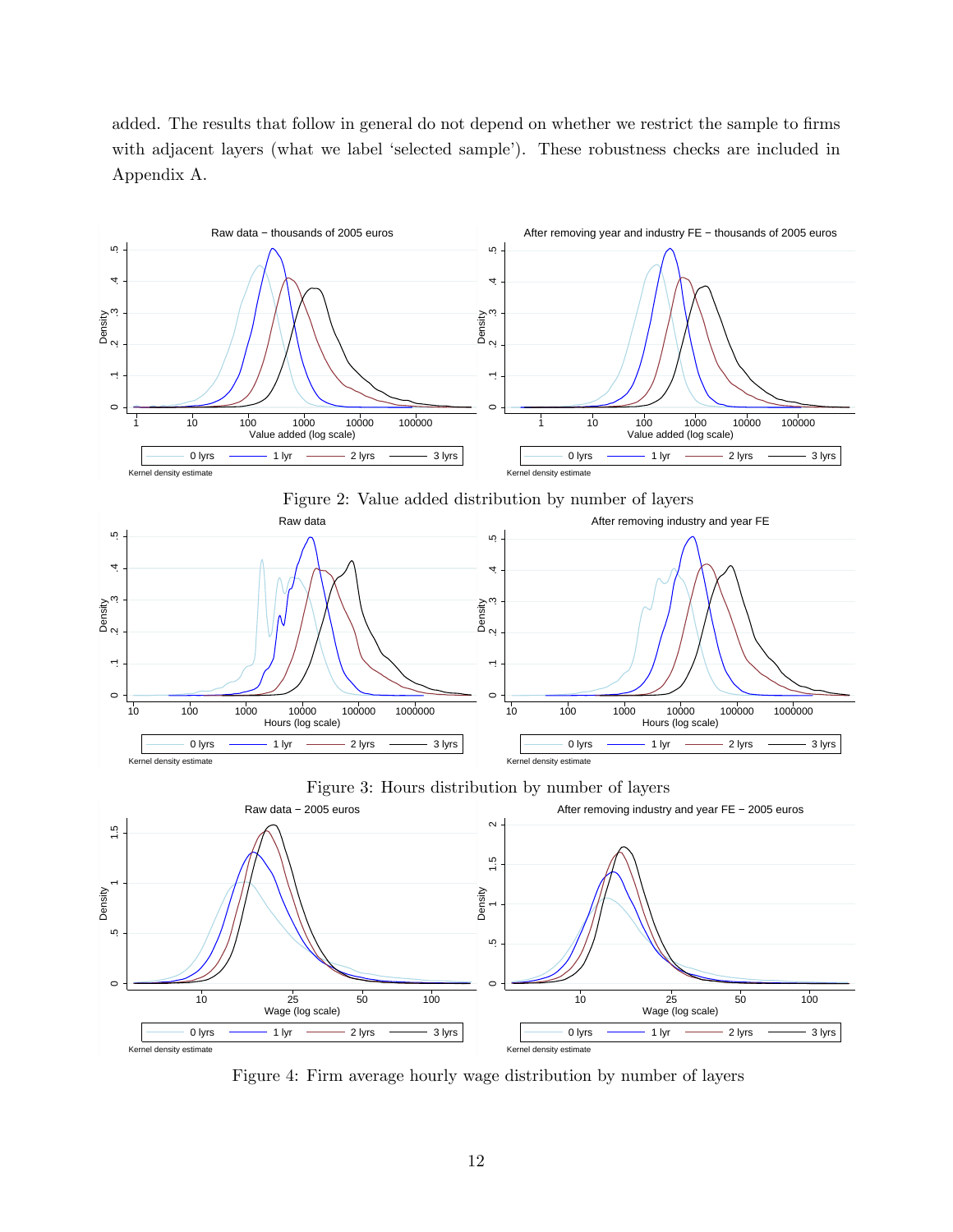added. The results that follow in general do not depend on whether we restrict the sample to firms with adjacent layers (what we label 'selected sample'). These robustness checks are included in Appendix A.

Figure 2: Value added distribution by number of layers

Figure 3: Hours distribution by number of layers

Figure 4: Firm average hourly wage distribution by number of layers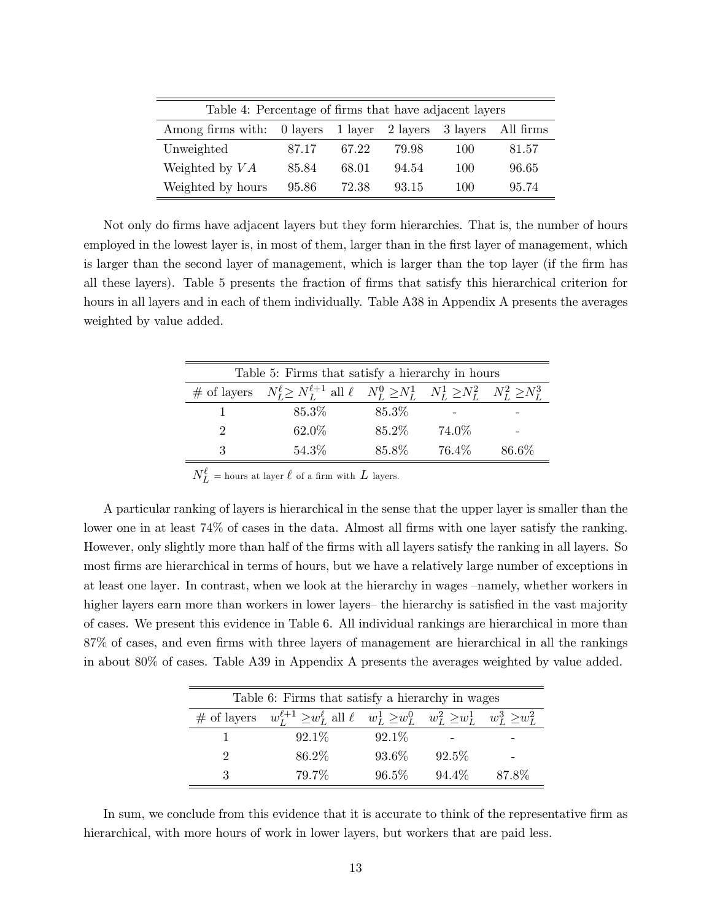Table 4: Percentage of firms that have adjacent layers

| Among firms with: | 0 layers | 1 layer | 2 layers | 3 layers | All firms |
|---|---|---|---|---|---|
| Unweighted | 87.17 | 67.22 | 79.98 | 100 | 81.57 |
| Weighted by $VA$ | 85.84 | 68.01 | 94.54 | 100 | 96.65 |
| Weighted by hours | 95.86 | 72.38 | 93.15 | 100 | 95.74 |

Not only do firms have adjacent layers but they form hierarchies. That is, the number of hours employed in the lowest layer is, in most of them, larger than in the first layer of management, which is larger than the second layer of management, which is larger than the top layer (if the firm has all these layers). Table 5 presents the fraction of firms that satisfy this hierarchical criterion for hours in all layers and in each of them individually. Table A38 in Appendix A presents the averages weighted by value added.

Table 5: Firms that satisfy a hierarchy in hours

| # of layers | $N_L^\ell \geq N_L^{\ell+1}$ all $\ell$ | $N_L^0 \geq N_L^1$ | $N_L^1 \geq N_L^2$ | $N_L^2 \geq N_L^3$ |
|---|---|---|---|---|
| 1 | 85.3% | 85.3% | - | - |
| 2 | 62.0% | 85.2% | 74.0% | - |
| 3 | 54.3% | 85.8% | 76.4% | 86.6% |

$N_L^\ell$ = hours at layer $\ell$ of a firm with $L$ layers.

A particular ranking of layers is hierarchical in the sense that the upper layer is smaller than the lower one in at least 74% of cases in the data. Almost all firms with one layer satisfy the ranking. However, only slightly more than half of the firms with all layers satisfy the ranking in all layers. So most firms are hierarchical in terms of hours, but we have a relatively large number of exceptions in at least one layer. In contrast, when we look at the hierarchy in wages –namely, whether workers in higher layers earn more than workers in lower layers– the hierarchy is satisfied in the vast majority of cases. We present this evidence in Table 6. All individual rankings are hierarchical in more than 87% of cases, and even firms with three layers of management are hierarchical in all the rankings in about 80% of cases. Table A39 in Appendix A presents the averages weighted by value added.

Table 6: Firms that satisfy a hierarchy in wages

| # of layers | $w_L^{\ell+1} \geq w_L^\ell$ all $\ell$ | $w_L^1 \geq w_L^0$ | $w_L^2 \geq w_L^1$ | $w_L^3 \geq w_L^2$ |
|---|---|---|---|---|
| 1 | 92.1% | 92.1% | - | - |
| 2 | 86.2% | 93.6% | 92.5% | - |
| 3 | 79.7% | 96.5% | 94.4% | 87.8% |

In sum, we conclude from this evidence that it is accurate to think of the representative firm as hierarchical, with more hours of work in lower layers, but workers that are paid less.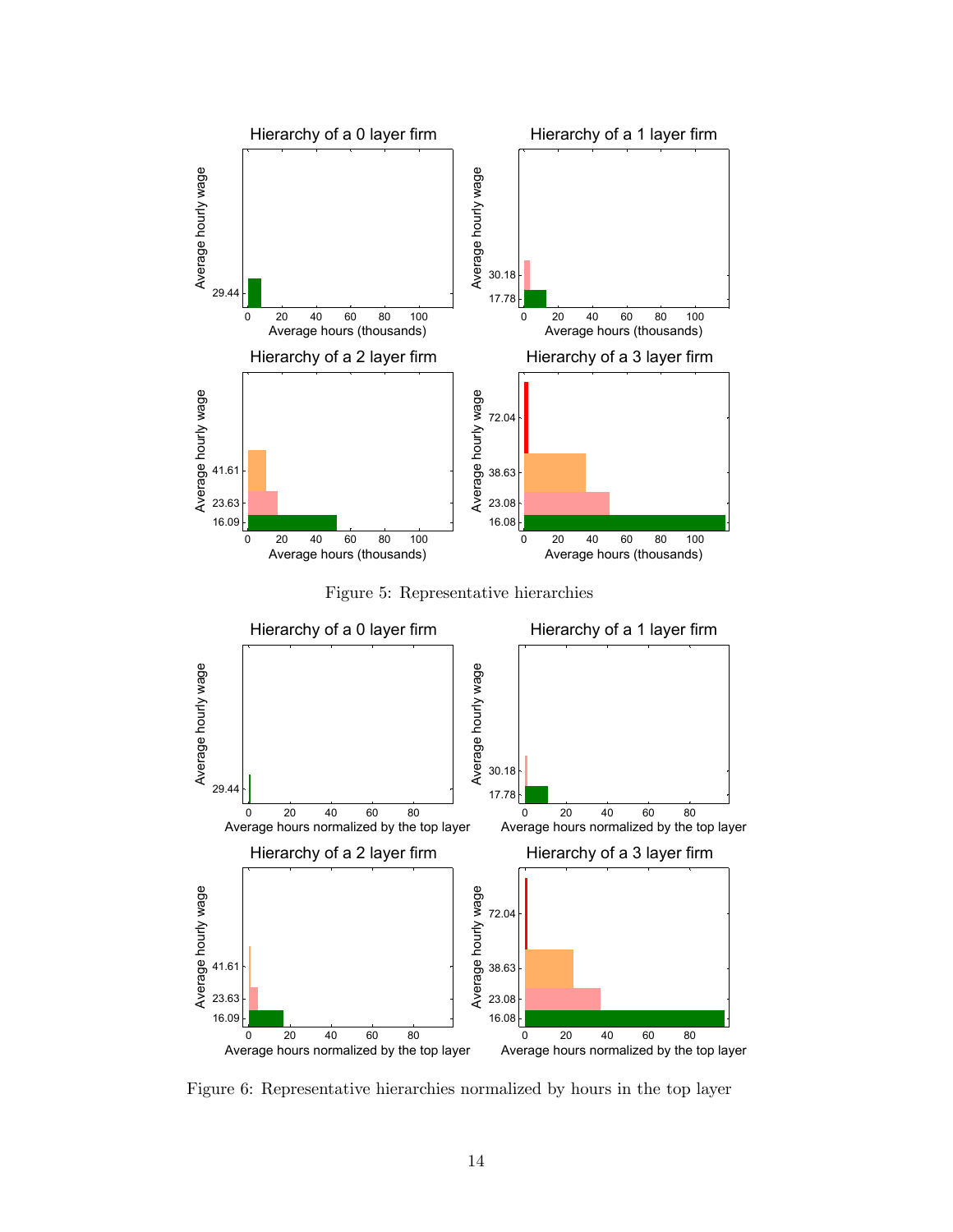Figure 5: Representative hierarchies

Figure 6: Representative hierarchies normalized by hours in the top layer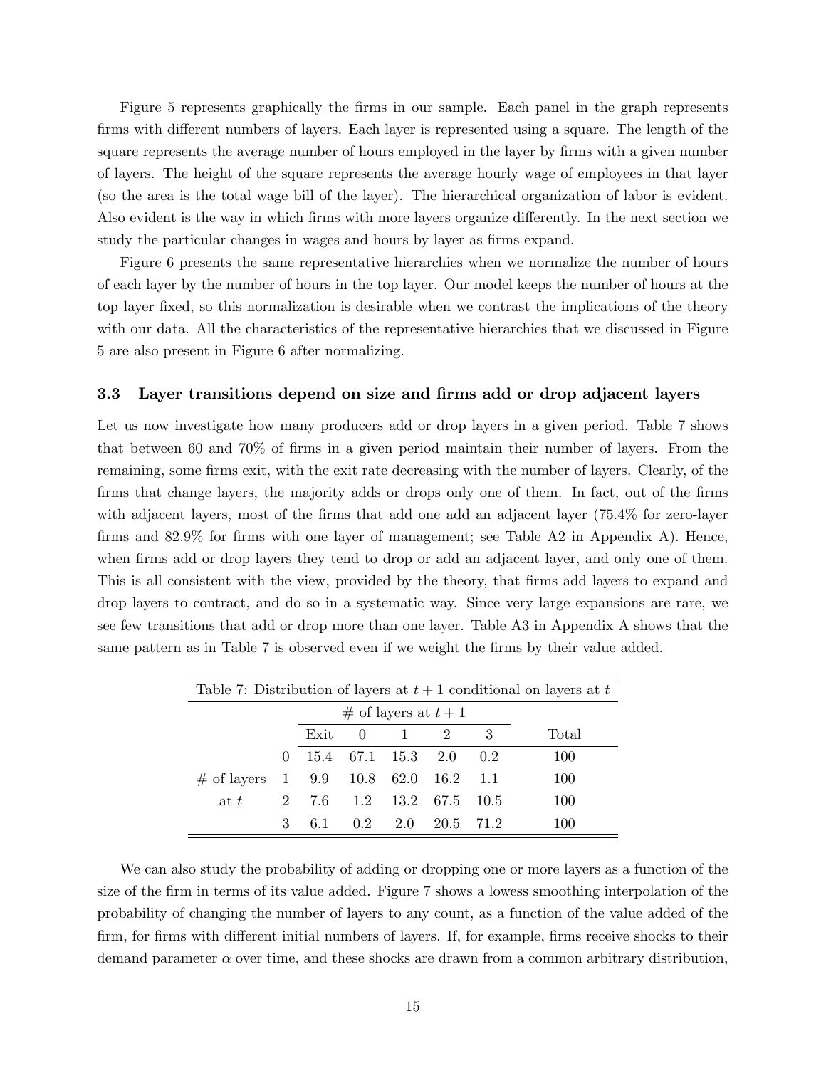Figure 5 represents graphically the firms in our sample. Each panel in the graph represents firms with different numbers of layers. Each layer is represented using a square. The length of the square represents the average number of hours employed in the layer by firms with a given number of layers. The height of the square represents the average hourly wage of employees in that layer (so the area is the total wage bill of the layer). The hierarchical organization of labor is evident. Also evident is the way in which firms with more layers organize differently. In the next section we study the particular changes in wages and hours by layer as firms expand.

Figure 6 presents the same representative hierarchies when we normalize the number of hours of each layer by the number of hours in the top layer. Our model keeps the number of hours at the top layer fixed, so this normalization is desirable when we contrast the implications of the theory with our data. All the characteristics of the representative hierarchies that we discussed in Figure 5 are also present in Figure 6 after normalizing.

### 3.3 Layer transitions depend on size and firms add or drop adjacent layers

Let us now investigate how many producers add or drop layers in a given period. Table 7 shows that between 60 and 70% of firms in a given period maintain their number of layers. From the remaining, some firms exit, with the exit rate decreasing with the number of layers. Clearly, of the firms that change layers, the majority adds or drops only one of them. In fact, out of the firms with adjacent layers, most of the firms that add one add an adjacent layer (75.4% for zero-layer firms and 82.9% for firms with one layer of management; see Table A2 in Appendix A). Hence, when firms add or drop layers they tend to drop or add an adjacent layer, and only one of them. This is all consistent with the view, provided by the theory, that firms add layers to expand and drop layers to contract, and do so in a systematic way. Since very large expansions are rare, we see few transitions that add or drop more than one layer. Table A3 in Appendix A shows that the same pattern as in Table 7 is observed even if we weight the firms by their value added.

Table 7: Distribution of layers at $t+1$ conditional on layers at $t$

| | | # of layers at $t+1$ | | | | | |
|---|---|---|---|---|---|---|---|
| | | Exit | 0 | 1 | 2 | 3 | Total |
| # of layers at $t$ | 0 | 15.4 | 67.1 | 15.3 | 2.0 | 0.2 | 100 |
| | 1 | 9.9 | 10.8 | 62.0 | 16.2 | 1.1 | 100 |
| | 2 | 7.6 | 1.2 | 13.2 | 67.5 | 10.5 | 100 |
| | 3 | 6.1 | 0.2 | 2.0 | 20.5 | 71.2 | 100 |

We can also study the probability of adding or dropping one or more layers as a function of the size of the firm in terms of its value added. Figure 7 shows a lowess smoothing interpolation of the probability of changing the number of layers to any count, as a function of the value added of the firm, for firms with different initial numbers of layers. If, for example, firms receive shocks to their demand parameter $\alpha$ over time, and these shocks are drawn from a common arbitrary distribution,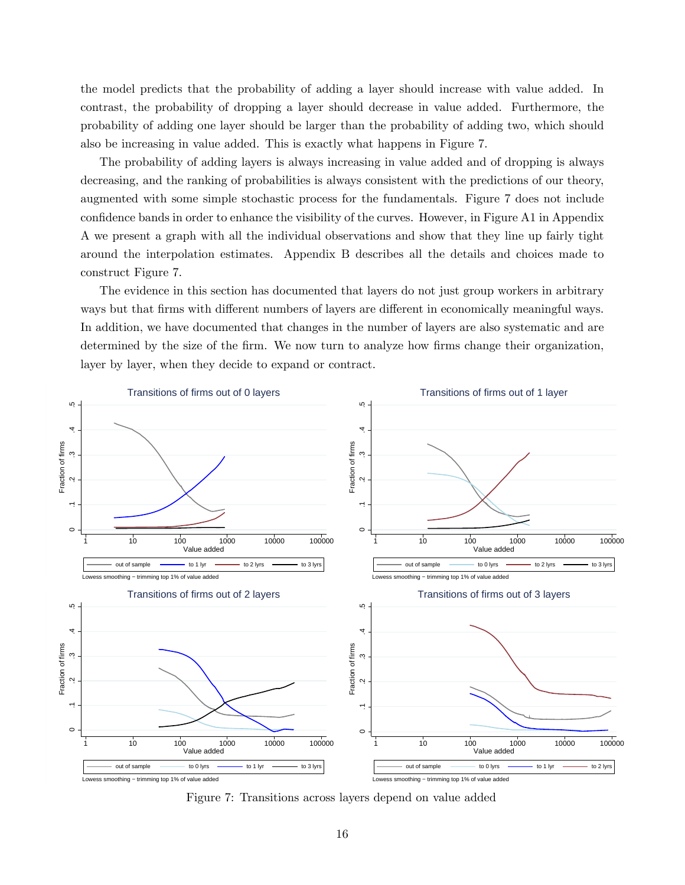the model predicts that the probability of adding a layer should increase with value added. In contrast, the probability of dropping a layer should decrease in value added. Furthermore, the probability of adding one layer should be larger than the probability of adding two, which should also be increasing in value added. This is exactly what happens in Figure 7.

The probability of adding layers is always increasing in value added and of dropping is always decreasing, and the ranking of probabilities is always consistent with the predictions of our theory, augmented with some simple stochastic process for the fundamentals. Figure 7 does not include confidence bands in order to enhance the visibility of the curves. However, in Figure A1 in Appendix A we present a graph with all the individual observations and show that they line up fairly tight around the interpolation estimates. Appendix B describes all the details and choices made to construct Figure 7.

The evidence in this section has documented that layers do not just group workers in arbitrary ways but that firms with different numbers of layers are different in economically meaningful ways. In addition, we have documented that changes in the number of layers are also systematic and are determined by the size of the firm. We now turn to analyze how firms change their organization, layer by layer, when they decide to expand or contract.

Figure 7: Transitions across layers depend on value added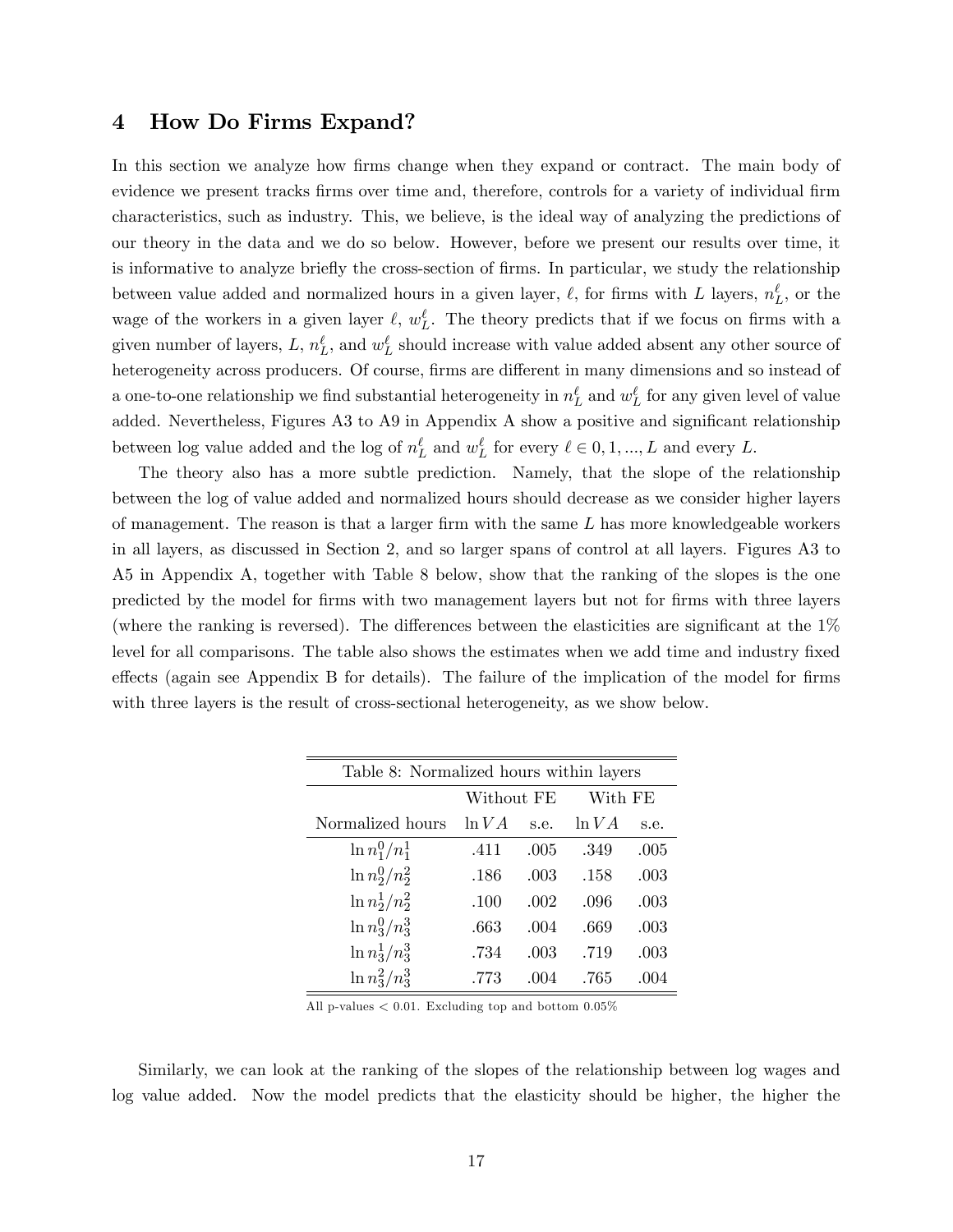## 4 How Do Firms Expand?

In this section we analyze how firms change when they expand or contract. The main body of evidence we present tracks firms over time and, therefore, controls for a variety of individual firm characteristics, such as industry. This, we believe, is the ideal way of analyzing the predictions of our theory in the data and we do so below. However, before we present our results over time, it is informative to analyze briefly the cross-section of firms. In particular, we study the relationship between value added and normalized hours in a given layer, $\ell$, for firms with $L$ layers, $n_L^\ell$, or the wage of the workers in a given layer $\ell$, $w_L^\ell$. The theory predicts that if we focus on firms with a given number of layers, $L$, $n_L^\ell$, and $w_L^\ell$ should increase with value added absent any other source of heterogeneity across producers. Of course, firms are different in many dimensions and so instead of a one-to-one relationship we find substantial heterogeneity in $n_L^\ell$ and $w_L^\ell$ for any given level of value added. Nevertheless, Figures A3 to A9 in Appendix A show a positive and significant relationship between log value added and the log of $n_L^\ell$ and $w_L^\ell$ for every $\ell \in 0, 1, ..., L$ and every $L$.

The theory also has a more subtle prediction. Namely, that the slope of the relationship between the log of value added and normalized hours should decrease as we consider higher layers of management. The reason is that a larger firm with the same $L$ has more knowledgeable workers in all layers, as discussed in Section 2, and so larger spans of control at all layers. Figures A3 to A5 in Appendix A, together with Table 8 below, show that the ranking of the slopes is the one predicted by the model for firms with two management layers but not for firms with three layers (where the ranking is reversed). The differences between the elasticities are significant at the 1% level for all comparisons. The table also shows the estimates when we add time and industry fixed effects (again see Appendix B for details). The failure of the implication of the model for firms with three layers is the result of cross-sectional heterogeneity, as we show below.

Table 8: Normalized hours within layers

| | Without FE | | With FE | |
|---|---|---|---|---|
| Normalized hours | $\ln VA$ | s.e. | $\ln VA$ | s.e. |
| $\ln n_1^0/n_1^1$ | .411 | .005 | .349 | .005 |
| $\ln n_2^0/n_2^2$ | .186 | .003 | .158 | .003 |
| $\ln n_2^1/n_2^2$ | .100 | .002 | .096 | .003 |
| $\ln n_3^0/n_3^3$ | .663 | .004 | .669 | .003 |
| $\ln n_3^1/n_3^3$ | .734 | .003 | .719 | .003 |
| $\ln n_3^2/n_3^3$ | .773 | .004 | .765 | .004 |

All p-values $< 0.01$. Excluding top and bottom 0.05%

Similarly, we can look at the ranking of the slopes of the relationship between log wages and log value added. Now the model predicts that the elasticity should be higher, the higher the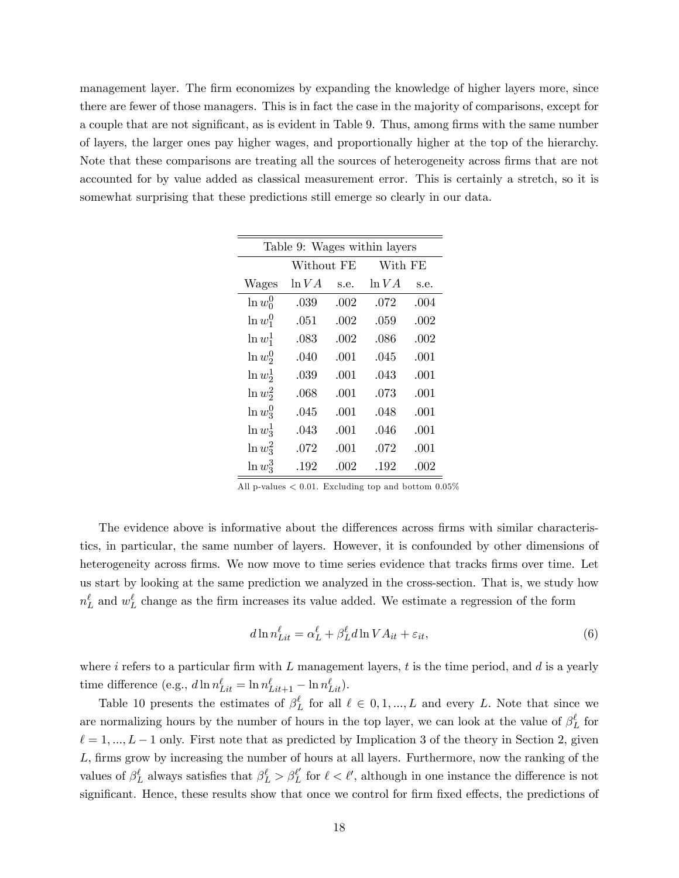management layer. The firm economizes by expanding the knowledge of higher layers more, since there are fewer of those managers. This is in fact the case in the majority of comparisons, except for a couple that are not significant, as is evident in Table 9. Thus, among firms with the same number of layers, the larger ones pay higher wages, and proportionally higher at the top of the hierarchy. Note that these comparisons are treating all the sources of heterogeneity across firms that are not accounted for by value added as classical measurement error. This is certainly a stretch, so it is somewhat surprising that these predictions still emerge so clearly in our data.

Table 9: Wages within layers

| | Without FE | | With FE | |
|---|---|---|---|---|
| Wages | $\ln VA$ | s.e. | $\ln VA$ | s.e. |
| $\ln w_0^0$ | .039 | .002 | .072 | .004 |
| $\ln w_1^0$ | .051 | .002 | .059 | .002 |
| $\ln w_1^1$ | .083 | .002 | .086 | .002 |
| $\ln w_2^0$ | .040 | .001 | .045 | .001 |
| $\ln w_2^1$ | .039 | .001 | .043 | .001 |
| $\ln w_2^2$ | .068 | .001 | .073 | .001 |
| $\ln w_3^0$ | .045 | .001 | .048 | .001 |
| $\ln w_3^1$ | .043 | .001 | .046 | .001 |
| $\ln w_3^2$ | .072 | .001 | .072 | .001 |
| $\ln w_3^3$ | .192 | .002 | .192 | .002 |

All p-values $< 0.01$. Excluding top and bottom 0.05%

The evidence above is informative about the differences across firms with similar characteristics, in particular, the same number of layers. However, it is confounded by other dimensions of heterogeneity across firms. We now move to time series evidence that tracks firms over time. Let us start by looking at the same prediction we analyzed in the cross-section. That is, we study how $n_L^\ell$ and $w_L^\ell$ change as the firm increases its value added. We estimate a regression of the form

$$d \ln n_{Lit}^\ell = \alpha_L^\ell + \beta_L^\ell d \ln VA_{it} + \varepsilon_{it}, \tag{6}$$

where $i$ refers to a particular firm with $L$ management layers, $t$ is the time period, and $d$ is a yearly time difference (e.g., $d \ln n_{Lit}^\ell = \ln n_{Lit+1}^\ell - \ln n_{Lit}^\ell$).

Table 10 presents the estimates of $\beta_L^\ell$ for all $\ell \in 0, 1, ..., L$ and every $L$. Note that since we are normalizing hours by the number of hours in the top layer, we can look at the value of $\beta_L^\ell$ for $\ell = 1, ..., L-1$ only. First note that as predicted by Implication 3 of the theory in Section 2, given $L$, firms grow by increasing the number of hours at all layers. Furthermore, now the ranking of the values of $\beta_L^\ell$ always satisfies that $\beta_L^\ell > \beta_L^{\ell'}$ for $\ell < \ell'$, although in one instance the difference is not significant. Hence, these results show that once we control for firm fixed effects, the predictions of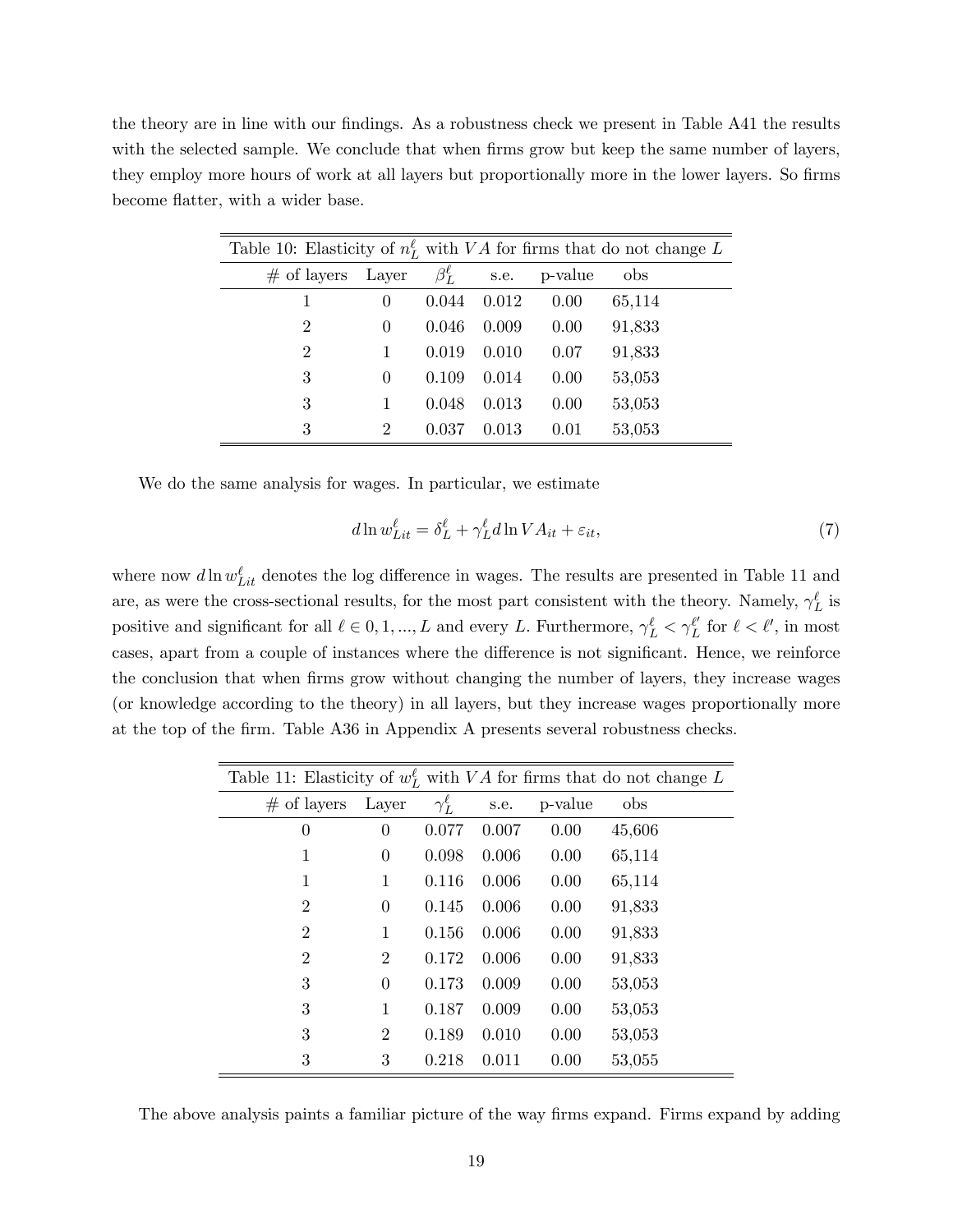the theory are in line with our findings. As a robustness check we present in Table A41 the results with the selected sample. We conclude that when firms grow but keep the same number of layers, they employ more hours of work at all layers but proportionally more in the lower layers. So firms become flatter, with a wider base.

Table 10: Elasticity of $n_L^\ell$ with $VA$ for firms that do not change $L$

| # of layers | Layer | $\beta_L^\ell$ | s.e. | p-value | obs |
|---|---|---|---|---|---|
| 1 | 0 | 0.044 | 0.012 | 0.00 | 65,114 |
| 2 | 0 | 0.046 | 0.009 | 0.00 | 91,833 |
| 2 | 1 | 0.019 | 0.010 | 0.07 | 91,833 |
| 3 | 0 | 0.109 | 0.014 | 0.00 | 53,053 |
| 3 | 1 | 0.048 | 0.013 | 0.00 | 53,053 |
| 3 | 2 | 0.037 | 0.013 | 0.01 | 53,053 |

We do the same analysis for wages. In particular, we estimate

$$d \ln w_{Lit}^\ell = \delta_L^\ell + \gamma_L^\ell d \ln VA_{it} + \varepsilon_{it}, \tag{7}$$

where now $d \ln w_{Lit}^\ell$ denotes the log difference in wages. The results are presented in Table 11 and are, as were the cross-sectional results, for the most part consistent with the theory. Namely, $\gamma_L^\ell$ is positive and significant for all $\ell \in 0, 1, ..., L$ and every $L$. Furthermore, $\gamma_L^\ell < \gamma_L^{\ell'}$ for $\ell < \ell'$, in most cases, apart from a couple of instances where the difference is not significant. Hence, we reinforce the conclusion that when firms grow without changing the number of layers, they increase wages (or knowledge according to the theory) in all layers, but they increase wages proportionally more at the top of the firm. Table A36 in Appendix A presents several robustness checks.

Table 11: Elasticity of $w_L^\ell$ with $VA$ for firms that do not change $L$

| # of layers | Layer | $\gamma_L^\ell$ | s.e. | p-value | obs |
|---|---|---|---|---|---|
| 0 | 0 | 0.077 | 0.007 | 0.00 | 45,606 |
| 1 | 0 | 0.098 | 0.006 | 0.00 | 65,114 |
| 1 | 1 | 0.116 | 0.006 | 0.00 | 65,114 |
| 2 | 0 | 0.145 | 0.006 | 0.00 | 91,833 |
| 2 | 1 | 0.156 | 0.006 | 0.00 | 91,833 |
| 2 | 2 | 0.172 | 0.006 | 0.00 | 91,833 |
| 3 | 0 | 0.173 | 0.009 | 0.00 | 53,053 |
| 3 | 1 | 0.187 | 0.009 | 0.00 | 53,053 |
| 3 | 2 | 0.189 | 0.010 | 0.00 | 53,053 |
| 3 | 3 | 0.218 | 0.011 | 0.00 | 53,055 |

The above analysis paints a familiar picture of the way firms expand. Firms expand by adding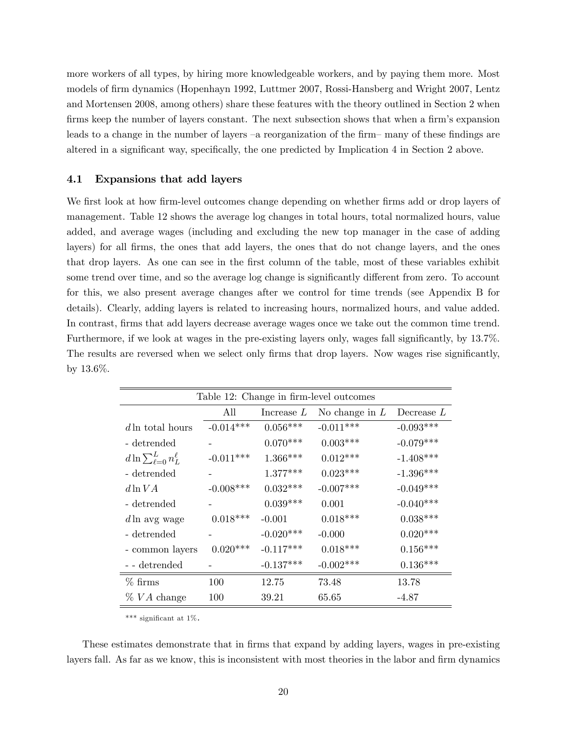more workers of all types, by hiring more knowledgeable workers, and by paying them more. Most models of firm dynamics (Hopenhayn 1992, Luttmer 2007, Rossi-Hansberg and Wright 2007, Lentz and Mortensen 2008, among others) share these features with the theory outlined in Section 2 when firms keep the number of layers constant. The next subsection shows that when a firm's expansion leads to a change in the number of layers –a reorganization of the firm– many of these findings are altered in a significant way, specifically, the one predicted by Implication 4 in Section 2 above.

### 4.1 Expansions that add layers

We first look at how firm-level outcomes change depending on whether firms add or drop layers of management. Table 12 shows the average log changes in total hours, total normalized hours, value added, and average wages (including and excluding the new top manager in the case of adding layers) for all firms, the ones that add layers, the ones that do not change layers, and the ones that drop layers. As one can see in the first column of the table, most of these variables exhibit some trend over time, and so the average log change is significantly different from zero. To account for this, we also present average changes after we control for time trends (see Appendix B for details). Clearly, adding layers is related to increasing hours, normalized hours, and value added. In contrast, firms that add layers decrease average wages once we take out the common time trend. Furthermore, if we look at wages in the pre-existing layers only, wages fall significantly, by 13.7%. The results are reversed when we select only firms that drop layers. Now wages rise significantly, by 13.6%.

Table 12: Change in firm-level outcomes

| | All | Increase $L$ | No change in $L$ | Decrease $L$ |
|---|---|---|---|---|
| $d\ln$ total hours | -0.014*** | 0.056*** | -0.011*** | -0.093*** |
| - detrended | - | 0.070*** | 0.003*** | -0.079*** |
| $d\ln\sum_{\ell=0}^{L} n_L^\ell$ | -0.011*** | 1.366*** | 0.012*** | -1.408*** |
| - detrended | - | 1.377*** | 0.023*** | -1.396*** |
| $d\ln VA$ | -0.008*** | 0.032*** | -0.007*** | -0.049*** |
| - detrended | - | 0.039*** | 0.001 | -0.040*** |
| $d\ln$ avg wage | 0.018*** | -0.001 | 0.018*** | 0.038*** |
| - detrended | - | -0.020*** | -0.000 | 0.020*** |
| - common layers | 0.020*** | -0.117*** | 0.018*** | 0.156*** |
| - - detrended | - | -0.137*** | -0.002*** | 0.136*** |
| % firms | 100 | 12.75 | 73.48 | 13.78 |
| % $VA$ change | 100 | 39.21 | 65.65 | -4.87 |

*** significant at 1%.

These estimates demonstrate that in firms that expand by adding layers, wages in pre-existing layers fall. As far as we know, this is inconsistent with most theories in the labor and firm dynamics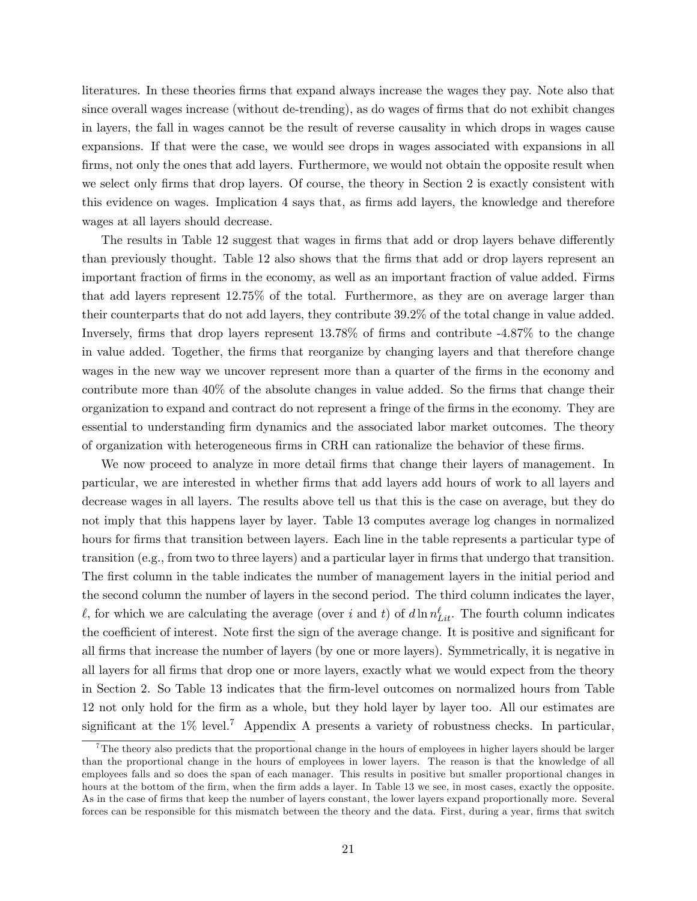literatures. In these theories firms that expand always increase the wages they pay. Note also that since overall wages increase (without de-trending), as do wages of firms that do not exhibit changes in layers, the fall in wages cannot be the result of reverse causality in which drops in wages cause expansions. If that were the case, we would see drops in wages associated with expansions in all firms, not only the ones that add layers. Furthermore, we would not obtain the opposite result when we select only firms that drop layers. Of course, the theory in Section 2 is exactly consistent with this evidence on wages. Implication 4 says that, as firms add layers, the knowledge and therefore wages at all layers should decrease.

The results in Table 12 suggest that wages in firms that add or drop layers behave differently than previously thought. Table 12 also shows that the firms that add or drop layers represent an important fraction of firms in the economy, as well as an important fraction of value added. Firms that add layers represent 12.75% of the total. Furthermore, as they are on average larger than their counterparts that do not add layers, they contribute 39.2% of the total change in value added. Inversely, firms that drop layers represent 13.78% of firms and contribute -4.87% to the change in value added. Together, the firms that reorganize by changing layers and that therefore change wages in the new way we uncover represent more than a quarter of the firms in the economy and contribute more than 40% of the absolute changes in value added. So the firms that change their organization to expand and contract do not represent a fringe of the firms in the economy. They are essential to understanding firm dynamics and the associated labor market outcomes. The theory of organization with heterogeneous firms in CRH can rationalize the behavior of these firms.

We now proceed to analyze in more detail firms that change their layers of management. In particular, we are interested in whether firms that add layers add hours of work to all layers and decrease wages in all layers. The results above tell us that this is the case on average, but they do not imply that this happens layer by layer. Table 13 computes average log changes in normalized hours for firms that transition between layers. Each line in the table represents a particular type of transition (e.g., from two to three layers) and a particular layer in firms that undergo that transition. The first column in the table indicates the number of management layers in the initial period and the second column the number of layers in the second period. The third column indicates the layer, $\ell$, for which we are calculating the average (over $i$ and $t$) of $d \ln n^{\ell}_{Lit}$. The fourth column indicates the coefficient of interest. Note first the sign of the average change. It is positive and significant for all firms that increase the number of layers (by one or more layers). Symmetrically, it is negative in all layers for all firms that drop one or more layers, exactly what we would expect from the theory in Section 2. So Table 13 indicates that the firm-level outcomes on normalized hours from Table 12 not only hold for the firm as a whole, but they hold layer by layer too. All our estimates are significant at the 1% level.[7] Appendix A presents a variety of robustness checks. In particular,

[7] The theory also predicts that the proportional change in the hours of employees in higher layers should be larger than the proportional change in the hours of employees in lower layers. The reason is that the knowledge of all employees falls and so does the span of each manager. This results in positive but smaller proportional changes in hours at the bottom of the firm, when the firm adds a layer. In Table 13 we see, in most cases, exactly the opposite. As in the case of firms that keep the number of layers constant, the lower layers expand proportionally more. Several forces can be responsible for this mismatch between the theory and the data. First, during a year, firms that switch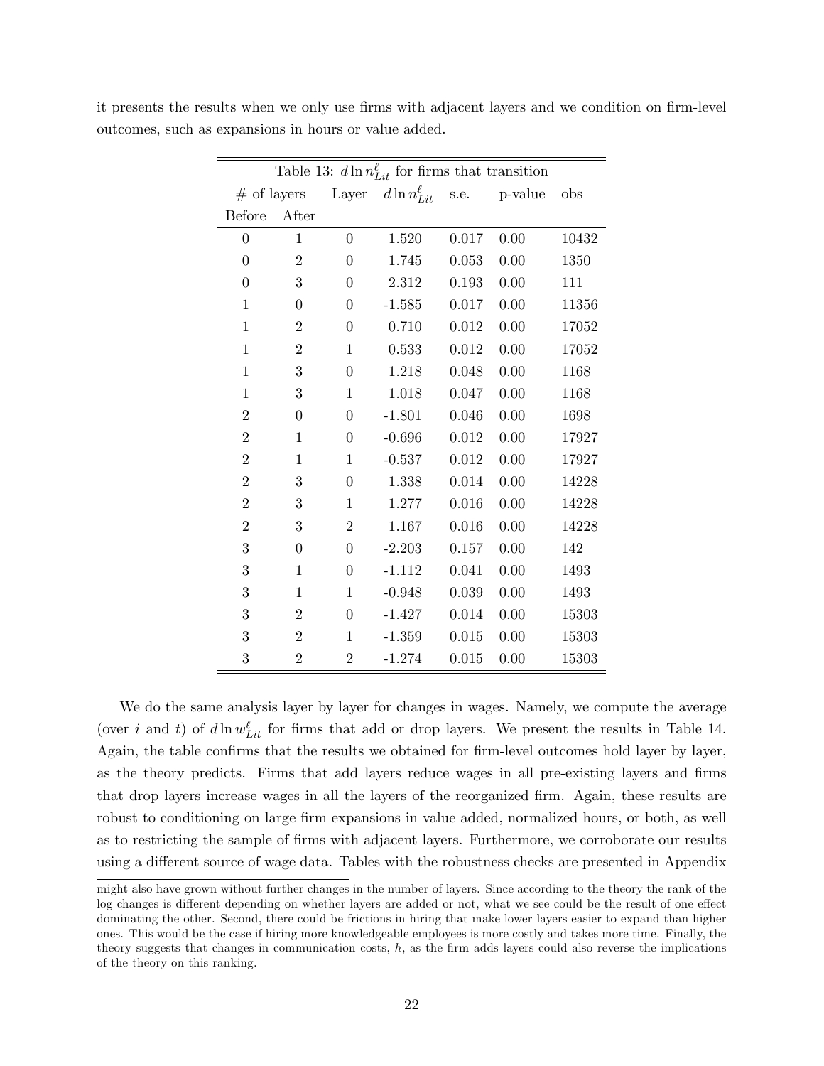it presents the results when we only use firms with adjacent layers and we condition on firm-level outcomes, such as expansions in hours or value added.

Table 13: $d \ln n^{\ell}_{Lit}$ for firms that transition

| # of layers | | Layer | $d \ln n^{\ell}_{Lit}$ | s.e. | p-value | obs |
|---|---|---|---|---|---|---|
| Before | After | | | | | |
| 0 | 1 | 0 | 1.520 | 0.017 | 0.00 | 10432 |
| 0 | 2 | 0 | 1.745 | 0.053 | 0.00 | 1350 |
| 0 | 3 | 0 | 2.312 | 0.193 | 0.00 | 111 |
| 1 | 0 | 0 | -1.585 | 0.017 | 0.00 | 11356 |
| 1 | 2 | 0 | 0.710 | 0.012 | 0.00 | 17052 |
| 1 | 2 | 1 | 0.533 | 0.012 | 0.00 | 17052 |
| 1 | 3 | 0 | 1.218 | 0.048 | 0.00 | 1168 |
| 1 | 3 | 1 | 1.018 | 0.047 | 0.00 | 1168 |
| 2 | 0 | 0 | -1.801 | 0.046 | 0.00 | 1698 |
| 2 | 1 | 0 | -0.696 | 0.012 | 0.00 | 17927 |
| 2 | 1 | 1 | -0.537 | 0.012 | 0.00 | 17927 |
| 2 | 3 | 0 | 1.338 | 0.014 | 0.00 | 14228 |
| 2 | 3 | 1 | 1.277 | 0.016 | 0.00 | 14228 |
| 2 | 3 | 2 | 1.167 | 0.016 | 0.00 | 14228 |
| 3 | 0 | 0 | -2.203 | 0.157 | 0.00 | 142 |
| 3 | 1 | 0 | -1.112 | 0.041 | 0.00 | 1493 |
| 3 | 1 | 1 | -0.948 | 0.039 | 0.00 | 1493 |
| 3 | 2 | 0 | -1.427 | 0.014 | 0.00 | 15303 |
| 3 | 2 | 1 | -1.359 | 0.015 | 0.00 | 15303 |
| 3 | 2 | 2 | -1.274 | 0.015 | 0.00 | 15303 |

We do the same analysis layer by layer for changes in wages. Namely, we compute the average (over $i$ and $t$) of $d \ln w^{\ell}_{Lit}$ for firms that add or drop layers. We present the results in Table 14. Again, the table confirms that the results we obtained for firm-level outcomes hold layer by layer, as the theory predicts. Firms that add layers reduce wages in all pre-existing layers and firms that drop layers increase wages in all the layers of the reorganized firm. Again, these results are robust to conditioning on large firm expansions in value added, normalized hours, or both, as well as to restricting the sample of firms with adjacent layers. Furthermore, we corroborate our results using a different source of wage data. Tables with the robustness checks are presented in Appendix

might also have grown without further changes in the number of layers. Since according to the theory the rank of the log changes is different depending on whether layers are added or not, what we see could be the result of one effect dominating the other. Second, there could be frictions in hiring that make lower layers easier to expand than higher ones. This would be the case if hiring more knowledgeable employees is more costly and takes more time. Finally, the theory suggests that changes in communication costs, $h$, as the firm adds layers could also reverse the implications of the theory on this ranking.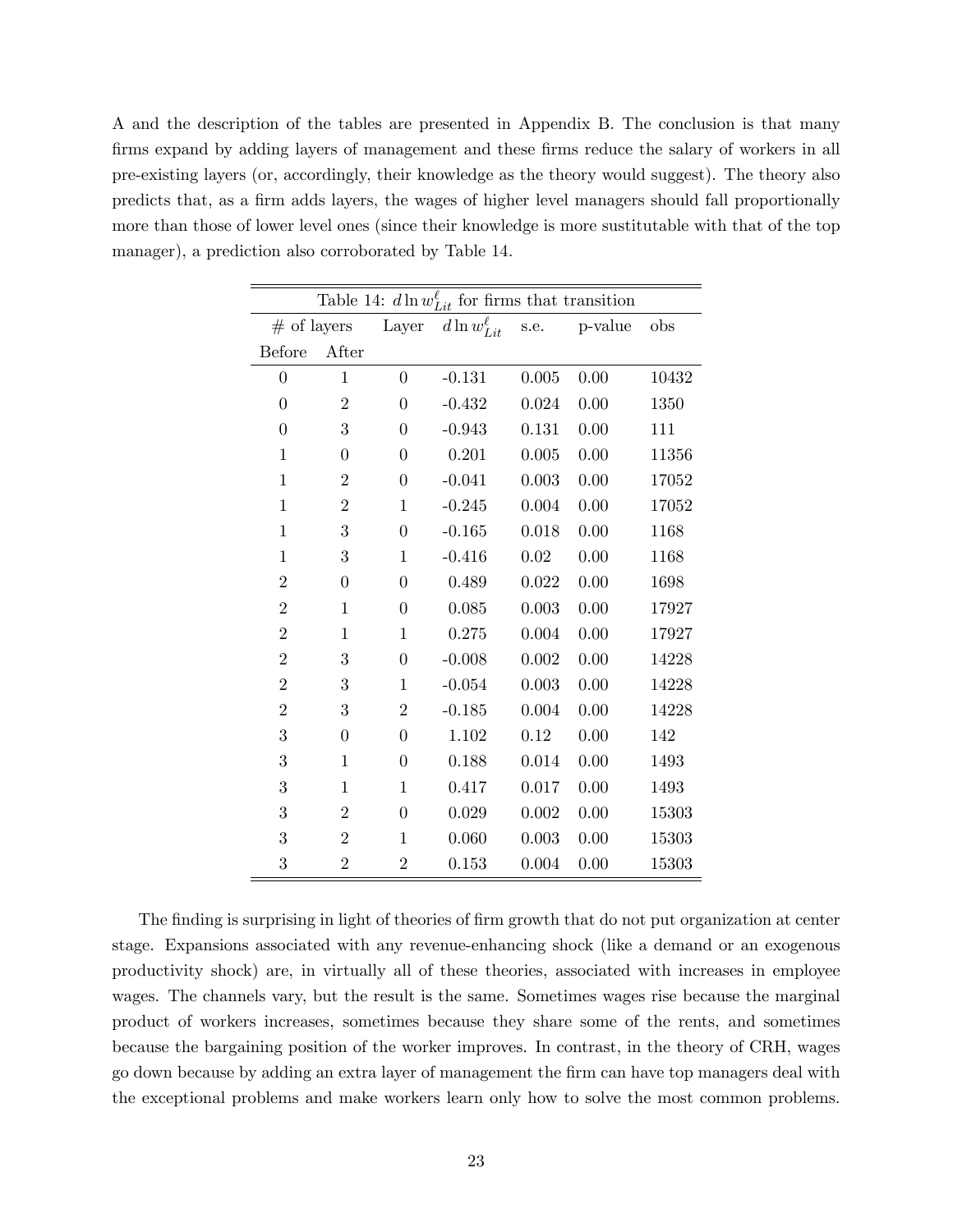A and the description of the tables are presented in Appendix B. The conclusion is that many firms expand by adding layers of management and these firms reduce the salary of workers in all pre-existing layers (or, accordingly, their knowledge as the theory would suggest). The theory also predicts that, as a firm adds layers, the wages of higher level managers should fall proportionally more than those of lower level ones (since their knowledge is more sustitutable with that of the top manager), a prediction also corroborated by Table 14.

Table 14: $d \ln w^{\ell}_{Lit}$ for firms that transition

| # of layers | | Layer | $d \ln w^{\ell}_{Lit}$ | s.e. | p-value | obs |
|---|---|---|---|---|---|---|
| Before | After | | | | | |
| 0 | 1 | 0 | -0.131 | 0.005 | 0.00 | 10432 |
| 0 | 2 | 0 | -0.432 | 0.024 | 0.00 | 1350 |
| 0 | 3 | 0 | -0.943 | 0.131 | 0.00 | 111 |
| 1 | 0 | 0 | 0.201 | 0.005 | 0.00 | 11356 |
| 1 | 2 | 0 | -0.041 | 0.003 | 0.00 | 17052 |
| 1 | 2 | 1 | -0.245 | 0.004 | 0.00 | 17052 |
| 1 | 3 | 0 | -0.165 | 0.018 | 0.00 | 1168 |
| 1 | 3 | 1 | -0.416 | 0.02 | 0.00 | 1168 |
| 2 | 0 | 0 | 0.489 | 0.022 | 0.00 | 1698 |
| 2 | 1 | 0 | 0.085 | 0.003 | 0.00 | 17927 |
| 2 | 1 | 1 | 0.275 | 0.004 | 0.00 | 17927 |
| 2 | 3 | 0 | -0.008 | 0.002 | 0.00 | 14228 |
| 2 | 3 | 1 | -0.054 | 0.003 | 0.00 | 14228 |
| 2 | 3 | 2 | -0.185 | 0.004 | 0.00 | 14228 |
| 3 | 0 | 0 | 1.102 | 0.12 | 0.00 | 142 |
| 3 | 1 | 0 | 0.188 | 0.014 | 0.00 | 1493 |
| 3 | 1 | 1 | 0.417 | 0.017 | 0.00 | 1493 |
| 3 | 2 | 0 | 0.029 | 0.002 | 0.00 | 15303 |
| 3 | 2 | 1 | 0.060 | 0.003 | 0.00 | 15303 |
| 3 | 2 | 2 | 0.153 | 0.004 | 0.00 | 15303 |

The finding is surprising in light of theories of firm growth that do not put organization at center stage. Expansions associated with any revenue-enhancing shock (like a demand or an exogenous productivity shock) are, in virtually all of these theories, associated with increases in employee wages. The channels vary, but the result is the same. Sometimes wages rise because the marginal product of workers increases, sometimes because they share some of the rents, and sometimes because the bargaining position of the worker improves. In contrast, in the theory of CRH, wages go down because by adding an extra layer of management the firm can have top managers deal with the exceptional problems and make workers learn only how to solve the most common problems.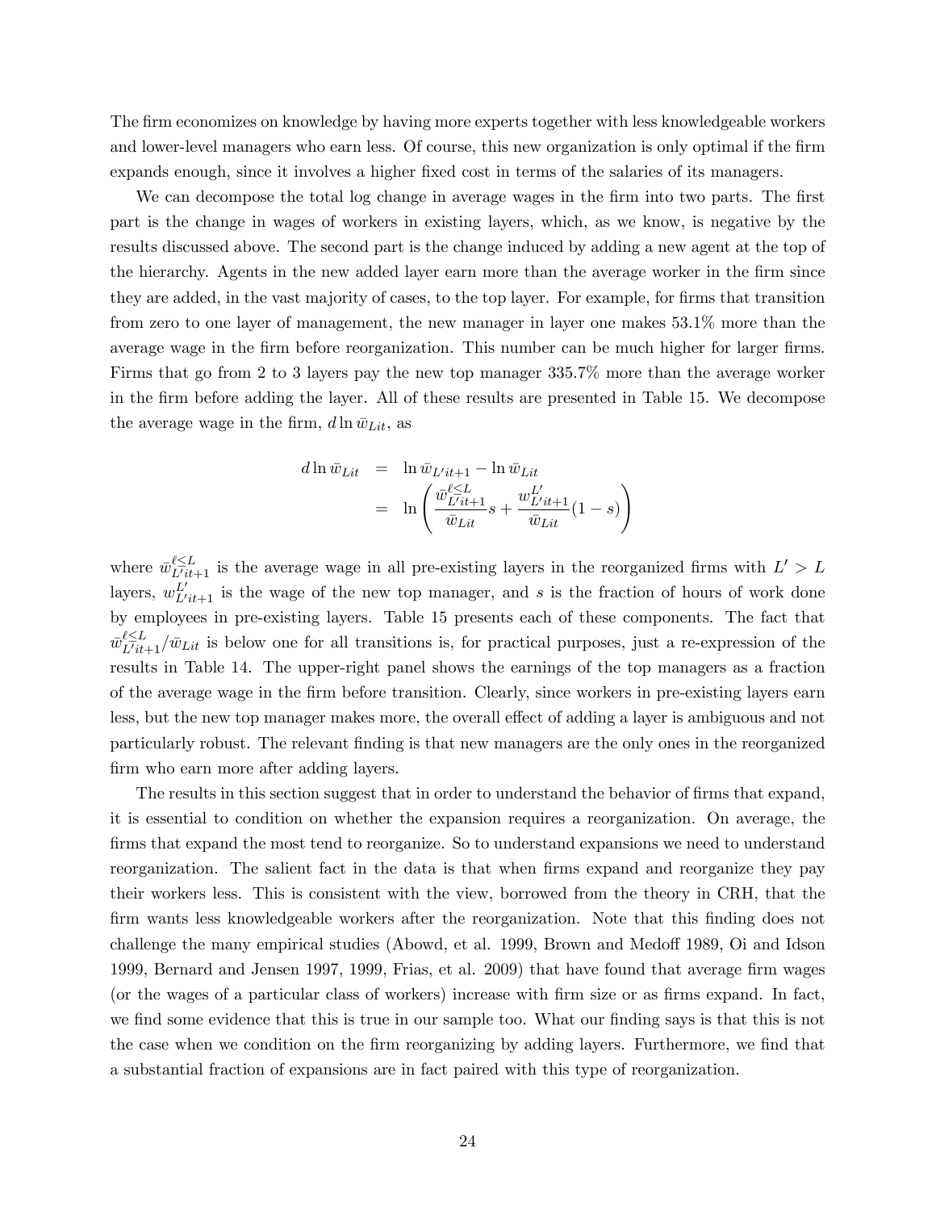The firm economizes on knowledge by having more experts together with less knowledgeable workers and lower-level managers who earn less. Of course, this new organization is only optimal if the firm expands enough, since it involves a higher fixed cost in terms of the salaries of its managers.

We can decompose the total log change in average wages in the firm into two parts. The first part is the change in wages of workers in existing layers, which, as we know, is negative by the results discussed above. The second part is the change induced by adding a new agent at the top of the hierarchy. Agents in the new added layer earn more than the average worker in the firm since they are added, in the vast majority of cases, to the top layer. For example, for firms that transition from zero to one layer of management, the new manager in layer one makes 53.1% more than the average wage in the firm before reorganization. This number can be much higher for larger firms. Firms that go from 2 to 3 layers pay the new top manager 335.7% more than the average worker in the firm before adding the layer. All of these results are presented in Table 15. We decompose the average wage in the firm, $d \ln \bar{w}_{Lit}$, as

$$
\begin{aligned}
d \ln \bar{w}_{Lit} &= \ln \bar{w}_{L'it+1} - \ln \bar{w}_{Lit} \\
&= \ln \left( \frac{\bar{w}^{\ell \leq L}_{L'it+1}}{\bar{w}_{Lit}} s + \frac{w^{L'}_{L'it+1}}{\bar{w}_{Lit}} (1-s) \right)
\end{aligned}
$$

where $\bar{w}^{\ell \leq L}_{L'it+1}$ is the average wage in all pre-existing layers in the reorganized firms with $L' > L$ layers, $w^{L'}_{L'it+1}$ is the wage of the new top manager, and $s$ is the fraction of hours of work done by employees in pre-existing layers. Table 15 presents each of these components. The fact that $\bar{w}^{\ell \leq L}_{L'it+1}/\bar{w}_{Lit}$ is below one for all transitions is, for practical purposes, just a re-expression of the results in Table 14. The upper-right panel shows the earnings of the top managers as a fraction of the average wage in the firm before transition. Clearly, since workers in pre-existing layers earn less, but the new top manager makes more, the overall effect of adding a layer is ambiguous and not particularly robust. The relevant finding is that new managers are the only ones in the reorganized firm who earn more after adding layers.

The results in this section suggest that in order to understand the behavior of firms that expand, it is essential to condition on whether the expansion requires a reorganization. On average, the firms that expand the most tend to reorganize. So to understand expansions we need to understand reorganization. The salient fact in the data is that when firms expand and reorganize they pay their workers less. This is consistent with the view, borrowed from the theory in CRH, that the firm wants less knowledgeable workers after the reorganization. Note that this finding does not challenge the many empirical studies (Abowd, et al. 1999, Brown and Medoff 1989, Oi and Idson 1999, Bernard and Jensen 1997, 1999, Frias, et al. 2009) that have found that average firm wages (or the wages of a particular class of workers) increase with firm size or as firms expand. In fact, we find some evidence that this is true in our sample too. What our finding says is that this is not the case when we condition on the firm reorganizing by adding layers. Furthermore, we find that a substantial fraction of expansions are in fact paired with this type of reorganization.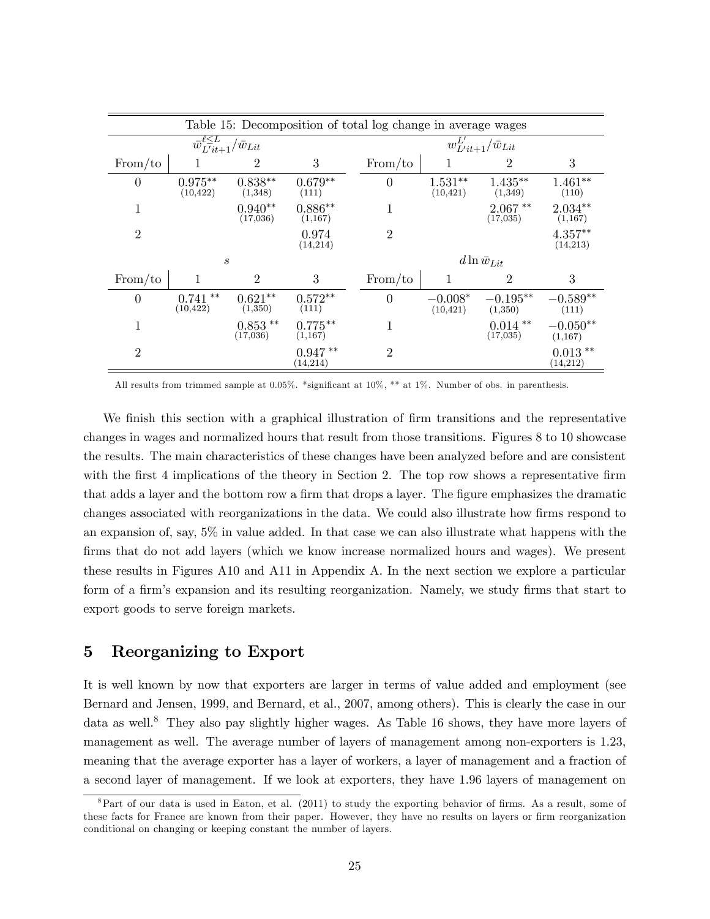Table 15: Decomposition of total log change in average wages

| $\bar{w}^{\ell \leq L}_{L'it+1}/\bar{w}_{Lit}$ | | | | | $w^{L'}_{L'it+1}/\bar{w}_{Lit}$ | | |
|---|---|---|---|---|---|---|---|
| From/to | 1 | 2 | 3 | From/to | 1 | 2 | 3 |
| 0 | 0.975** (10,422) | 0.838** (1,348) | 0.679** (111) | 0 | 1.531** (10,421) | 1.435** (1,349) | 1.461** (110) |
| 1 | | 0.940** (17,036) | 0.886** (1,167) | 1 | | 2.067 ** (17,035) | 2.034** (1,167) |
| 2 | | | 0.974 (14,214) | 2 | | | 4.357** (14,213) |
| $s$ | | | | | $d \ln \bar{w}_{Lit}$ | | |
| From/to | 1 | 2 | 3 | From/to | 1 | 2 | 3 |
| 0 | 0.741 ** (10,422) | 0.621** (1,350) | 0.572** (111) | 0 | −0.008* (10,421) | −0.195** (1,350) | −0.589** (111) |
| 1 | | 0.853 ** (17,036) | 0.775** (1,167) | 1 | | 0.014 ** (17,035) | −0.050** (1,167) |
| 2 | | | 0.947 ** (14,214) | 2 | | | 0.013 ** (14,212) |

All results from trimmed sample at 0.05%. *significant at 10%, ** at 1%. Number of obs. in parenthesis.

We finish this section with a graphical illustration of firm transitions and the representative changes in wages and normalized hours that result from those transitions. Figures 8 to 10 showcase the results. The main characteristics of these changes have been analyzed before and are consistent with the first 4 implications of the theory in Section 2. The top row shows a representative firm that adds a layer and the bottom row a firm that drops a layer. The figure emphasizes the dramatic changes associated with reorganizations in the data. We could also illustrate how firms respond to an expansion of, say, 5% in value added. In that case we can also illustrate what happens with the firms that do not add layers (which we know increase normalized hours and wages). We present these results in Figures A10 and A11 in Appendix A. In the next section we explore a particular form of a firm's expansion and its resulting reorganization. Namely, we study firms that start to export goods to serve foreign markets.

## 5 Reorganizing to Export

It is well known by now that exporters are larger in terms of value added and employment (see Bernard and Jensen, 1999, and Bernard, et al., 2007, among others). This is clearly the case in our data as well.[8] They also pay slightly higher wages. As Table 16 shows, they have more layers of management as well. The average number of layers of management among non-exporters is 1.23, meaning that the average exporter has a layer of workers, a layer of management and a fraction of a second layer of management. If we look at exporters, they have 1.96 layers of management on

[8] Part of our data is used in Eaton, et al. (2011) to study the exporting behavior of firms. As a result, some of these facts for France are known from their paper. However, they have no results on layers or firm reorganization conditional on changing or keeping constant the number of layers.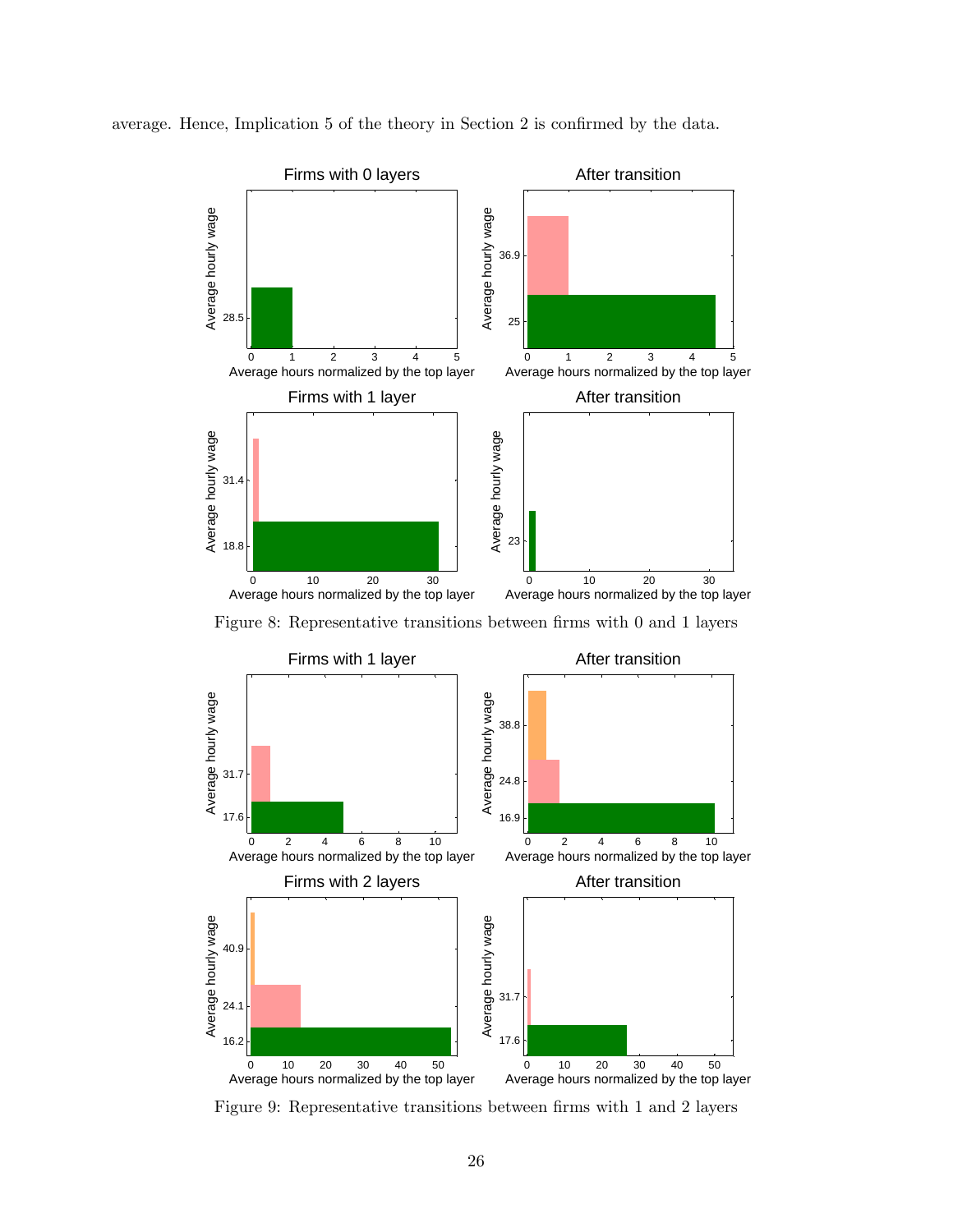average. Hence, Implication 5 of the theory in Section 2 is confirmed by the data.

Figure 8: Representative transitions between firms with 0 and 1 layers

Figure 9: Representative transitions between firms with 1 and 2 layers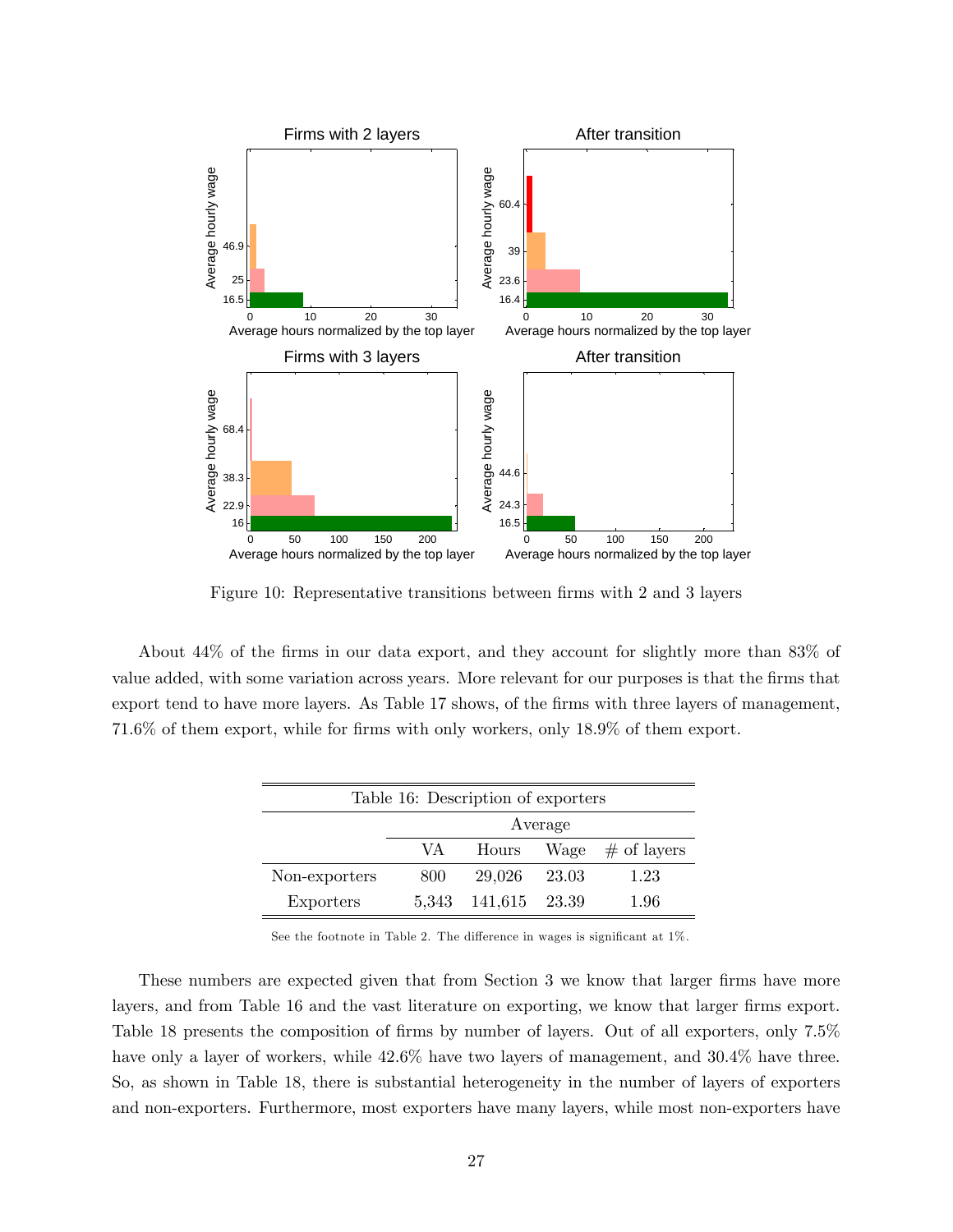Figure 10: Representative transitions between firms with 2 and 3 layers

About 44% of the firms in our data export, and they account for slightly more than 83% of value added, with some variation across years. More relevant for our purposes is that the firms that export tend to have more layers. As Table 17 shows, of the firms with three layers of management, 71.6% of them export, while for firms with only workers, only 18.9% of them export.

Table 16: Description of exporters

| | Average | | | |
|---|---|---|---|---|
| | VA | Hours | Wage | # of layers |
| Non-exporters | 800 | 29,026 | 23.03 | 1.23 |
| Exporters | 5,343 | 141,615 | 23.39 | 1.96 |

See the footnote in Table 2. The difference in wages is significant at 1%.

These numbers are expected given that from Section 3 we know that larger firms have more layers, and from Table 16 and the vast literature on exporting, we know that larger firms export. Table 18 presents the composition of firms by number of layers. Out of all exporters, only 7.5% have only a layer of workers, while 42.6% have two layers of management, and 30.4% have three. So, as shown in Table 18, there is substantial heterogeneity in the number of layers of exporters and non-exporters. Furthermore, most exporters have many layers, while most non-exporters have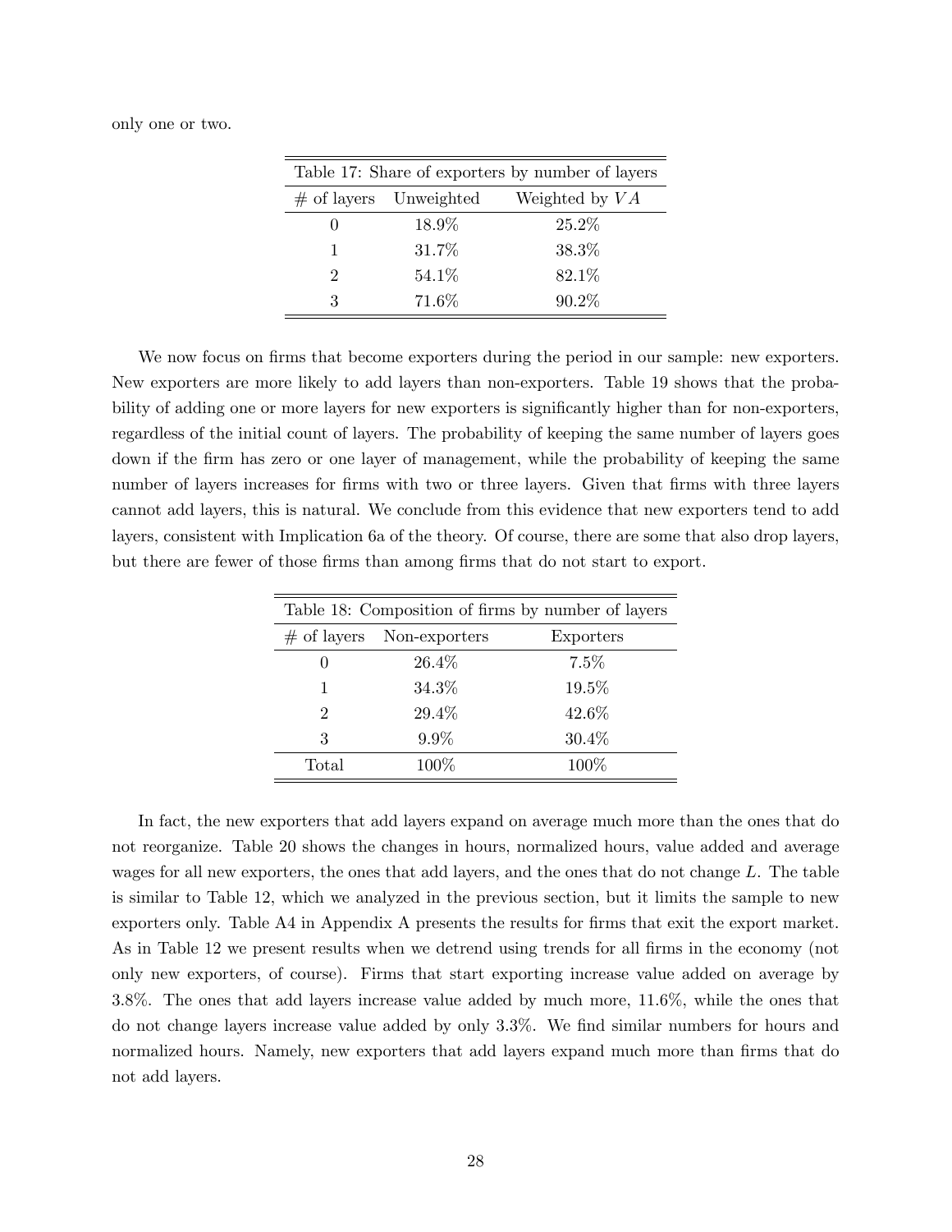only one or two.

| Table 17: Share of exporters by number of layers | | |
|---|---|---|
| # of layers | Unweighted | Weighted by $VA$ |
| 0 | 18.9% | 25.2% |
| 1 | 31.7% | 38.3% |
| 2 | 54.1% | 82.1% |
| 3 | 71.6% | 90.2% |

We now focus on firms that become exporters during the period in our sample: new exporters. New exporters are more likely to add layers than non-exporters. Table 19 shows that the probability of adding one or more layers for new exporters is significantly higher than for non-exporters, regardless of the initial count of layers. The probability of keeping the same number of layers goes down if the firm has zero or one layer of management, while the probability of keeping the same number of layers increases for firms with two or three layers. Given that firms with three layers cannot add layers, this is natural. We conclude from this evidence that new exporters tend to add layers, consistent with Implication 6a of the theory. Of course, there are some that also drop layers, but there are fewer of those firms than among firms that do not start to export.

| Table 18: Composition of firms by number of layers | | |
|---|---|---|
| # of layers | Non-exporters | Exporters |
| 0 | 26.4% | 7.5% |
| 1 | 34.3% | 19.5% |
| 2 | 29.4% | 42.6% |
| 3 | 9.9% | 30.4% |
| Total | 100% | 100% |

In fact, the new exporters that add layers expand on average much more than the ones that do not reorganize. Table 20 shows the changes in hours, normalized hours, value added and average wages for all new exporters, the ones that add layers, and the ones that do not change $L$. The table is similar to Table 12, which we analyzed in the previous section, but it limits the sample to new exporters only. Table A4 in Appendix A presents the results for firms that exit the export market. As in Table 12 we present results when we detrend using trends for all firms in the economy (not only new exporters, of course). Firms that start exporting increase value added on average by 3.8%. The ones that add layers increase value added by much more, 11.6%, while the ones that do not change layers increase value added by only 3.3%. We find similar numbers for hours and normalized hours. Namely, new exporters that add layers expand much more than firms that do not add layers.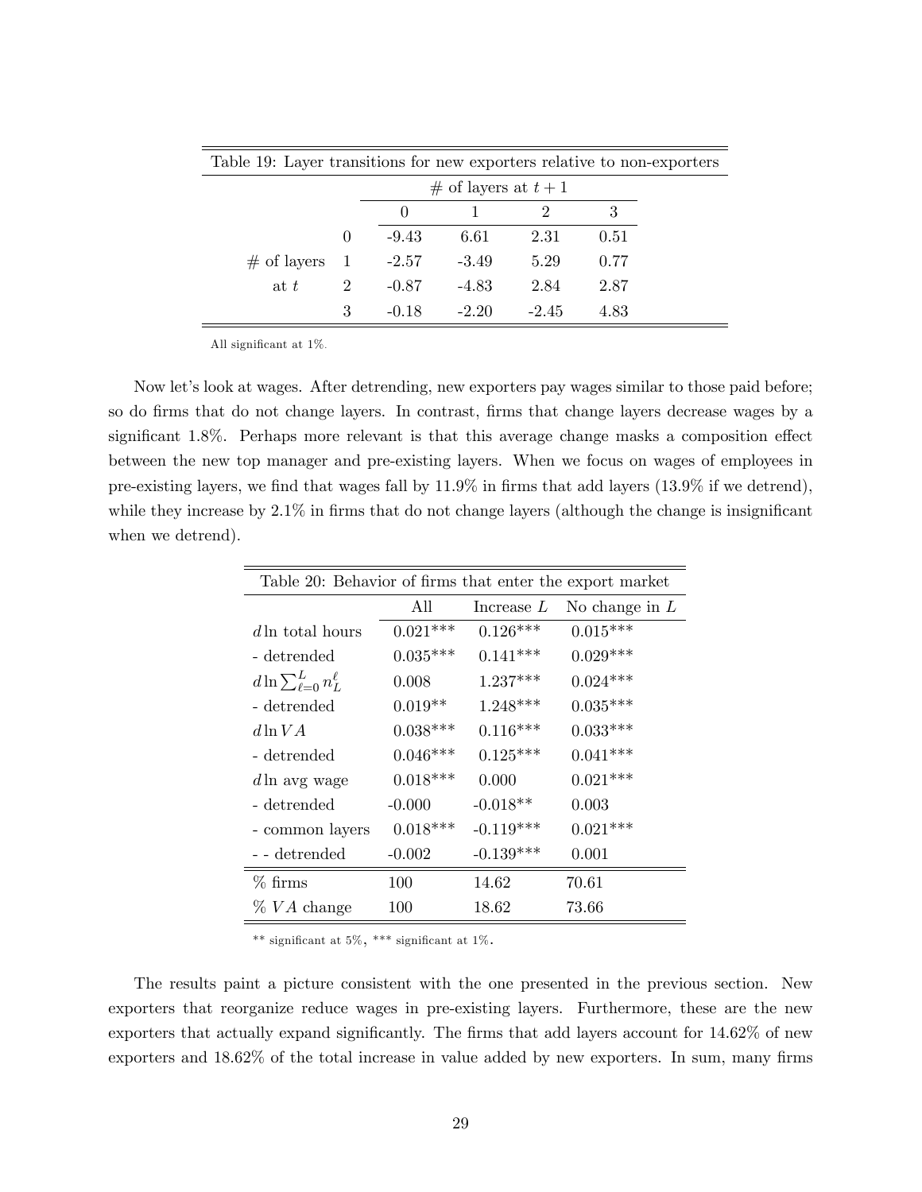Table 19: Layer transitions for new exporters relative to non-exporters

| | | # of layers at $t+1$ | | | |
|---|---|---|---|---|---|
| | | 0 | 1 | 2 | 3 |
| # of layers at $t$ | 0 | -9.43 | 6.61 | 2.31 | 0.51 |
| | 1 | -2.57 | -3.49 | 5.29 | 0.77 |
| | 2 | -0.87 | -4.83 | 2.84 | 2.87 |
| | 3 | -0.18 | -2.20 | -2.45 | 4.83 |

All significant at 1%.

Now let's look at wages. After detrending, new exporters pay wages similar to those paid before; so do firms that do not change layers. In contrast, firms that change layers decrease wages by a significant 1.8%. Perhaps more relevant is that this average change masks a composition effect between the new top manager and pre-existing layers. When we focus on wages of employees in pre-existing layers, we find that wages fall by 11.9% in firms that add layers (13.9% if we detrend), while they increase by 2.1% in firms that do not change layers (although the change is insignificant when we detrend).

Table 20: Behavior of firms that enter the export market

| | All | Increase $L$ | No change in $L$ |
|---|---|---|---|
| $d\ln$ total hours | 0.021*** | 0.126*** | 0.015*** |
| - detrended | 0.035*** | 0.141*** | 0.029*** |
| $d\ln\sum_{\ell=0}^{L} n_L^{\ell}$ | 0.008 | 1.237*** | 0.024*** |
| - detrended | 0.019** | 1.248*** | 0.035*** |
| $d\ln VA$ | 0.038*** | 0.116*** | 0.033*** |
| - detrended | 0.046*** | 0.125*** | 0.041*** |
| $d\ln$ avg wage | 0.018*** | 0.000 | 0.021*** |
| - detrended | -0.000 | -0.018** | 0.003 |
| - common layers | 0.018*** | -0.119*** | 0.021*** |
| - - detrended | -0.002 | -0.139*** | 0.001 |
| % firms | 100 | 14.62 | 70.61 |
| % $VA$ change | 100 | 18.62 | 73.66 |

** significant at 5%, *** significant at 1%.

The results paint a picture consistent with the one presented in the previous section. New exporters that reorganize reduce wages in pre-existing layers. Furthermore, these are the new exporters that actually expand significantly. The firms that add layers account for 14.62% of new exporters and 18.62% of the total increase in value added by new exporters. In sum, many firms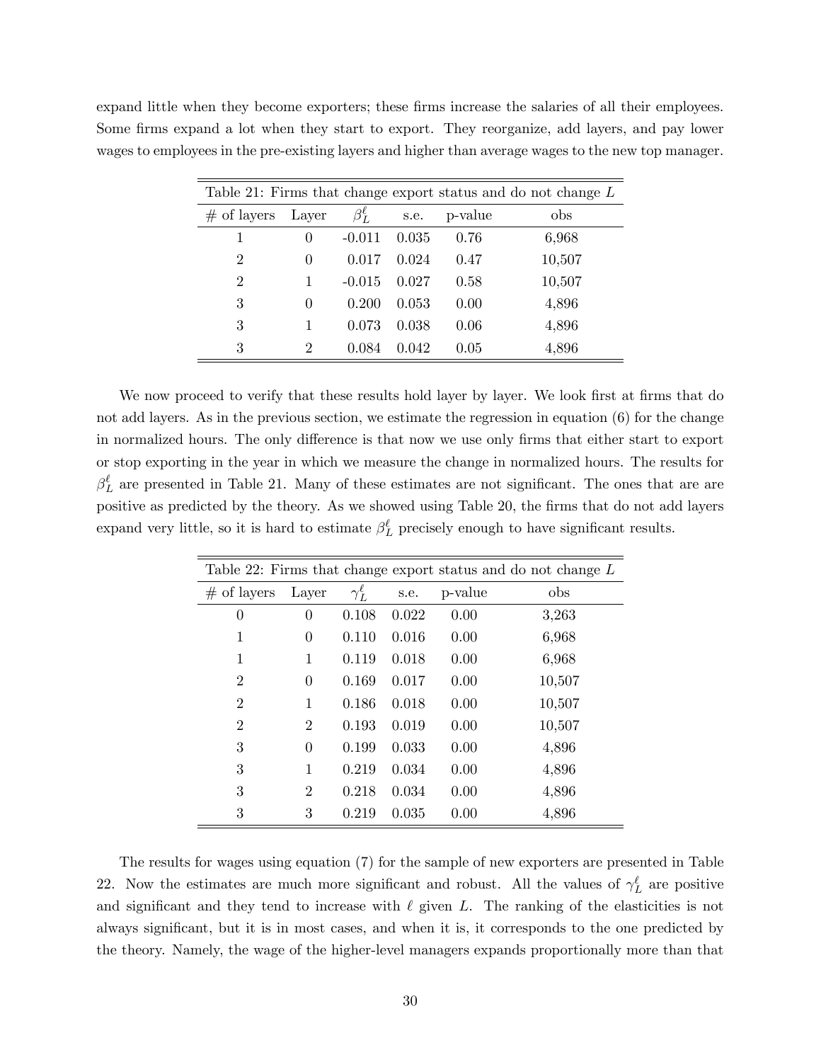expand little when they become exporters; these firms increase the salaries of all their employees. Some firms expand a lot when they start to export. They reorganize, add layers, and pay lower wages to employees in the pre-existing layers and higher than average wages to the new top manager.

| Table 21: Firms that change export status and do not change $L$ | | | | | |
|---|---|---|---|---|---|
| # of layers | Layer | $\beta_L^\ell$ | s.e. | p-value | obs |
| 1 | 0 | -0.011 | 0.035 | 0.76 | 6,968 |
| 2 | 0 | 0.017 | 0.024 | 0.47 | 10,507 |
| 2 | 1 | -0.015 | 0.027 | 0.58 | 10,507 |
| 3 | 0 | 0.200 | 0.053 | 0.00 | 4,896 |
| 3 | 1 | 0.073 | 0.038 | 0.06 | 4,896 |
| 3 | 2 | 0.084 | 0.042 | 0.05 | 4,896 |

We now proceed to verify that these results hold layer by layer. We look first at firms that do not add layers. As in the previous section, we estimate the regression in equation (6) for the change in normalized hours. The only difference is that now we use only firms that either start to export or stop exporting in the year in which we measure the change in normalized hours. The results for $\beta_L^\ell$ are presented in Table 21. Many of these estimates are not significant. The ones that are are positive as predicted by the theory. As we showed using Table 20, the firms that do not add layers expand very little, so it is hard to estimate $\beta_L^\ell$ precisely enough to have significant results.

| Table 22: Firms that change export status and do not change $L$ | | | | | |
|---|---|---|---|---|---|
| # of layers | Layer | $\gamma_L^\ell$ | s.e. | p-value | obs |
| 0 | 0 | 0.108 | 0.022 | 0.00 | 3,263 |
| 1 | 0 | 0.110 | 0.016 | 0.00 | 6,968 |
| 1 | 1 | 0.119 | 0.018 | 0.00 | 6,968 |
| 2 | 0 | 0.169 | 0.017 | 0.00 | 10,507 |
| 2 | 1 | 0.186 | 0.018 | 0.00 | 10,507 |
| 2 | 2 | 0.193 | 0.019 | 0.00 | 10,507 |
| 3 | 0 | 0.199 | 0.033 | 0.00 | 4,896 |
| 3 | 1 | 0.219 | 0.034 | 0.00 | 4,896 |
| 3 | 2 | 0.218 | 0.034 | 0.00 | 4,896 |
| 3 | 3 | 0.219 | 0.035 | 0.00 | 4,896 |

The results for wages using equation (7) for the sample of new exporters are presented in Table 22. Now the estimates are much more significant and robust. All the values of $\gamma_L^\ell$ are positive and significant and they tend to increase with $\ell$ given $L$. The ranking of the elasticities is not always significant, but it is in most cases, and when it is, it corresponds to the one predicted by the theory. Namely, the wage of the higher-level managers expands proportionally more than that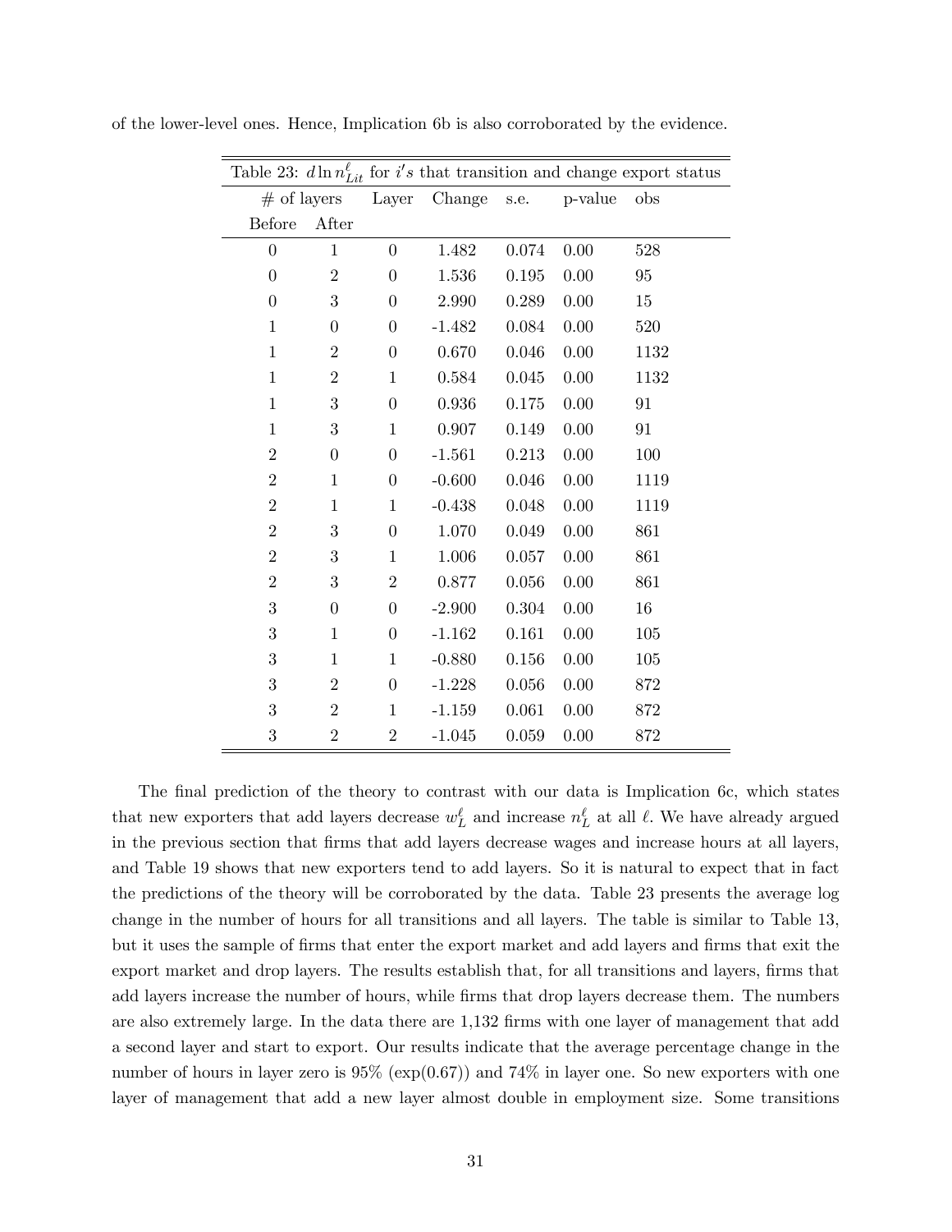of the lower-level ones. Hence, Implication 6b is also corroborated by the evidence.

| Table 23: $d\ln n^{\ell}_{Lit}$ for $i's$ that transition and change export status | | | | | | |
|---|---|---|---|---|---|---|
| # of layers | | Layer | Change | s.e. | p-value | obs |
| Before | After | | | | | |
| 0 | 1 | 0 | 1.482 | 0.074 | 0.00 | 528 |
| 0 | 2 | 0 | 1.536 | 0.195 | 0.00 | 95 |
| 0 | 3 | 0 | 2.990 | 0.289 | 0.00 | 15 |
| 1 | 0 | 0 | -1.482 | 0.084 | 0.00 | 520 |
| 1 | 2 | 0 | 0.670 | 0.046 | 0.00 | 1132 |
| 1 | 2 | 1 | 0.584 | 0.045 | 0.00 | 1132 |
| 1 | 3 | 0 | 0.936 | 0.175 | 0.00 | 91 |
| 1 | 3 | 1 | 0.907 | 0.149 | 0.00 | 91 |
| 2 | 0 | 0 | -1.561 | 0.213 | 0.00 | 100 |
| 2 | 1 | 0 | -0.600 | 0.046 | 0.00 | 1119 |
| 2 | 1 | 1 | -0.438 | 0.048 | 0.00 | 1119 |
| 2 | 3 | 0 | 1.070 | 0.049 | 0.00 | 861 |
| 2 | 3 | 1 | 1.006 | 0.057 | 0.00 | 861 |
| 2 | 3 | 2 | 0.877 | 0.056 | 0.00 | 861 |
| 3 | 0 | 0 | -2.900 | 0.304 | 0.00 | 16 |
| 3 | 1 | 0 | -1.162 | 0.161 | 0.00 | 105 |
| 3 | 1 | 1 | -0.880 | 0.156 | 0.00 | 105 |
| 3 | 2 | 0 | -1.228 | 0.056 | 0.00 | 872 |
| 3 | 2 | 1 | -1.159 | 0.061 | 0.00 | 872 |
| 3 | 2 | 2 | -1.045 | 0.059 | 0.00 | 872 |

The final prediction of the theory to contrast with our data is Implication 6c, which states that new exporters that add layers decrease $w^{\ell}_{L}$ and increase $n^{\ell}_{L}$ at all $\ell$. We have already argued in the previous section that firms that add layers decrease wages and increase hours at all layers, and Table 19 shows that new exporters tend to add layers. So it is natural to expect that in fact the predictions of the theory will be corroborated by the data. Table 23 presents the average log change in the number of hours for all transitions and all layers. The table is similar to Table 13, but it uses the sample of firms that enter the export market and add layers and firms that exit the export market and drop layers. The results establish that, for all transitions and layers, firms that add layers increase the number of hours, while firms that drop layers decrease them. The numbers are also extremely large. In the data there are 1,132 firms with one layer of management that add a second layer and start to export. Our results indicate that the average percentage change in the number of hours in layer zero is 95% ($\exp(0.67)$) and 74% in layer one. So new exporters with one layer of management that add a new layer almost double in employment size. Some transitions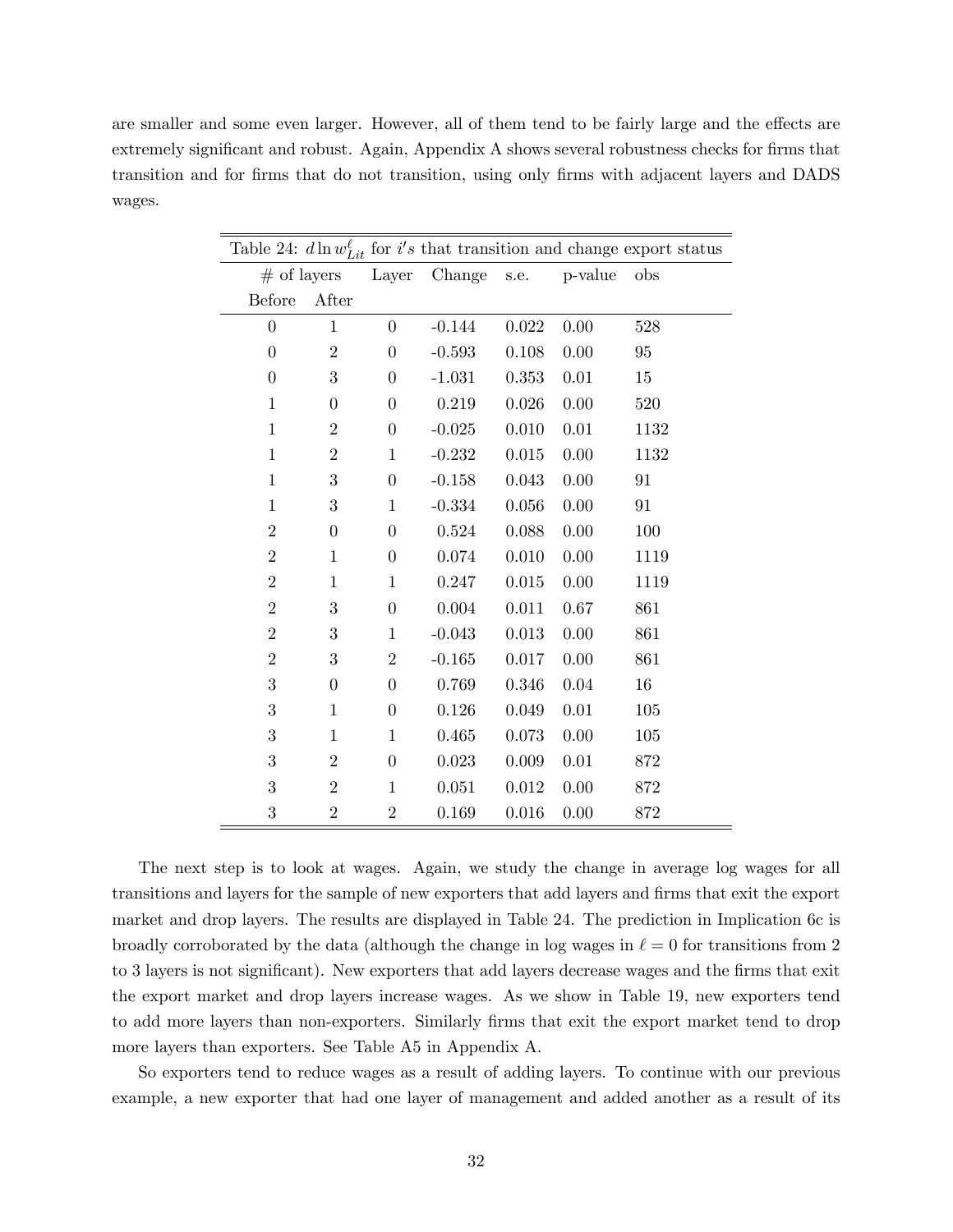are smaller and some even larger. However, all of them tend to be fairly large and the effects are extremely significant and robust. Again, Appendix A shows several robustness checks for firms that transition and for firms that do not transition, using only firms with adjacent layers and DADS wages.

Table 24: $d\ln w^{\ell}_{Lit}$ for $i's$ that transition and change export status

| # of layers Before | # of layers After | Layer | Change | s.e. | p-value | obs |
|---|---|---|---|---|---|---|
| 0 | 1 | 0 | -0.144 | 0.022 | 0.00 | 528 |
| 0 | 2 | 0 | -0.593 | 0.108 | 0.00 | 95 |
| 0 | 3 | 0 | -1.031 | 0.353 | 0.01 | 15 |
| 1 | 0 | 0 | 0.219 | 0.026 | 0.00 | 520 |
| 1 | 2 | 0 | -0.025 | 0.010 | 0.01 | 1132 |
| 1 | 2 | 1 | -0.232 | 0.015 | 0.00 | 1132 |
| 1 | 3 | 0 | -0.158 | 0.043 | 0.00 | 91 |
| 1 | 3 | 1 | -0.334 | 0.056 | 0.00 | 91 |
| 2 | 0 | 0 | 0.524 | 0.088 | 0.00 | 100 |
| 2 | 1 | 0 | 0.074 | 0.010 | 0.00 | 1119 |
| 2 | 1 | 1 | 0.247 | 0.015 | 0.00 | 1119 |
| 2 | 3 | 0 | 0.004 | 0.011 | 0.67 | 861 |
| 2 | 3 | 1 | -0.043 | 0.013 | 0.00 | 861 |
| 2 | 3 | 2 | -0.165 | 0.017 | 0.00 | 861 |
| 3 | 0 | 0 | 0.769 | 0.346 | 0.04 | 16 |
| 3 | 1 | 0 | 0.126 | 0.049 | 0.01 | 105 |
| 3 | 1 | 1 | 0.465 | 0.073 | 0.00 | 105 |
| 3 | 2 | 0 | 0.023 | 0.009 | 0.01 | 872 |
| 3 | 2 | 1 | 0.051 | 0.012 | 0.00 | 872 |
| 3 | 2 | 2 | 0.169 | 0.016 | 0.00 | 872 |

The next step is to look at wages. Again, we study the change in average log wages for all transitions and layers for the sample of new exporters that add layers and firms that exit the export market and drop layers. The results are displayed in Table 24. The prediction in Implication 6c is broadly corroborated by the data (although the change in log wages in $\ell = 0$ for transitions from 2 to 3 layers is not significant). New exporters that add layers decrease wages and the firms that exit the export market and drop layers increase wages. As we show in Table 19, new exporters tend to add more layers than non-exporters. Similarly firms that exit the export market tend to drop more layers than exporters. See Table A5 in Appendix A.

So exporters tend to reduce wages as a result of adding layers. To continue with our previous example, a new exporter that had one layer of management and added another as a result of its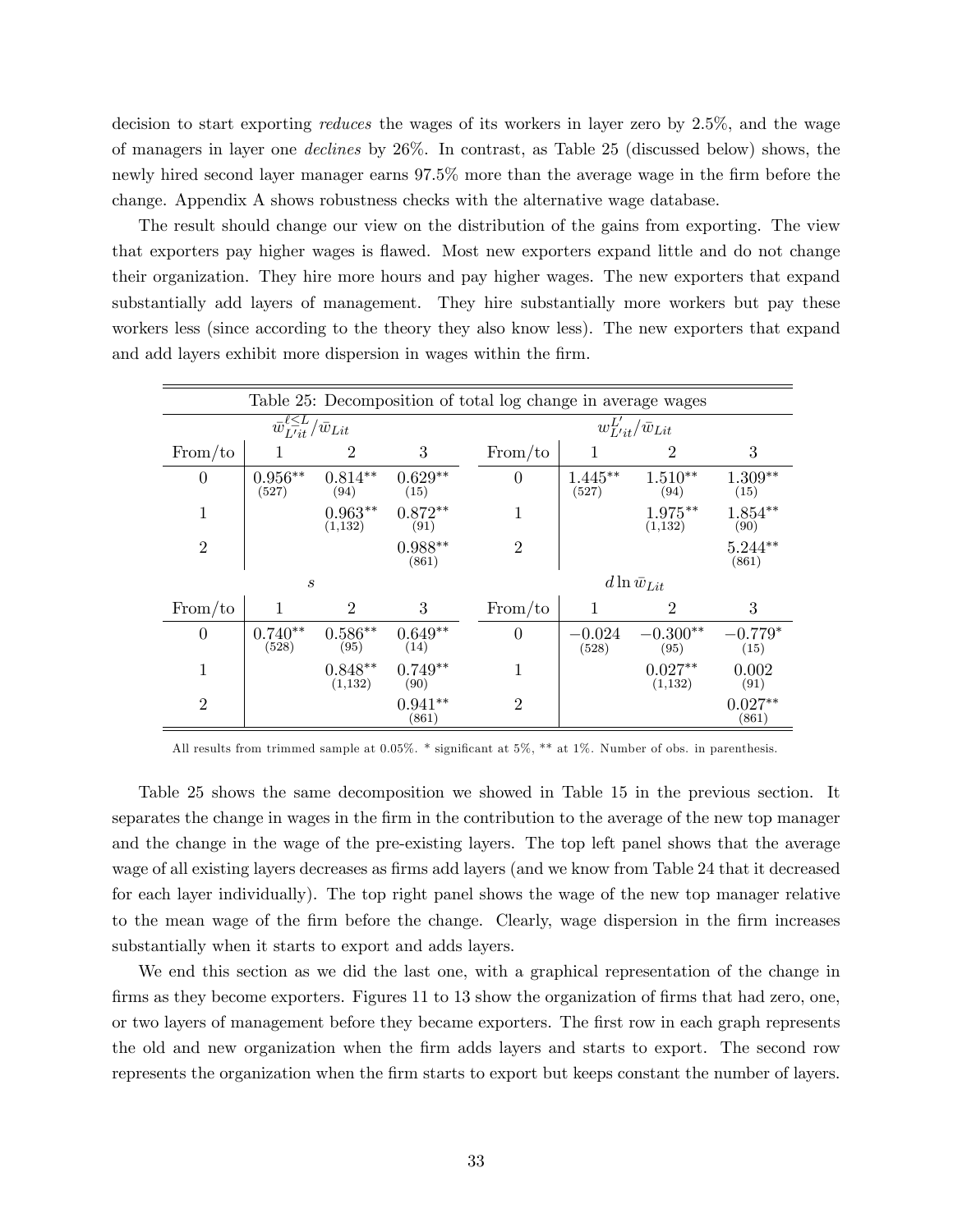decision to start exporting *reduces* the wages of its workers in layer zero by 2.5%, and the wage of managers in layer one *declines* by 26%. In contrast, as Table 25 (discussed below) shows, the newly hired second layer manager earns 97.5% more than the average wage in the firm before the change. Appendix A shows robustness checks with the alternative wage database.

The result should change our view on the distribution of the gains from exporting. The view that exporters pay higher wages is flawed. Most new exporters expand little and do not change their organization. They hire more hours and pay higher wages. The new exporters that expand substantially add layers of management. They hire substantially more workers but pay these workers less (since according to the theory they also know less). The new exporters that expand and add layers exhibit more dispersion in wages within the firm.

Table 25: Decomposition of total log change in average wages

| $\bar{w}^{\ell \leq L}_{L'it}/\bar{w}_{Lit}$ | | | | $w^{L'}_{L'it}/\bar{w}_{Lit}$ | | | |
|---|---|---|---|---|---|---|---|
| From/to | 1 | 2 | 3 | From/to | 1 | 2 | 3 |
| 0 | $0.956^{**}$ (527) | $0.814^{**}$ (94) | $0.629^{**}$ (15) | 0 | $1.445^{**}$ (527) | $1.510^{**}$ (94) | $1.309^{**}$ (15) |
| 1 | | $0.963^{**}$ (1,132) | $0.872^{**}$ (91) | 1 | | $1.975^{**}$ (1,132) | $1.854^{**}$ (90) |
| 2 | | | $0.988^{**}$ (861) | 2 | | | $5.244^{**}$ (861) |
| $s$ | | | | $d \ln \bar{w}_{Lit}$ | | | |
| From/to | 1 | 2 | 3 | From/to | 1 | 2 | 3 |
| 0 | $0.740^{**}$ (528) | $0.586^{**}$ (95) | $0.649^{**}$ (14) | 0 | $-0.024$ (528) | $-0.300^{**}$ (95) | $-0.779^{*}$ (15) |
| 1 | | $0.848^{**}$ (1,132) | $0.749^{**}$ (90) | 1 | | $0.027^{**}$ (1,132) | $0.002$ (91) |
| 2 | | | $0.941^{**}$ (861) | 2 | | | $0.027^{**}$ (861) |

All results from trimmed sample at 0.05%. * significant at 5%, ** at 1%. Number of obs. in parenthesis.

Table 25 shows the same decomposition we showed in Table 15 in the previous section. It separates the change in wages in the firm in the contribution to the average of the new top manager and the change in the wage of the pre-existing layers. The top left panel shows that the average wage of all existing layers decreases as firms add layers (and we know from Table 24 that it decreased for each layer individually). The top right panel shows the wage of the new top manager relative to the mean wage of the firm before the change. Clearly, wage dispersion in the firm increases substantially when it starts to export and adds layers.

We end this section as we did the last one, with a graphical representation of the change in firms as they become exporters. Figures 11 to 13 show the organization of firms that had zero, one, or two layers of management before they became exporters. The first row in each graph represents the old and new organization when the firm adds layers and starts to export. The second row represents the organization when the firm starts to export but keeps constant the number of layers.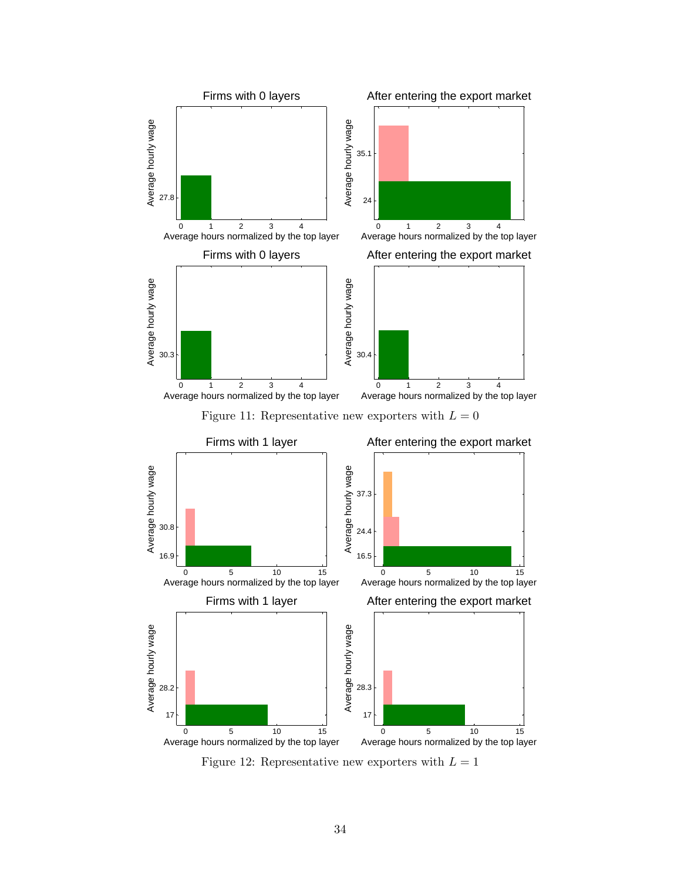Figure 11: Representative new exporters with $L = 0$

Figure 12: Representative new exporters with $L = 1$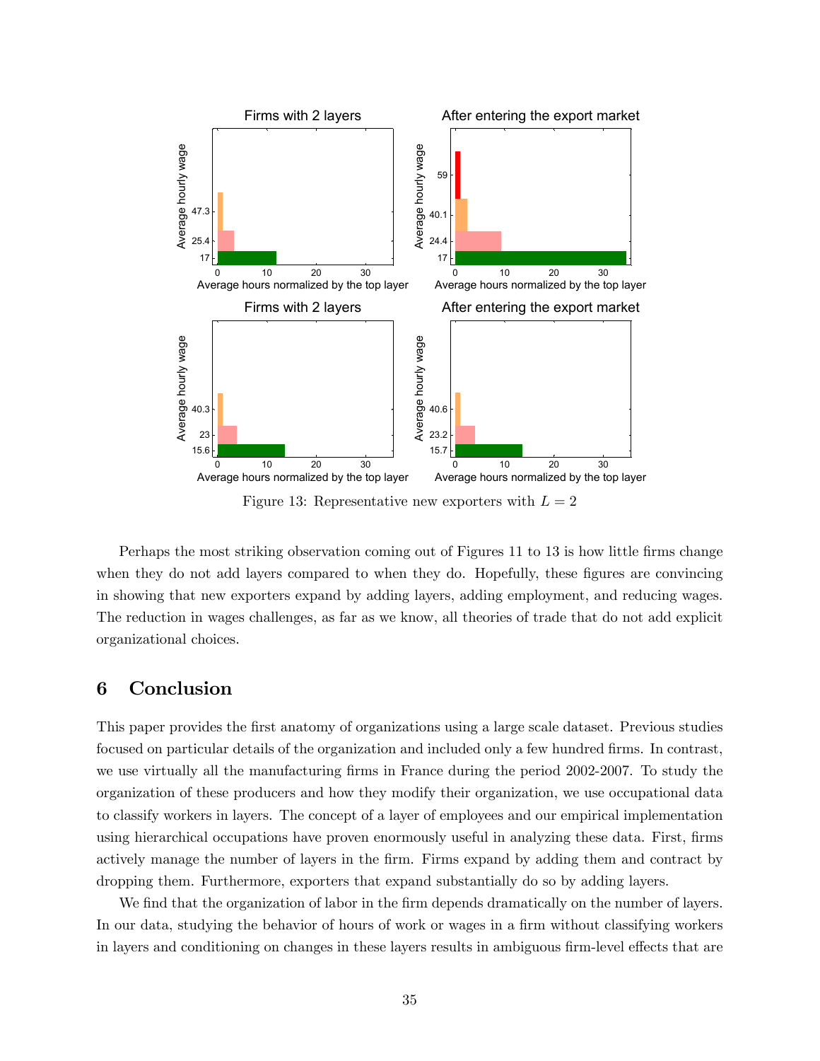Figure 13: Representative new exporters with $L = 2$

Perhaps the most striking observation coming out of Figures 11 to 13 is how little firms change when they do not add layers compared to when they do. Hopefully, these figures are convincing in showing that new exporters expand by adding layers, adding employment, and reducing wages. The reduction in wages challenges, as far as we know, all theories of trade that do not add explicit organizational choices.

## 6 Conclusion

This paper provides the first anatomy of organizations using a large scale dataset. Previous studies focused on particular details of the organization and included only a few hundred firms. In contrast, we use virtually all the manufacturing firms in France during the period 2002-2007. To study the organization of these producers and how they modify their organization, we use occupational data to classify workers in layers. The concept of a layer of employees and our empirical implementation using hierarchical occupations have proven enormously useful in analyzing these data. First, firms actively manage the number of layers in the firm. Firms expand by adding them and contract by dropping them. Furthermore, exporters that expand substantially do so by adding layers.

We find that the organization of labor in the firm depends dramatically on the number of layers. In our data, studying the behavior of hours of work or wages in a firm without classifying workers in layers and conditioning on changes in these layers results in ambiguous firm-level effects that are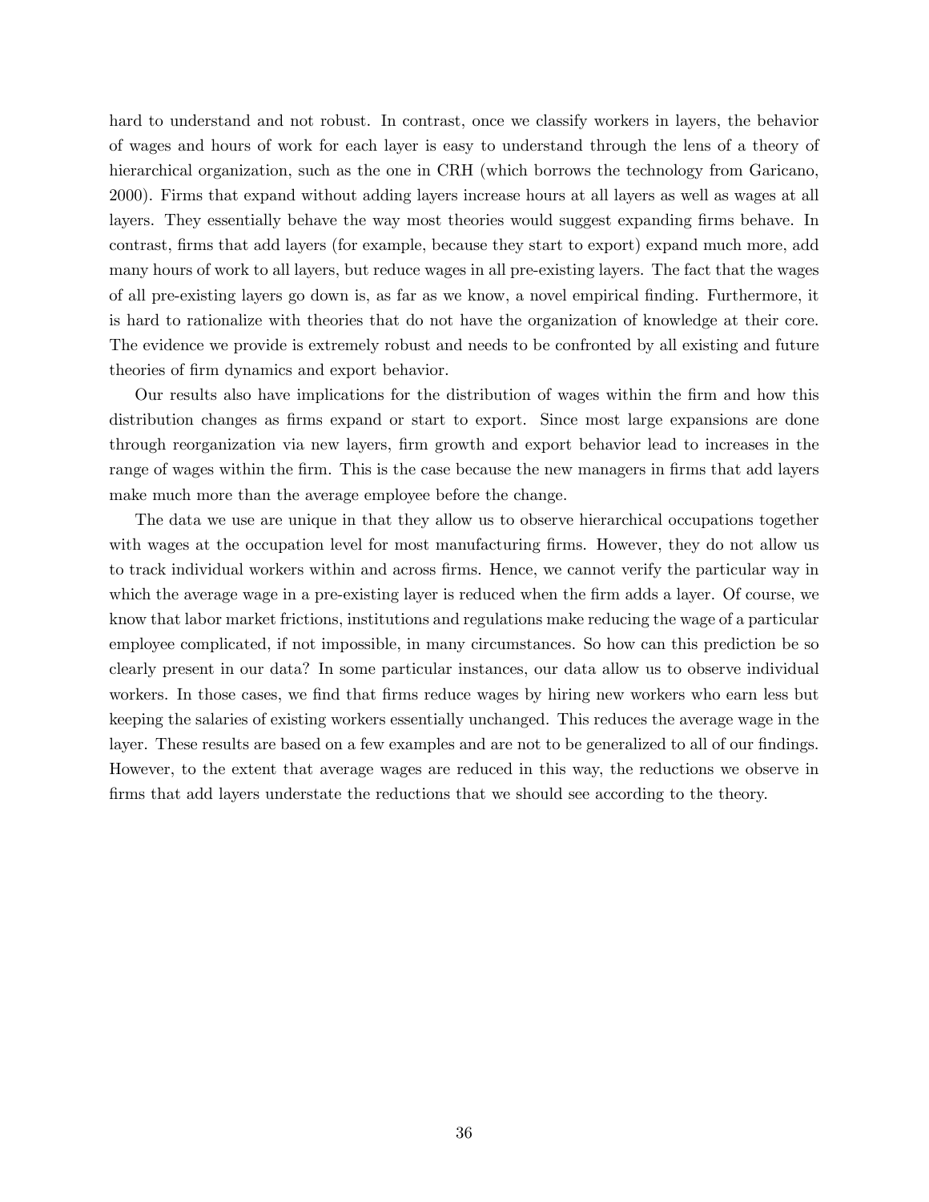hard to understand and not robust. In contrast, once we classify workers in layers, the behavior of wages and hours of work for each layer is easy to understand through the lens of a theory of hierarchical organization, such as the one in CRH (which borrows the technology from Garicano, 2000). Firms that expand without adding layers increase hours at all layers as well as wages at all layers. They essentially behave the way most theories would suggest expanding firms behave. In contrast, firms that add layers (for example, because they start to export) expand much more, add many hours of work to all layers, but reduce wages in all pre-existing layers. The fact that the wages of all pre-existing layers go down is, as far as we know, a novel empirical finding. Furthermore, it is hard to rationalize with theories that do not have the organization of knowledge at their core. The evidence we provide is extremely robust and needs to be confronted by all existing and future theories of firm dynamics and export behavior.

Our results also have implications for the distribution of wages within the firm and how this distribution changes as firms expand or start to export. Since most large expansions are done through reorganization via new layers, firm growth and export behavior lead to increases in the range of wages within the firm. This is the case because the new managers in firms that add layers make much more than the average employee before the change.

The data we use are unique in that they allow us to observe hierarchical occupations together with wages at the occupation level for most manufacturing firms. However, they do not allow us to track individual workers within and across firms. Hence, we cannot verify the particular way in which the average wage in a pre-existing layer is reduced when the firm adds a layer. Of course, we know that labor market frictions, institutions and regulations make reducing the wage of a particular employee complicated, if not impossible, in many circumstances. So how can this prediction be so clearly present in our data? In some particular instances, our data allow us to observe individual workers. In those cases, we find that firms reduce wages by hiring new workers who earn less but keeping the salaries of existing workers essentially unchanged. This reduces the average wage in the layer. These results are based on a few examples and are not to be generalized to all of our findings. However, to the extent that average wages are reduced in this way, the reductions we observe in firms that add layers understate the reductions that we should see according to the theory.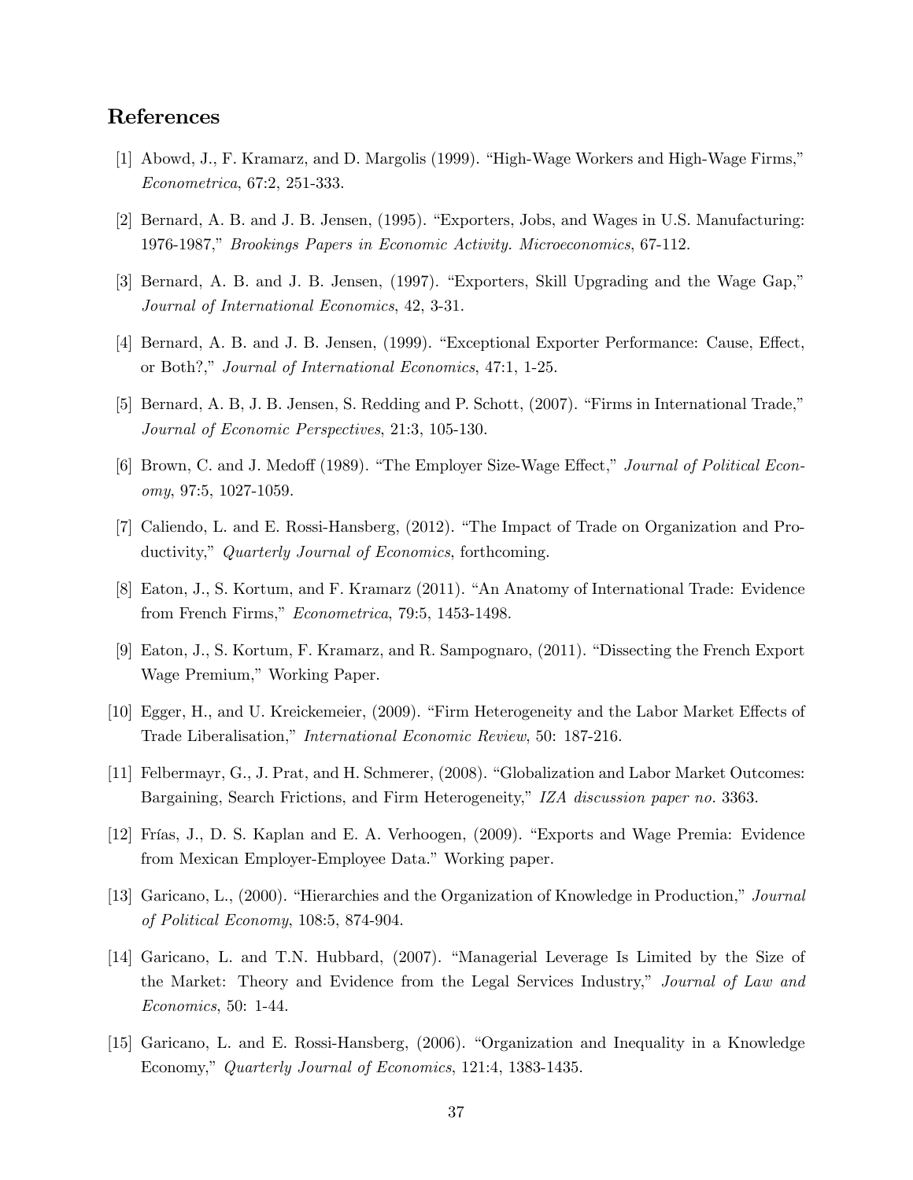## References

[1] Abowd, J., F. Kramarz, and D. Margolis (1999). "High-Wage Workers and High-Wage Firms," *Econometrica*, 67:2, 251-333.

[2] Bernard, A. B. and J. B. Jensen, (1995). "Exporters, Jobs, and Wages in U.S. Manufacturing: 1976-1987," *Brookings Papers in Economic Activity. Microeconomics*, 67-112.

[3] Bernard, A. B. and J. B. Jensen, (1997). "Exporters, Skill Upgrading and the Wage Gap," *Journal of International Economics*, 42, 3-31.

[4] Bernard, A. B. and J. B. Jensen, (1999). "Exceptional Exporter Performance: Cause, Effect, or Both?," *Journal of International Economics*, 47:1, 1-25.

[5] Bernard, A. B, J. B. Jensen, S. Redding and P. Schott, (2007). "Firms in International Trade," *Journal of Economic Perspectives*, 21:3, 105-130.

[6] Brown, C. and J. Medoff (1989). "The Employer Size-Wage Effect," *Journal of Political Economy*, 97:5, 1027-1059.

[7] Caliendo, L. and E. Rossi-Hansberg, (2012). "The Impact of Trade on Organization and Productivity," *Quarterly Journal of Economics*, forthcoming.

[8] Eaton, J., S. Kortum, and F. Kramarz (2011). "An Anatomy of International Trade: Evidence from French Firms," *Econometrica*, 79:5, 1453-1498.

[9] Eaton, J., S. Kortum, F. Kramarz, and R. Sampognaro, (2011). "Dissecting the French Export Wage Premium," Working Paper.

[10] Egger, H., and U. Kreickemeier, (2009). "Firm Heterogeneity and the Labor Market Effects of Trade Liberalisation," *International Economic Review*, 50: 187-216.

[11] Felbermayr, G., J. Prat, and H. Schmerer, (2008). "Globalization and Labor Market Outcomes: Bargaining, Search Frictions, and Firm Heterogeneity," *IZA discussion paper no.* 3363.

[12] Frías, J., D. S. Kaplan and E. A. Verhoogen, (2009). "Exports and Wage Premia: Evidence from Mexican Employer-Employee Data." Working paper.

[13] Garicano, L., (2000). "Hierarchies and the Organization of Knowledge in Production," *Journal of Political Economy*, 108:5, 874-904.

[14] Garicano, L. and T.N. Hubbard, (2007). "Managerial Leverage Is Limited by the Size of the Market: Theory and Evidence from the Legal Services Industry," *Journal of Law and Economics*, 50: 1-44.

[15] Garicano, L. and E. Rossi-Hansberg, (2006). "Organization and Inequality in a Knowledge Economy," *Quarterly Journal of Economics*, 121:4, 1383-1435.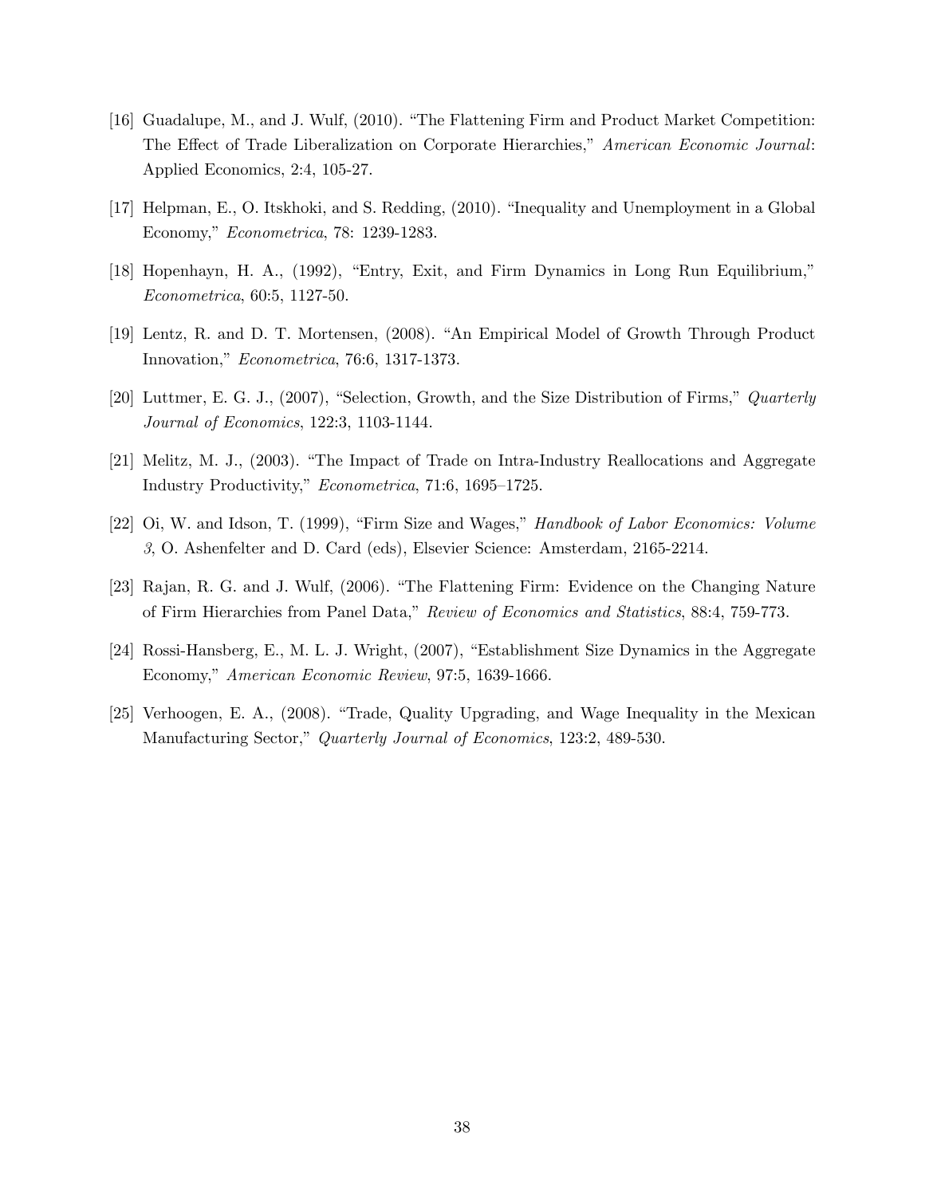[16] Guadalupe, M., and J. Wulf, (2010). "The Flattening Firm and Product Market Competition: The Effect of Trade Liberalization on Corporate Hierarchies," *American Economic Journal*: Applied Economics, 2:4, 105-27.

[17] Helpman, E., O. Itskhoki, and S. Redding, (2010). "Inequality and Unemployment in a Global Economy," *Econometrica*, 78: 1239-1283.

[18] Hopenhayn, H. A., (1992), "Entry, Exit, and Firm Dynamics in Long Run Equilibrium," *Econometrica*, 60:5, 1127-50.

[19] Lentz, R. and D. T. Mortensen, (2008). "An Empirical Model of Growth Through Product Innovation," *Econometrica*, 76:6, 1317-1373.

[20] Luttmer, E. G. J., (2007), "Selection, Growth, and the Size Distribution of Firms," *Quarterly Journal of Economics*, 122:3, 1103-1144.

[21] Melitz, M. J., (2003). "The Impact of Trade on Intra-Industry Reallocations and Aggregate Industry Productivity," *Econometrica*, 71:6, 1695–1725.

[22] Oi, W. and Idson, T. (1999), "Firm Size and Wages," *Handbook of Labor Economics: Volume 3*, O. Ashenfelter and D. Card (eds), Elsevier Science: Amsterdam, 2165-2214.

[23] Rajan, R. G. and J. Wulf, (2006). "The Flattening Firm: Evidence on the Changing Nature of Firm Hierarchies from Panel Data," *Review of Economics and Statistics*, 88:4, 759-773.

[24] Rossi-Hansberg, E., M. L. J. Wright, (2007), "Establishment Size Dynamics in the Aggregate Economy," *American Economic Review*, 97:5, 1639-1666.

[25] Verhoogen, E. A., (2008). "Trade, Quality Upgrading, and Wage Inequality in the Mexican Manufacturing Sector," *Quarterly Journal of Economics*, 123:2, 489-530.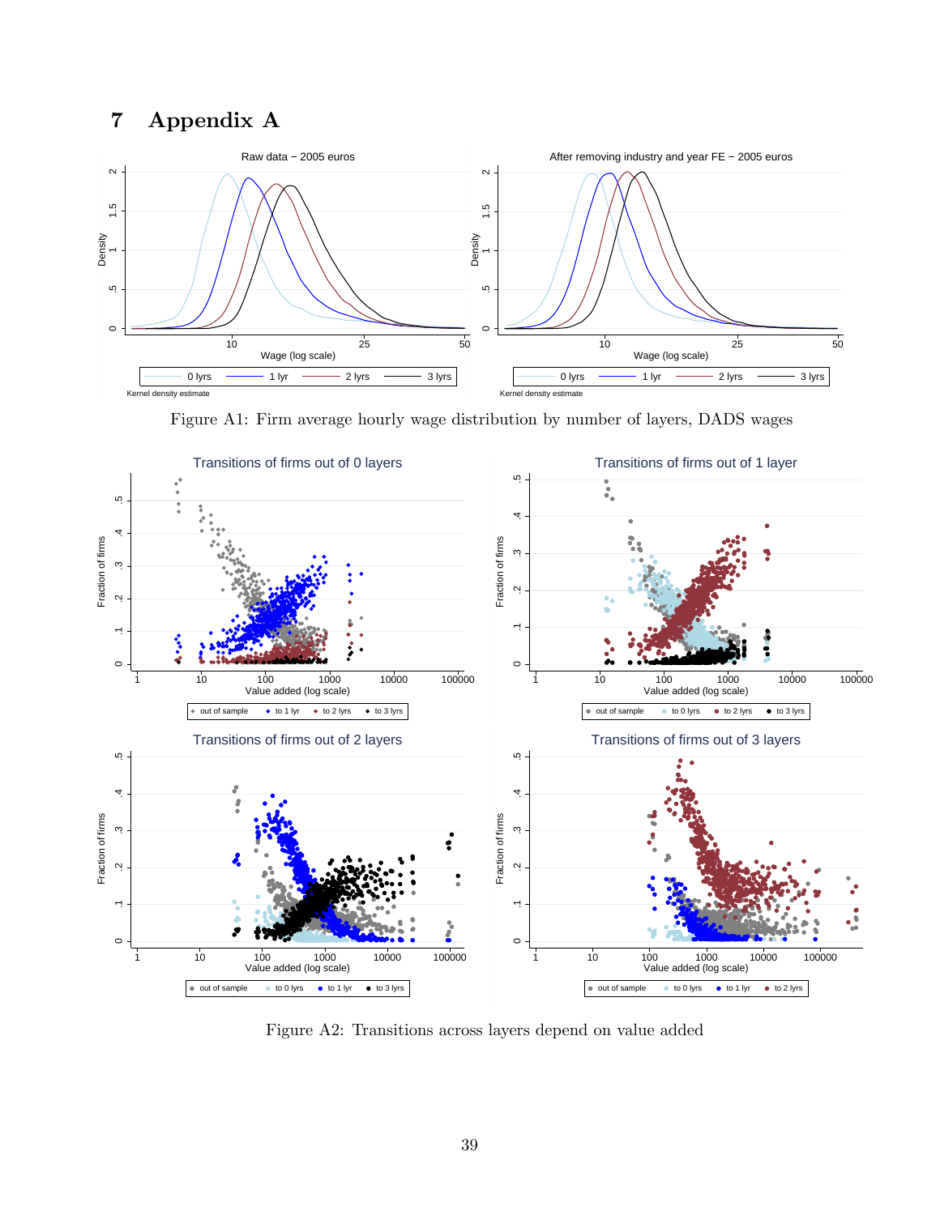# 7 Appendix A

Figure A1: Firm average hourly wage distribution by number of layers, DADS wages

Figure A2: Transitions across layers depend on value added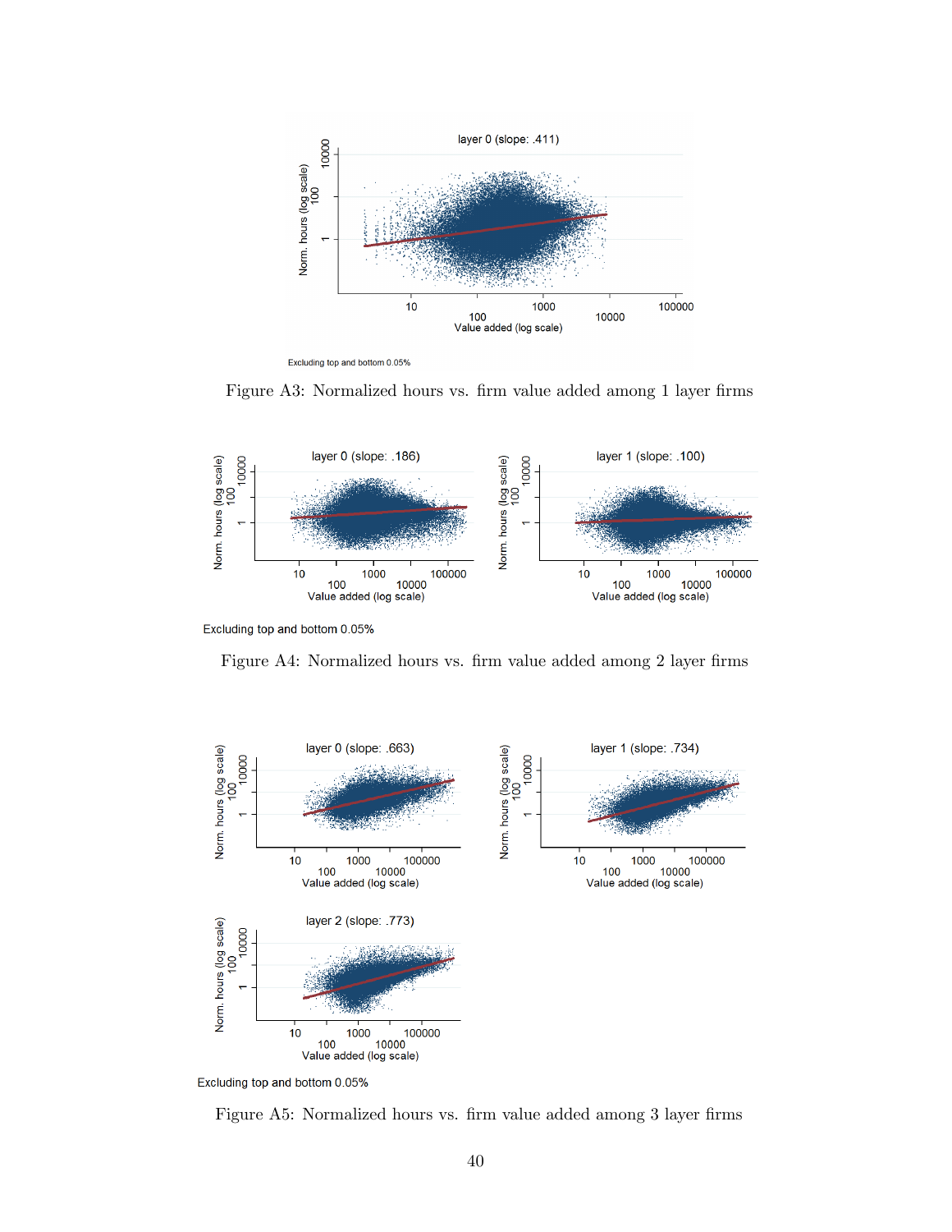layer 0 (slope: .411)

Excluding top and bottom 0.05%

Figure A3: Normalized hours vs. firm value added among 1 layer firms

layer 0 (slope: .186)

layer 1 (slope: .100)

Excluding top and bottom 0.05%

Figure A4: Normalized hours vs. firm value added among 2 layer firms

layer 0 (slope: .663)

layer 1 (slope: .734)

layer 2 (slope: .773)

Excluding top and bottom 0.05%

Figure A5: Normalized hours vs. firm value added among 3 layer firms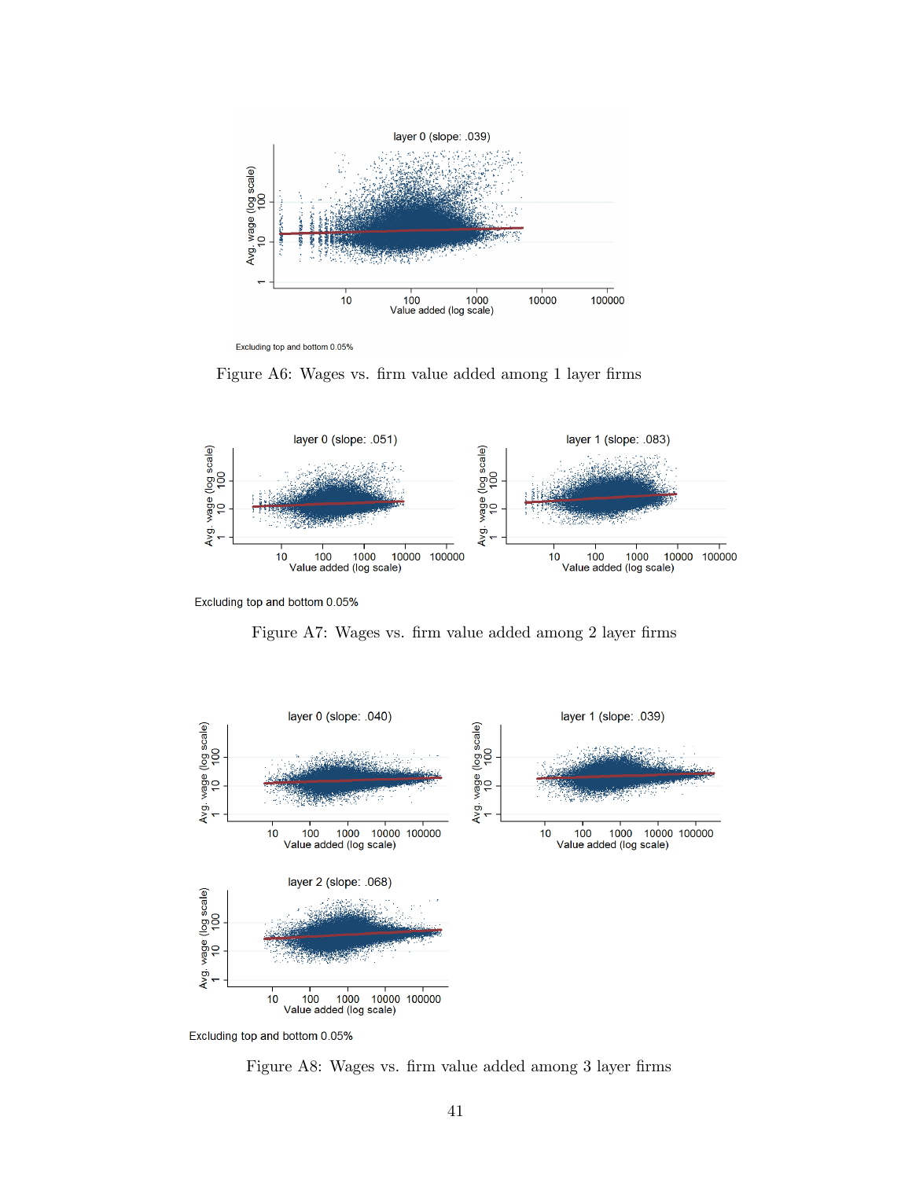Excluding top and bottom 0.05%

Figure A6: Wages vs. firm value added among 1 layer firms

Excluding top and bottom 0.05%

Figure A7: Wages vs. firm value added among 2 layer firms

Excluding top and bottom 0.05%

Figure A8: Wages vs. firm value added among 3 layer firms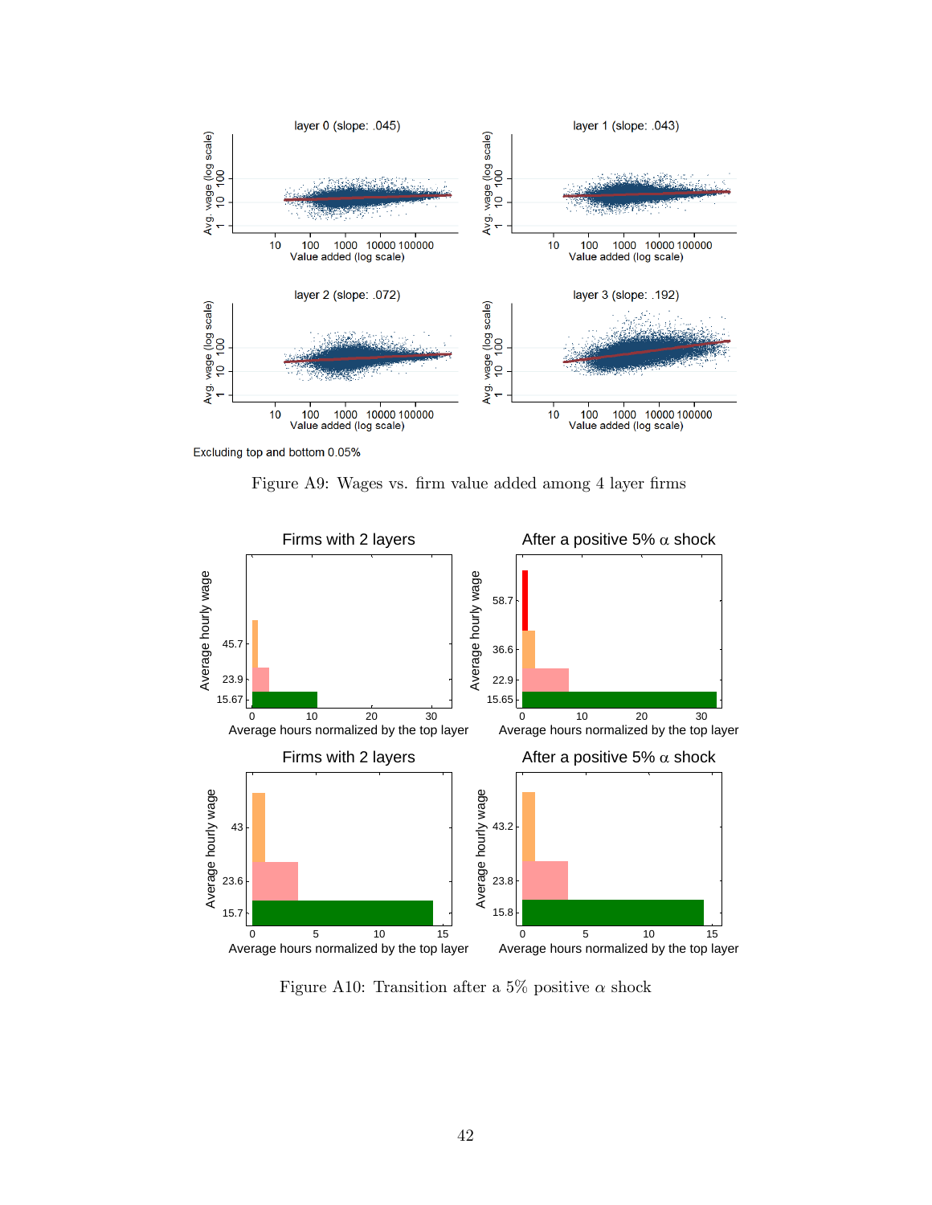Excluding top and bottom 0.05%

Figure A9: Wages vs. firm value added among 4 layer firms

Figure A10: Transition after a 5% positive $\alpha$ shock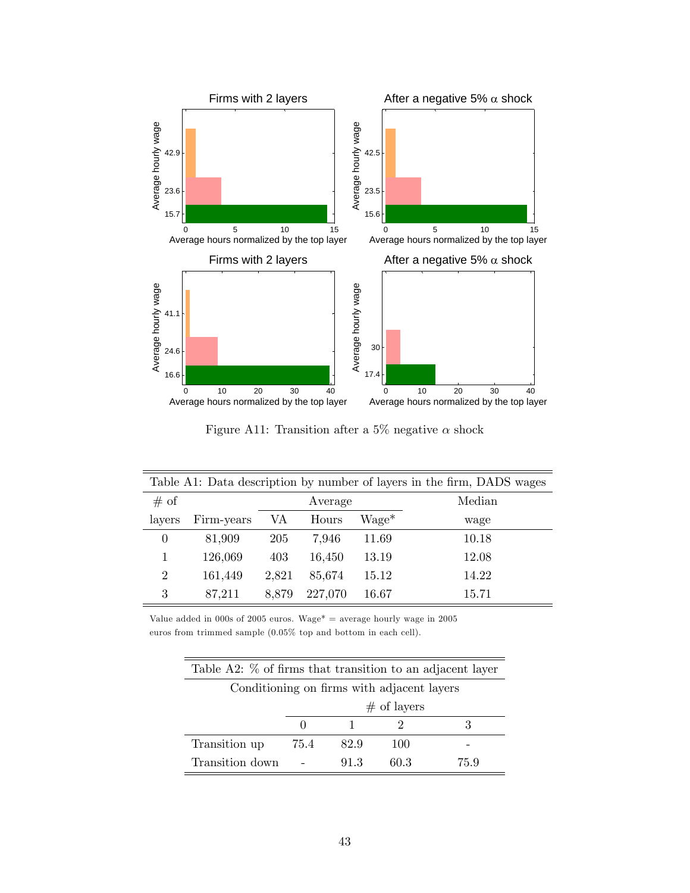Figure A11: Transition after a 5% negative $\alpha$ shock

| Table A1: Data description by number of layers in the firm, DADS wages | | | | | |
|---|---|---|---|---|---|
| # of | | Average | | | Median |
| layers | Firm-years | VA | Hours | Wage* | wage |
| 0 | 81,909 | 205 | 7,946 | 11.69 | 10.18 |
| 1 | 126,069 | 403 | 16,450 | 13.19 | 12.08 |
| 2 | 161,449 | 2,821 | 85,674 | 15.12 | 14.22 |
| 3 | 87,211 | 8,879 | 227,070 | 16.67 | 15.71 |

Value added in 000s of 2005 euros. Wage* = average hourly wage in 2005 euros from trimmed sample (0.05% top and bottom in each cell).

| Table A2: % of firms that transition to an adjacent layer | | | | |
|---|---|---|---|---|
| Conditioning on firms with adjacent layers | | | | |
| | # of layers | | | |
| | 0 | 1 | 2 | 3 |
| Transition up | 75.4 | 82.9 | 100 | - |
| Transition down | - | 91.3 | 60.3 | 75.9 |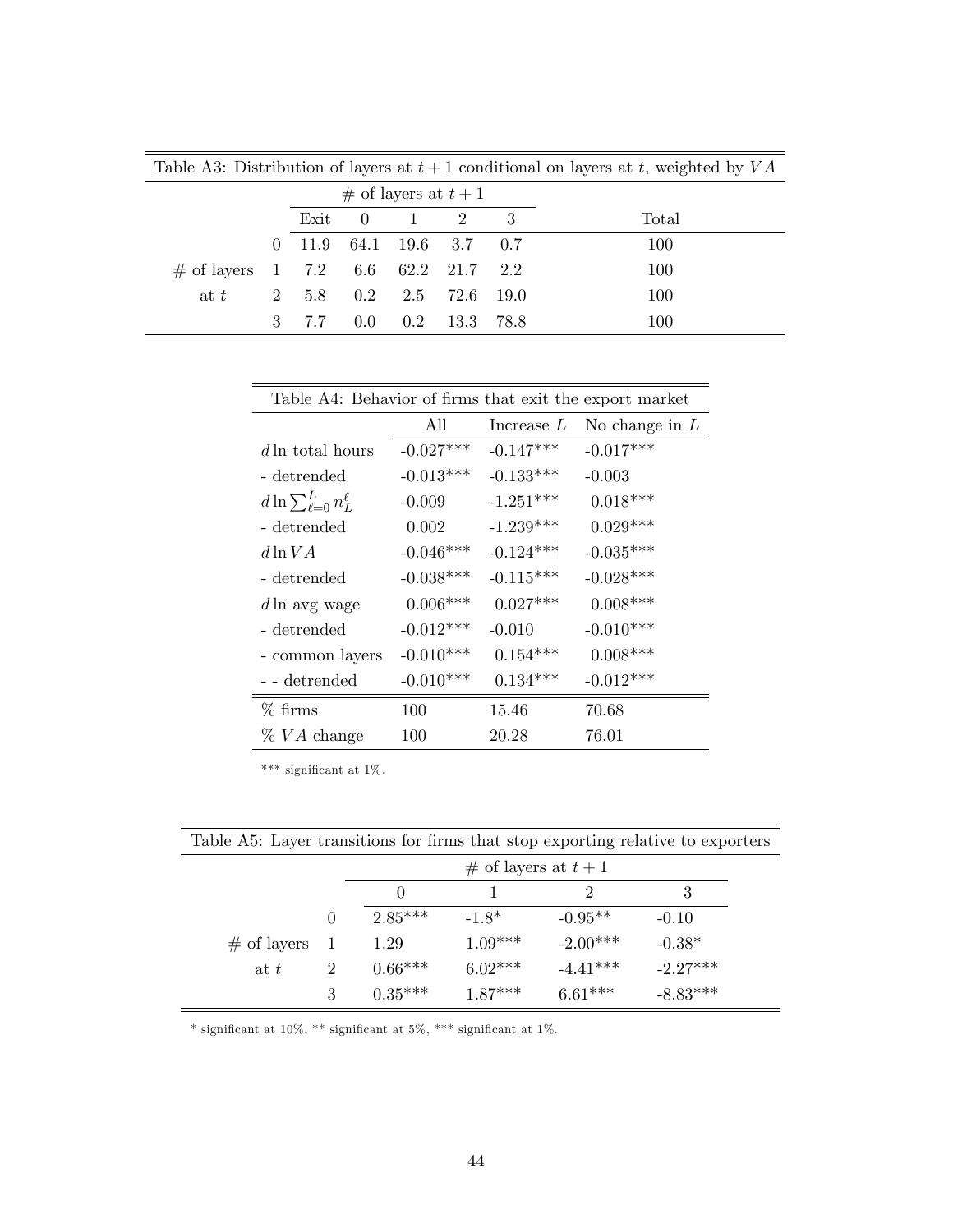Table A3: Distribution of layers at $t+1$ conditional on layers at $t$, weighted by $VA$

| | | # of layers at $t+1$ | | | | | |
|---|---|---|---|---|---|---|---|
| | | Exit | 0 | 1 | 2 | 3 | Total |
| # of layers at $t$ | 0 | 11.9 | 64.1 | 19.6 | 3.7 | 0.7 | 100 |
| | 1 | 7.2 | 6.6 | 62.2 | 21.7 | 2.2 | 100 |
| | 2 | 5.8 | 0.2 | 2.5 | 72.6 | 19.0 | 100 |
| | 3 | 7.7 | 0.0 | 0.2 | 13.3 | 78.8 | 100 |

Table A4: Behavior of firms that exit the export market

| | All | Increase $L$ | No change in $L$ |
|---|---|---|---|
| $d\ln$ total hours | -0.027*** | -0.147*** | -0.017*** |
| - detrended | -0.013*** | -0.133*** | -0.003 |
| $d\ln\sum_{\ell=0}^{L} n_L^\ell$ | -0.009 | -1.251*** | 0.018*** |
| - detrended | 0.002 | -1.239*** | 0.029*** |
| $d\ln VA$ | -0.046*** | -0.124*** | -0.035*** |
| - detrended | -0.038*** | -0.115*** | -0.028*** |
| $d\ln$ avg wage | 0.006*** | 0.027*** | 0.008*** |
| - detrended | -0.012*** | -0.010 | -0.010*** |
| - common layers | -0.010*** | 0.154*** | 0.008*** |
| - - detrended | -0.010*** | 0.134*** | -0.012*** |
| % firms | 100 | 15.46 | 70.68 |
| % $VA$ change | 100 | 20.28 | 76.01 |

*** significant at 1%.

Table A5: Layer transitions for firms that stop exporting relative to exporters

| | | # of layers at $t+1$ | | | |
|---|---|---|---|---|---|
| | | 0 | 1 | 2 | 3 |
| # of layers at $t$ | 0 | 2.85*** | -1.8* | -0.95** | -0.10 |
| | 1 | 1.29 | 1.09*** | -2.00*** | -0.38* |
| | 2 | 0.66*** | 6.02*** | -4.41*** | -2.27*** |
| | 3 | 0.35*** | 1.87*** | 6.61*** | -8.83*** |

* significant at 10%, ** significant at 5%, *** significant at 1%.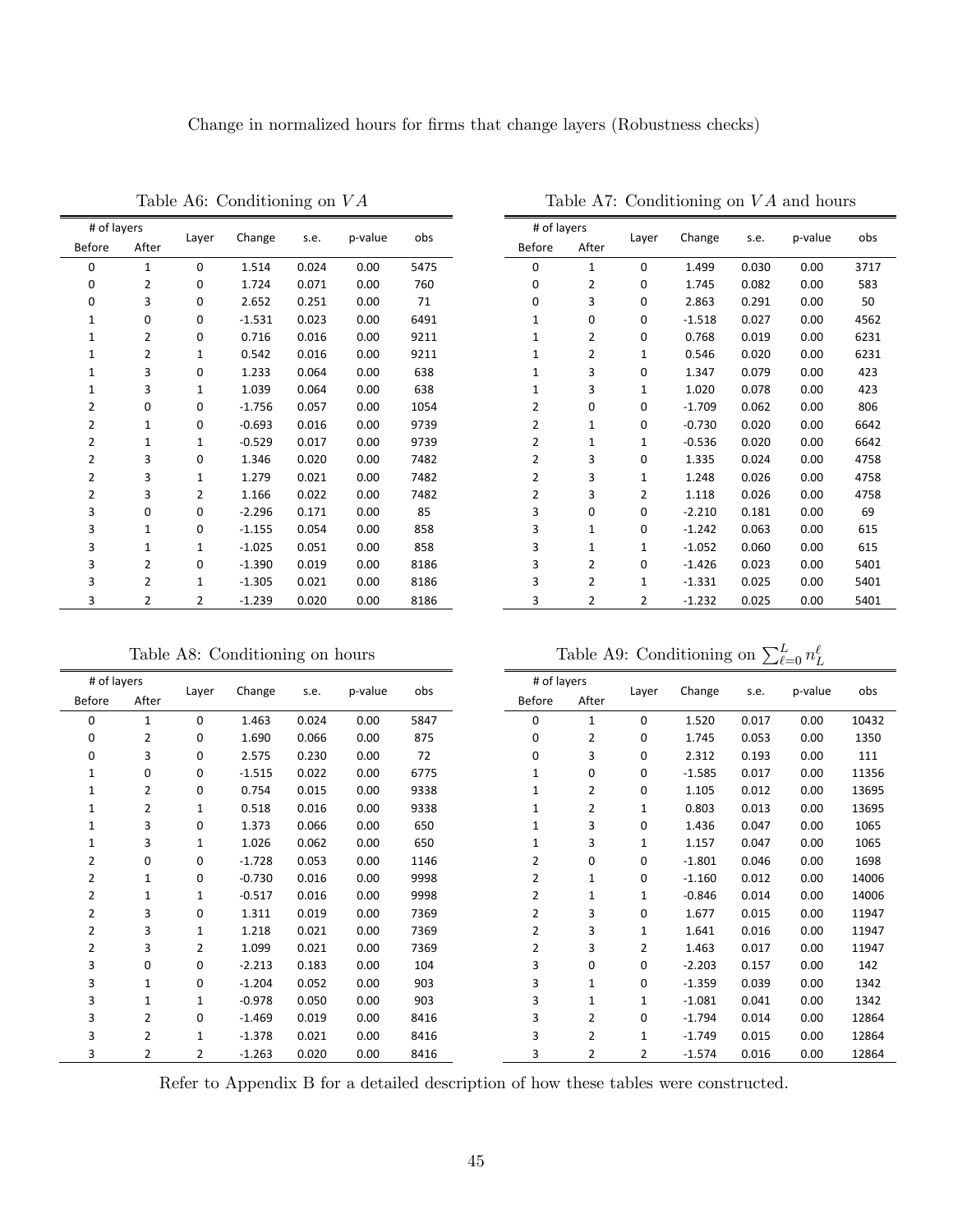Change in normalized hours for firms that change layers (Robustness checks)

Table A6: Conditioning on $VA$

| # of layers | | Layer | Change | s.e. | p-value | obs |
|---|---|---|---|---|---|---|
| Before | After | | | | | |
| 0 | 1 | 0 | 1.514 | 0.024 | 0.00 | 5475 |
| 0 | 2 | 0 | 1.724 | 0.071 | 0.00 | 760 |
| 0 | 3 | 0 | 2.652 | 0.251 | 0.00 | 71 |
| 1 | 0 | 0 | -1.531 | 0.023 | 0.00 | 6491 |
| 1 | 2 | 0 | 0.716 | 0.016 | 0.00 | 9211 |
| 1 | 2 | 1 | 0.542 | 0.016 | 0.00 | 9211 |
| 1 | 3 | 0 | 1.233 | 0.064 | 0.00 | 638 |
| 1 | 3 | 1 | 1.039 | 0.064 | 0.00 | 638 |
| 2 | 0 | 0 | -1.756 | 0.057 | 0.00 | 1054 |
| 2 | 1 | 0 | -0.693 | 0.016 | 0.00 | 9739 |
| 2 | 1 | 1 | -0.529 | 0.017 | 0.00 | 9739 |
| 2 | 3 | 0 | 1.346 | 0.020 | 0.00 | 7482 |
| 2 | 3 | 1 | 1.279 | 0.021 | 0.00 | 7482 |
| 2 | 3 | 2 | 1.166 | 0.022 | 0.00 | 7482 |
| 3 | 0 | 0 | -2.296 | 0.171 | 0.00 | 85 |
| 3 | 1 | 0 | -1.155 | 0.054 | 0.00 | 858 |
| 3 | 1 | 1 | -1.025 | 0.051 | 0.00 | 858 |
| 3 | 2 | 0 | -1.390 | 0.019 | 0.00 | 8186 |
| 3 | 2 | 1 | -1.305 | 0.021 | 0.00 | 8186 |
| 3 | 2 | 2 | -1.239 | 0.020 | 0.00 | 8186 |

Table A7: Conditioning on $VA$ and hours

| # of layers | | Layer | Change | s.e. | p-value | obs |
|---|---|---|---|---|---|---|
| Before | After | | | | | |
| 0 | 1 | 0 | 1.499 | 0.030 | 0.00 | 3717 |
| 0 | 2 | 0 | 1.745 | 0.082 | 0.00 | 583 |
| 0 | 3 | 0 | 2.863 | 0.291 | 0.00 | 50 |
| 1 | 0 | 0 | -1.518 | 0.027 | 0.00 | 4562 |
| 1 | 2 | 0 | 0.768 | 0.019 | 0.00 | 6231 |
| 1 | 2 | 1 | 0.546 | 0.020 | 0.00 | 6231 |
| 1 | 3 | 0 | 1.347 | 0.079 | 0.00 | 423 |
| 1 | 3 | 1 | 1.020 | 0.078 | 0.00 | 423 |
| 2 | 0 | 0 | -1.709 | 0.062 | 0.00 | 806 |
| 2 | 1 | 0 | -0.730 | 0.020 | 0.00 | 6642 |
| 2 | 1 | 1 | -0.536 | 0.020 | 0.00 | 6642 |
| 2 | 3 | 0 | 1.335 | 0.024 | 0.00 | 4758 |
| 2 | 3 | 1 | 1.248 | 0.026 | 0.00 | 4758 |
| 2 | 3 | 2 | 1.118 | 0.026 | 0.00 | 4758 |
| 3 | 0 | 0 | -2.210 | 0.181 | 0.00 | 69 |
| 3 | 1 | 0 | -1.242 | 0.063 | 0.00 | 615 |
| 3 | 1 | 1 | -1.052 | 0.060 | 0.00 | 615 |
| 3 | 2 | 0 | -1.426 | 0.023 | 0.00 | 5401 |
| 3 | 2 | 1 | -1.331 | 0.025 | 0.00 | 5401 |
| 3 | 2 | 2 | -1.232 | 0.025 | 0.00 | 5401 |

Table A8: Conditioning on hours

| # of layers | | Layer | Change | s.e. | p-value | obs |
|---|---|---|---|---|---|---|
| Before | After | | | | | |
| 0 | 1 | 0 | 1.463 | 0.024 | 0.00 | 5847 |
| 0 | 2 | 0 | 1.690 | 0.066 | 0.00 | 875 |
| 0 | 3 | 0 | 2.575 | 0.230 | 0.00 | 72 |
| 1 | 0 | 0 | -1.515 | 0.022 | 0.00 | 6775 |
| 1 | 2 | 0 | 0.754 | 0.015 | 0.00 | 9338 |
| 1 | 2 | 1 | 0.518 | 0.016 | 0.00 | 9338 |
| 1 | 3 | 0 | 1.373 | 0.066 | 0.00 | 650 |
| 1 | 3 | 1 | 1.026 | 0.062 | 0.00 | 650 |
| 2 | 0 | 0 | -1.728 | 0.053 | 0.00 | 1146 |
| 2 | 1 | 0 | -0.730 | 0.016 | 0.00 | 9998 |
| 2 | 1 | 1 | -0.517 | 0.016 | 0.00 | 9998 |
| 2 | 3 | 0 | 1.311 | 0.019 | 0.00 | 7369 |
| 2 | 3 | 1 | 1.218 | 0.021 | 0.00 | 7369 |
| 2 | 3 | 2 | 1.099 | 0.021 | 0.00 | 7369 |
| 3 | 0 | 0 | -2.213 | 0.183 | 0.00 | 104 |
| 3 | 1 | 0 | -1.204 | 0.052 | 0.00 | 903 |
| 3 | 1 | 1 | -0.978 | 0.050 | 0.00 | 903 |
| 3 | 2 | 0 | -1.469 | 0.019 | 0.00 | 8416 |
| 3 | 2 | 1 | -1.378 | 0.021 | 0.00 | 8416 |
| 3 | 2 | 2 | -1.263 | 0.020 | 0.00 | 8416 |

Table A9: Conditioning on $\sum_{\ell=0}^{L} n_L^{\ell}$

| # of layers | | Layer | Change | s.e. | p-value | obs |
|---|---|---|---|---|---|---|
| Before | After | | | | | |
| 0 | 1 | 0 | 1.520 | 0.017 | 0.00 | 10432 |
| 0 | 2 | 0 | 1.745 | 0.053 | 0.00 | 1350 |
| 0 | 3 | 0 | 2.312 | 0.193 | 0.00 | 111 |
| 1 | 0 | 0 | -1.585 | 0.017 | 0.00 | 11356 |
| 1 | 2 | 0 | 1.105 | 0.012 | 0.00 | 13695 |
| 1 | 2 | 1 | 0.803 | 0.013 | 0.00 | 13695 |
| 1 | 3 | 0 | 1.436 | 0.047 | 0.00 | 1065 |
| 1 | 3 | 1 | 1.157 | 0.047 | 0.00 | 1065 |
| 2 | 0 | 0 | -1.801 | 0.046 | 0.00 | 1698 |
| 2 | 1 | 0 | -1.160 | 0.012 | 0.00 | 14006 |
| 2 | 1 | 1 | -0.846 | 0.014 | 0.00 | 14006 |
| 2 | 3 | 0 | 1.677 | 0.015 | 0.00 | 11947 |
| 2 | 3 | 1 | 1.641 | 0.016 | 0.00 | 11947 |
| 2 | 3 | 2 | 1.463 | 0.017 | 0.00 | 11947 |
| 3 | 0 | 0 | -2.203 | 0.157 | 0.00 | 142 |
| 3 | 1 | 0 | -1.359 | 0.039 | 0.00 | 1342 |
| 3 | 1 | 1 | -1.081 | 0.041 | 0.00 | 1342 |
| 3 | 2 | 0 | -1.794 | 0.014 | 0.00 | 12864 |
| 3 | 2 | 1 | -1.749 | 0.015 | 0.00 | 12864 |
| 3 | 2 | 2 | -1.574 | 0.016 | 0.00 | 12864 |

Refer to Appendix B for a detailed description of how these tables were constructed.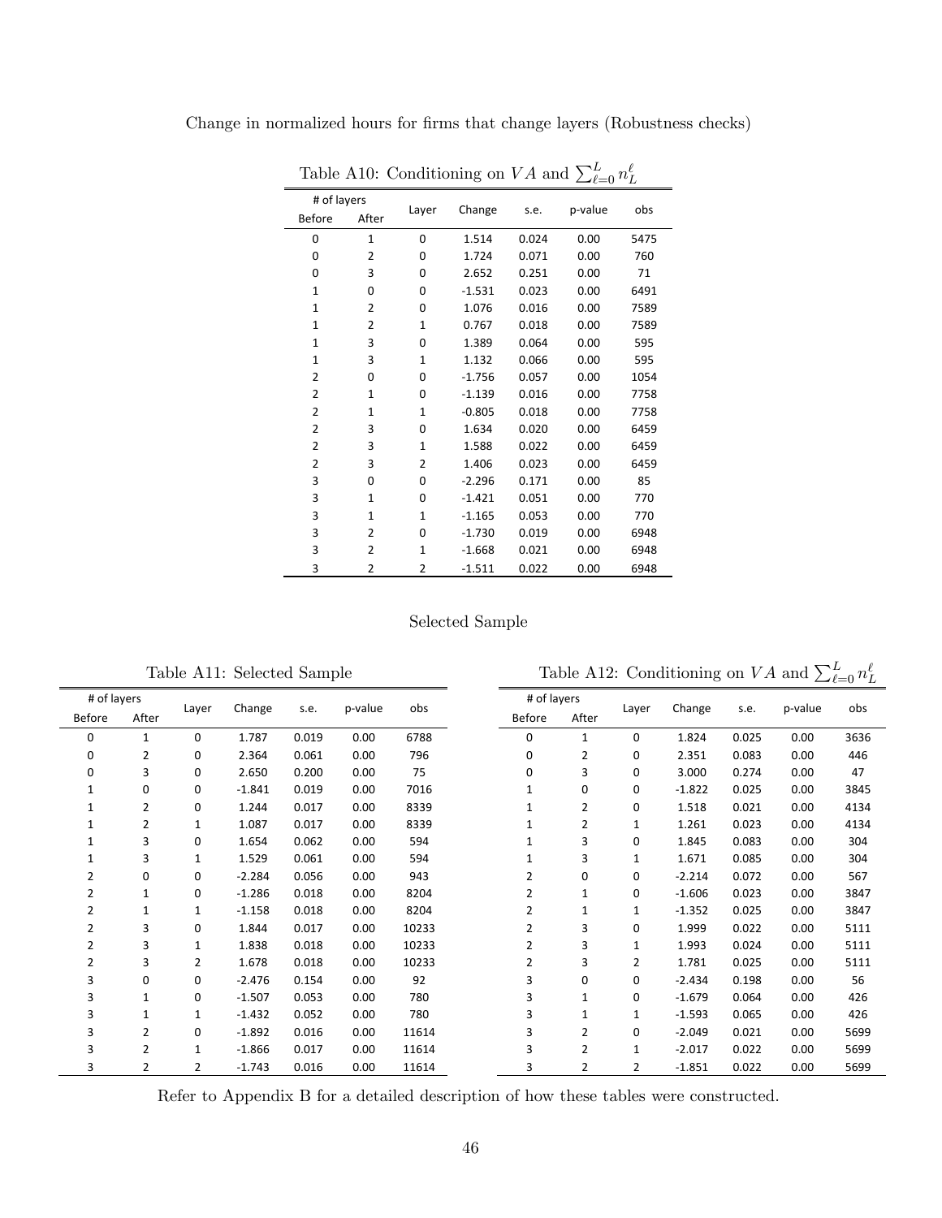Change in normalized hours for firms that change layers (Robustness checks)

Table A10: Conditioning on $VA$ and $\sum_{\ell=0}^{L} n_L^\ell$

| # of layers | | Layer | Change | s.e. | p-value | obs |
|---|---|---|---|---|---|---|
| Before | After | | | | | |
| 0 | 1 | 0 | 1.514 | 0.024 | 0.00 | 5475 |
| 0 | 2 | 0 | 1.724 | 0.071 | 0.00 | 760 |
| 0 | 3 | 0 | 2.652 | 0.251 | 0.00 | 71 |
| 1 | 0 | 0 | -1.531 | 0.023 | 0.00 | 6491 |
| 1 | 2 | 0 | 1.076 | 0.016 | 0.00 | 7589 |
| 1 | 2 | 1 | 0.767 | 0.018 | 0.00 | 7589 |
| 1 | 3 | 0 | 1.389 | 0.064 | 0.00 | 595 |
| 1 | 3 | 1 | 1.132 | 0.066 | 0.00 | 595 |
| 2 | 0 | 0 | -1.756 | 0.057 | 0.00 | 1054 |
| 2 | 1 | 0 | -1.139 | 0.016 | 0.00 | 7758 |
| 2 | 1 | 1 | -0.805 | 0.018 | 0.00 | 7758 |
| 2 | 3 | 0 | 1.634 | 0.020 | 0.00 | 6459 |
| 2 | 3 | 1 | 1.588 | 0.022 | 0.00 | 6459 |
| 2 | 3 | 2 | 1.406 | 0.023 | 0.00 | 6459 |
| 3 | 0 | 0 | -2.296 | 0.171 | 0.00 | 85 |
| 3 | 1 | 0 | -1.421 | 0.051 | 0.00 | 770 |
| 3 | 1 | 1 | -1.165 | 0.053 | 0.00 | 770 |
| 3 | 2 | 0 | -1.730 | 0.019 | 0.00 | 6948 |
| 3 | 2 | 1 | -1.668 | 0.021 | 0.00 | 6948 |
| 3 | 2 | 2 | -1.511 | 0.022 | 0.00 | 6948 |

Selected Sample

Table A11: Selected Sample

| # of layers | | Layer | Change | s.e. | p-value | obs |
|---|---|---|---|---|---|---|
| Before | After | | | | | |
| 0 | 1 | 0 | 1.787 | 0.019 | 0.00 | 6788 |
| 0 | 2 | 0 | 2.364 | 0.061 | 0.00 | 796 |
| 0 | 3 | 0 | 2.650 | 0.200 | 0.00 | 75 |
| 1 | 0 | 0 | -1.841 | 0.019 | 0.00 | 7016 |
| 1 | 2 | 0 | 1.244 | 0.017 | 0.00 | 8339 |
| 1 | 2 | 1 | 1.087 | 0.017 | 0.00 | 8339 |
| 1 | 3 | 0 | 1.654 | 0.062 | 0.00 | 594 |
| 1 | 3 | 1 | 1.529 | 0.061 | 0.00 | 594 |
| 2 | 0 | 0 | -2.284 | 0.056 | 0.00 | 943 |
| 2 | 1 | 0 | -1.286 | 0.018 | 0.00 | 8204 |
| 2 | 1 | 1 | -1.158 | 0.018 | 0.00 | 8204 |
| 2 | 3 | 0 | 1.844 | 0.017 | 0.00 | 10233 |
| 2 | 3 | 1 | 1.838 | 0.018 | 0.00 | 10233 |
| 2 | 3 | 2 | 1.678 | 0.018 | 0.00 | 10233 |
| 3 | 0 | 0 | -2.476 | 0.154 | 0.00 | 92 |
| 3 | 1 | 0 | -1.507 | 0.053 | 0.00 | 780 |
| 3 | 1 | 1 | -1.432 | 0.052 | 0.00 | 780 |
| 3 | 2 | 0 | -1.892 | 0.016 | 0.00 | 11614 |
| 3 | 2 | 1 | -1.866 | 0.017 | 0.00 | 11614 |
| 3 | 2 | 2 | -1.743 | 0.016 | 0.00 | 11614 |

Table A12: Conditioning on $VA$ and $\sum_{\ell=0}^{L} n_L^\ell$

| # of layers | | Layer | Change | s.e. | p-value | obs |
|---|---|---|---|---|---|---|
| Before | After | | | | | |
| 0 | 1 | 0 | 1.824 | 0.025 | 0.00 | 3636 |
| 0 | 2 | 0 | 2.351 | 0.083 | 0.00 | 446 |
| 0 | 3 | 0 | 3.000 | 0.274 | 0.00 | 47 |
| 1 | 0 | 0 | -1.822 | 0.025 | 0.00 | 3845 |
| 1 | 2 | 0 | 1.518 | 0.021 | 0.00 | 4134 |
| 1 | 2 | 1 | 1.261 | 0.023 | 0.00 | 4134 |
| 1 | 3 | 0 | 1.845 | 0.083 | 0.00 | 304 |
| 1 | 3 | 1 | 1.671 | 0.085 | 0.00 | 304 |
| 2 | 0 | 0 | -2.214 | 0.072 | 0.00 | 567 |
| 2 | 1 | 0 | -1.606 | 0.023 | 0.00 | 3847 |
| 2 | 1 | 1 | -1.352 | 0.025 | 0.00 | 3847 |
| 2 | 3 | 0 | 1.999 | 0.022 | 0.00 | 5111 |
| 2 | 3 | 1 | 1.993 | 0.024 | 0.00 | 5111 |
| 2 | 3 | 2 | 1.781 | 0.025 | 0.00 | 5111 |
| 3 | 0 | 0 | -2.434 | 0.198 | 0.00 | 56 |
| 3 | 1 | 0 | -1.679 | 0.064 | 0.00 | 426 |
| 3 | 1 | 1 | -1.593 | 0.065 | 0.00 | 426 |
| 3 | 2 | 0 | -2.049 | 0.021 | 0.00 | 5699 |
| 3 | 2 | 1 | -2.017 | 0.022 | 0.00 | 5699 |
| 3 | 2 | 2 | -1.851 | 0.022 | 0.00 | 5699 |

Refer to Appendix B for a detailed description of how these tables were constructed.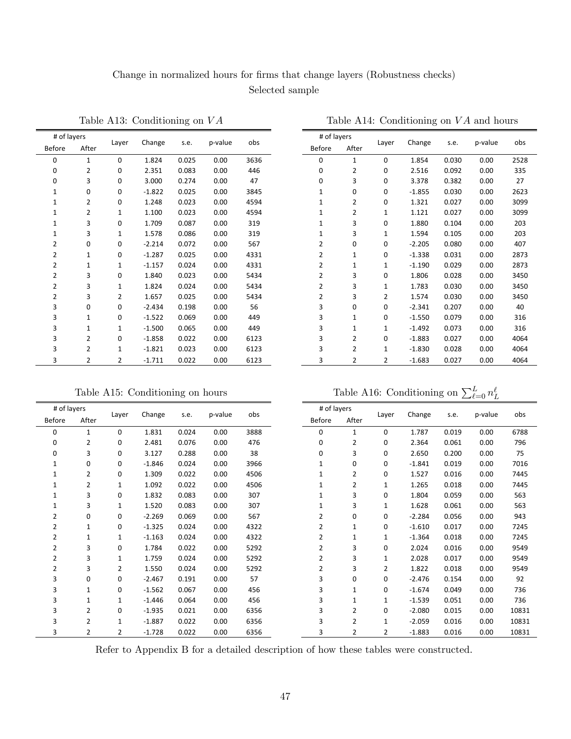Change in normalized hours for firms that change layers (Robustness checks)
Selected sample

Table A13: Conditioning on $VA$

| # of layers | | Layer | Change | s.e. | p-value | obs |
|---|---|---|---|---|---|---|
| Before | After | | | | | |
| 0 | 1 | 0 | 1.824 | 0.025 | 0.00 | 3636 |
| 0 | 2 | 0 | 2.351 | 0.083 | 0.00 | 446 |
| 0 | 3 | 0 | 3.000 | 0.274 | 0.00 | 47 |
| 1 | 0 | 0 | -1.822 | 0.025 | 0.00 | 3845 |
| 1 | 2 | 0 | 1.248 | 0.023 | 0.00 | 4594 |
| 1 | 2 | 1 | 1.100 | 0.023 | 0.00 | 4594 |
| 1 | 3 | 0 | 1.709 | 0.087 | 0.00 | 319 |
| 1 | 3 | 1 | 1.578 | 0.086 | 0.00 | 319 |
| 2 | 0 | 0 | -2.214 | 0.072 | 0.00 | 567 |
| 2 | 1 | 0 | -1.287 | 0.025 | 0.00 | 4331 |
| 2 | 1 | 1 | -1.157 | 0.024 | 0.00 | 4331 |
| 2 | 3 | 0 | 1.840 | 0.023 | 0.00 | 5434 |
| 2 | 3 | 1 | 1.824 | 0.024 | 0.00 | 5434 |
| 2 | 3 | 2 | 1.657 | 0.025 | 0.00 | 5434 |
| 3 | 0 | 0 | -2.434 | 0.198 | 0.00 | 56 |
| 3 | 1 | 0 | -1.522 | 0.069 | 0.00 | 449 |
| 3 | 1 | 1 | -1.500 | 0.065 | 0.00 | 449 |
| 3 | 2 | 0 | -1.858 | 0.022 | 0.00 | 6123 |
| 3 | 2 | 1 | -1.821 | 0.023 | 0.00 | 6123 |
| 3 | 2 | 2 | -1.711 | 0.022 | 0.00 | 6123 |

Table A14: Conditioning on $VA$ and hours

| # of layers | | Layer | Change | s.e. | p-value | obs |
|---|---|---|---|---|---|---|
| Before | After | | | | | |
| 0 | 1 | 0 | 1.854 | 0.030 | 0.00 | 2528 |
| 0 | 2 | 0 | 2.516 | 0.092 | 0.00 | 335 |
| 0 | 3 | 0 | 3.378 | 0.382 | 0.00 | 27 |
| 1 | 0 | 0 | -1.855 | 0.030 | 0.00 | 2623 |
| 1 | 2 | 0 | 1.321 | 0.027 | 0.00 | 3099 |
| 1 | 2 | 1 | 1.121 | 0.027 | 0.00 | 3099 |
| 1 | 3 | 0 | 1.880 | 0.104 | 0.00 | 203 |
| 1 | 3 | 1 | 1.594 | 0.105 | 0.00 | 203 |
| 2 | 0 | 0 | -2.205 | 0.080 | 0.00 | 407 |
| 2 | 1 | 0 | -1.338 | 0.031 | 0.00 | 2873 |
| 2 | 1 | 1 | -1.190 | 0.029 | 0.00 | 2873 |
| 2 | 3 | 0 | 1.806 | 0.028 | 0.00 | 3450 |
| 2 | 3 | 1 | 1.783 | 0.030 | 0.00 | 3450 |
| 2 | 3 | 2 | 1.574 | 0.030 | 0.00 | 3450 |
| 3 | 0 | 0 | -2.341 | 0.207 | 0.00 | 40 |
| 3 | 1 | 0 | -1.550 | 0.079 | 0.00 | 316 |
| 3 | 1 | 1 | -1.492 | 0.073 | 0.00 | 316 |
| 3 | 2 | 0 | -1.883 | 0.027 | 0.00 | 4064 |
| 3 | 2 | 1 | -1.830 | 0.028 | 0.00 | 4064 |
| 3 | 2 | 2 | -1.683 | 0.027 | 0.00 | 4064 |

Table A15: Conditioning on hours

| # of layers | | Layer | Change | s.e. | p-value | obs |
|---|---|---|---|---|---|---|
| Before | After | | | | | |
| 0 | 1 | 0 | 1.831 | 0.024 | 0.00 | 3888 |
| 0 | 2 | 0 | 2.481 | 0.076 | 0.00 | 476 |
| 0 | 3 | 0 | 3.127 | 0.288 | 0.00 | 38 |
| 1 | 0 | 0 | -1.846 | 0.024 | 0.00 | 3966 |
| 1 | 2 | 0 | 1.309 | 0.022 | 0.00 | 4506 |
| 1 | 2 | 1 | 1.092 | 0.022 | 0.00 | 4506 |
| 1 | 3 | 0 | 1.832 | 0.083 | 0.00 | 307 |
| 1 | 3 | 1 | 1.520 | 0.083 | 0.00 | 307 |
| 2 | 0 | 0 | -2.269 | 0.069 | 0.00 | 567 |
| 2 | 1 | 0 | -1.325 | 0.024 | 0.00 | 4322 |
| 2 | 1 | 1 | -1.163 | 0.024 | 0.00 | 4322 |
| 2 | 3 | 0 | 1.784 | 0.022 | 0.00 | 5292 |
| 2 | 3 | 1 | 1.759 | 0.024 | 0.00 | 5292 |
| 2 | 3 | 2 | 1.550 | 0.024 | 0.00 | 5292 |
| 3 | 0 | 0 | -2.467 | 0.191 | 0.00 | 57 |
| 3 | 1 | 0 | -1.562 | 0.067 | 0.00 | 456 |
| 3 | 1 | 1 | -1.446 | 0.064 | 0.00 | 456 |
| 3 | 2 | 0 | -1.935 | 0.021 | 0.00 | 6356 |
| 3 | 2 | 1 | -1.887 | 0.022 | 0.00 | 6356 |
| 3 | 2 | 2 | -1.728 | 0.022 | 0.00 | 6356 |

Table A16: Conditioning on $\sum_{\ell=0}^{L} n_L^{\ell}$

| # of layers | | Layer | Change | s.e. | p-value | obs |
|---|---|---|---|---|---|---|
| Before | After | | | | | |
| 0 | 1 | 0 | 1.787 | 0.019 | 0.00 | 6788 |
| 0 | 2 | 0 | 2.364 | 0.061 | 0.00 | 796 |
| 0 | 3 | 0 | 2.650 | 0.200 | 0.00 | 75 |
| 1 | 0 | 0 | -1.841 | 0.019 | 0.00 | 7016 |
| 1 | 2 | 0 | 1.527 | 0.016 | 0.00 | 7445 |
| 1 | 2 | 1 | 1.265 | 0.018 | 0.00 | 7445 |
| 1 | 3 | 0 | 1.804 | 0.059 | 0.00 | 563 |
| 1 | 3 | 1 | 1.628 | 0.061 | 0.00 | 563 |
| 2 | 0 | 0 | -2.284 | 0.056 | 0.00 | 943 |
| 2 | 1 | 0 | -1.610 | 0.017 | 0.00 | 7245 |
| 2 | 1 | 1 | -1.364 | 0.018 | 0.00 | 7245 |
| 2 | 3 | 0 | 2.024 | 0.016 | 0.00 | 9549 |
| 2 | 3 | 1 | 2.028 | 0.017 | 0.00 | 9549 |
| 2 | 3 | 2 | 1.822 | 0.018 | 0.00 | 9549 |
| 3 | 0 | 0 | -2.476 | 0.154 | 0.00 | 92 |
| 3 | 1 | 0 | -1.674 | 0.049 | 0.00 | 736 |
| 3 | 1 | 1 | -1.539 | 0.051 | 0.00 | 736 |
| 3 | 2 | 0 | -2.080 | 0.015 | 0.00 | 10831 |
| 3 | 2 | 1 | -2.059 | 0.016 | 0.00 | 10831 |
| 3 | 2 | 2 | -1.883 | 0.016 | 0.00 | 10831 |

Refer to Appendix B for a detailed description of how these tables were constructed.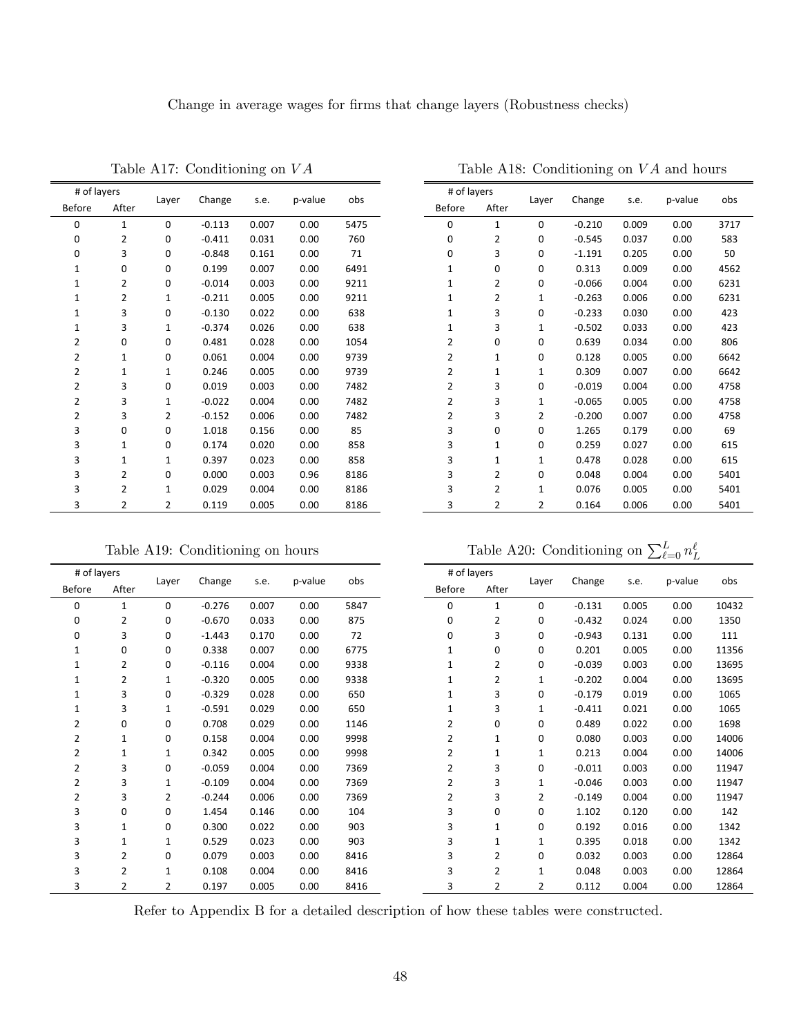Change in average wages for firms that change layers (Robustness checks)

Table A17: Conditioning on $VA$

| # of layers | | Layer | Change | s.e. | p-value | obs |
|---|---|---|---|---|---|---|
| Before | After | | | | | |
| 0 | 1 | 0 | -0.113 | 0.007 | 0.00 | 5475 |
| 0 | 2 | 0 | -0.411 | 0.031 | 0.00 | 760 |
| 0 | 3 | 0 | -0.848 | 0.161 | 0.00 | 71 |
| 1 | 0 | 0 | 0.199 | 0.007 | 0.00 | 6491 |
| 1 | 2 | 0 | -0.014 | 0.003 | 0.00 | 9211 |
| 1 | 2 | 1 | -0.211 | 0.005 | 0.00 | 9211 |
| 1 | 3 | 0 | -0.130 | 0.022 | 0.00 | 638 |
| 1 | 3 | 1 | -0.374 | 0.026 | 0.00 | 638 |
| 2 | 0 | 0 | 0.481 | 0.028 | 0.00 | 1054 |
| 2 | 1 | 0 | 0.061 | 0.004 | 0.00 | 9739 |
| 2 | 1 | 1 | 0.246 | 0.005 | 0.00 | 9739 |
| 2 | 3 | 0 | 0.019 | 0.003 | 0.00 | 7482 |
| 2 | 3 | 1 | -0.022 | 0.004 | 0.00 | 7482 |
| 2 | 3 | 2 | -0.152 | 0.006 | 0.00 | 7482 |
| 3 | 0 | 0 | 1.018 | 0.156 | 0.00 | 85 |
| 3 | 1 | 0 | 0.174 | 0.020 | 0.00 | 858 |
| 3 | 1 | 1 | 0.397 | 0.023 | 0.00 | 858 |
| 3 | 2 | 0 | 0.000 | 0.003 | 0.96 | 8186 |
| 3 | 2 | 1 | 0.029 | 0.004 | 0.00 | 8186 |
| 3 | 2 | 2 | 0.119 | 0.005 | 0.00 | 8186 |

Table A18: Conditioning on $VA$ and hours

| # of layers | | Layer | Change | s.e. | p-value | obs |
|---|---|---|---|---|---|---|
| Before | After | | | | | |
| 0 | 1 | 0 | -0.210 | 0.009 | 0.00 | 3717 |
| 0 | 2 | 0 | -0.545 | 0.037 | 0.00 | 583 |
| 0 | 3 | 0 | -1.191 | 0.205 | 0.00 | 50 |
| 1 | 0 | 0 | 0.313 | 0.009 | 0.00 | 4562 |
| 1 | 2 | 0 | -0.066 | 0.004 | 0.00 | 6231 |
| 1 | 2 | 1 | -0.263 | 0.006 | 0.00 | 6231 |
| 1 | 3 | 0 | -0.233 | 0.030 | 0.00 | 423 |
| 1 | 3 | 1 | -0.502 | 0.033 | 0.00 | 423 |
| 2 | 0 | 0 | 0.639 | 0.034 | 0.00 | 806 |
| 2 | 1 | 0 | 0.128 | 0.005 | 0.00 | 6642 |
| 2 | 1 | 1 | 0.309 | 0.007 | 0.00 | 6642 |
| 2 | 3 | 0 | -0.019 | 0.004 | 0.00 | 4758 |
| 2 | 3 | 1 | -0.065 | 0.005 | 0.00 | 4758 |
| 2 | 3 | 2 | -0.200 | 0.007 | 0.00 | 4758 |
| 3 | 0 | 0 | 1.265 | 0.179 | 0.00 | 69 |
| 3 | 1 | 0 | 0.259 | 0.027 | 0.00 | 615 |
| 3 | 1 | 1 | 0.478 | 0.028 | 0.00 | 615 |
| 3 | 2 | 0 | 0.048 | 0.004 | 0.00 | 5401 |
| 3 | 2 | 1 | 0.076 | 0.005 | 0.00 | 5401 |
| 3 | 2 | 2 | 0.164 | 0.006 | 0.00 | 5401 |

Table A19: Conditioning on hours

| # of layers | | Layer | Change | s.e. | p-value | obs |
|---|---|---|---|---|---|---|
| Before | After | | | | | |
| 0 | 1 | 0 | -0.276 | 0.007 | 0.00 | 5847 |
| 0 | 2 | 0 | -0.670 | 0.033 | 0.00 | 875 |
| 0 | 3 | 0 | -1.443 | 0.170 | 0.00 | 72 |
| 1 | 0 | 0 | 0.338 | 0.007 | 0.00 | 6775 |
| 1 | 2 | 0 | -0.116 | 0.004 | 0.00 | 9338 |
| 1 | 2 | 1 | -0.320 | 0.005 | 0.00 | 9338 |
| 1 | 3 | 0 | -0.329 | 0.028 | 0.00 | 650 |
| 1 | 3 | 1 | -0.591 | 0.029 | 0.00 | 650 |
| 2 | 0 | 0 | 0.708 | 0.029 | 0.00 | 1146 |
| 2 | 1 | 0 | 0.158 | 0.004 | 0.00 | 9998 |
| 2 | 1 | 1 | 0.342 | 0.005 | 0.00 | 9998 |
| 2 | 3 | 0 | -0.059 | 0.004 | 0.00 | 7369 |
| 2 | 3 | 1 | -0.109 | 0.004 | 0.00 | 7369 |
| 2 | 3 | 2 | -0.244 | 0.006 | 0.00 | 7369 |
| 3 | 0 | 0 | 1.454 | 0.146 | 0.00 | 104 |
| 3 | 1 | 0 | 0.300 | 0.022 | 0.00 | 903 |
| 3 | 1 | 1 | 0.529 | 0.023 | 0.00 | 903 |
| 3 | 2 | 0 | 0.079 | 0.003 | 0.00 | 8416 |
| 3 | 2 | 1 | 0.108 | 0.004 | 0.00 | 8416 |
| 3 | 2 | 2 | 0.197 | 0.005 | 0.00 | 8416 |

Table A20: Conditioning on $\sum_{\ell=0}^{L} n_L^{\ell}$

| # of layers | | Layer | Change | s.e. | p-value | obs |
|---|---|---|---|---|---|---|
| Before | After | | | | | |
| 0 | 1 | 0 | -0.131 | 0.005 | 0.00 | 10432 |
| 0 | 2 | 0 | -0.432 | 0.024 | 0.00 | 1350 |
| 0 | 3 | 0 | -0.943 | 0.131 | 0.00 | 111 |
| 1 | 0 | 0 | 0.201 | 0.005 | 0.00 | 11356 |
| 1 | 2 | 0 | -0.039 | 0.003 | 0.00 | 13695 |
| 1 | 2 | 1 | -0.202 | 0.004 | 0.00 | 13695 |
| 1 | 3 | 0 | -0.179 | 0.019 | 0.00 | 1065 |
| 1 | 3 | 1 | -0.411 | 0.021 | 0.00 | 1065 |
| 2 | 0 | 0 | 0.489 | 0.022 | 0.00 | 1698 |
| 2 | 1 | 0 | 0.080 | 0.003 | 0.00 | 14006 |
| 2 | 1 | 1 | 0.213 | 0.004 | 0.00 | 14006 |
| 2 | 3 | 0 | -0.011 | 0.003 | 0.00 | 11947 |
| 2 | 3 | 1 | -0.046 | 0.003 | 0.00 | 11947 |
| 2 | 3 | 2 | -0.149 | 0.004 | 0.00 | 11947 |
| 3 | 0 | 0 | 1.102 | 0.120 | 0.00 | 142 |
| 3 | 1 | 0 | 0.192 | 0.016 | 0.00 | 1342 |
| 3 | 1 | 1 | 0.395 | 0.018 | 0.00 | 1342 |
| 3 | 2 | 0 | 0.032 | 0.003 | 0.00 | 12864 |
| 3 | 2 | 1 | 0.048 | 0.003 | 0.00 | 12864 |
| 3 | 2 | 2 | 0.112 | 0.004 | 0.00 | 12864 |

Refer to Appendix B for a detailed description of how these tables were constructed.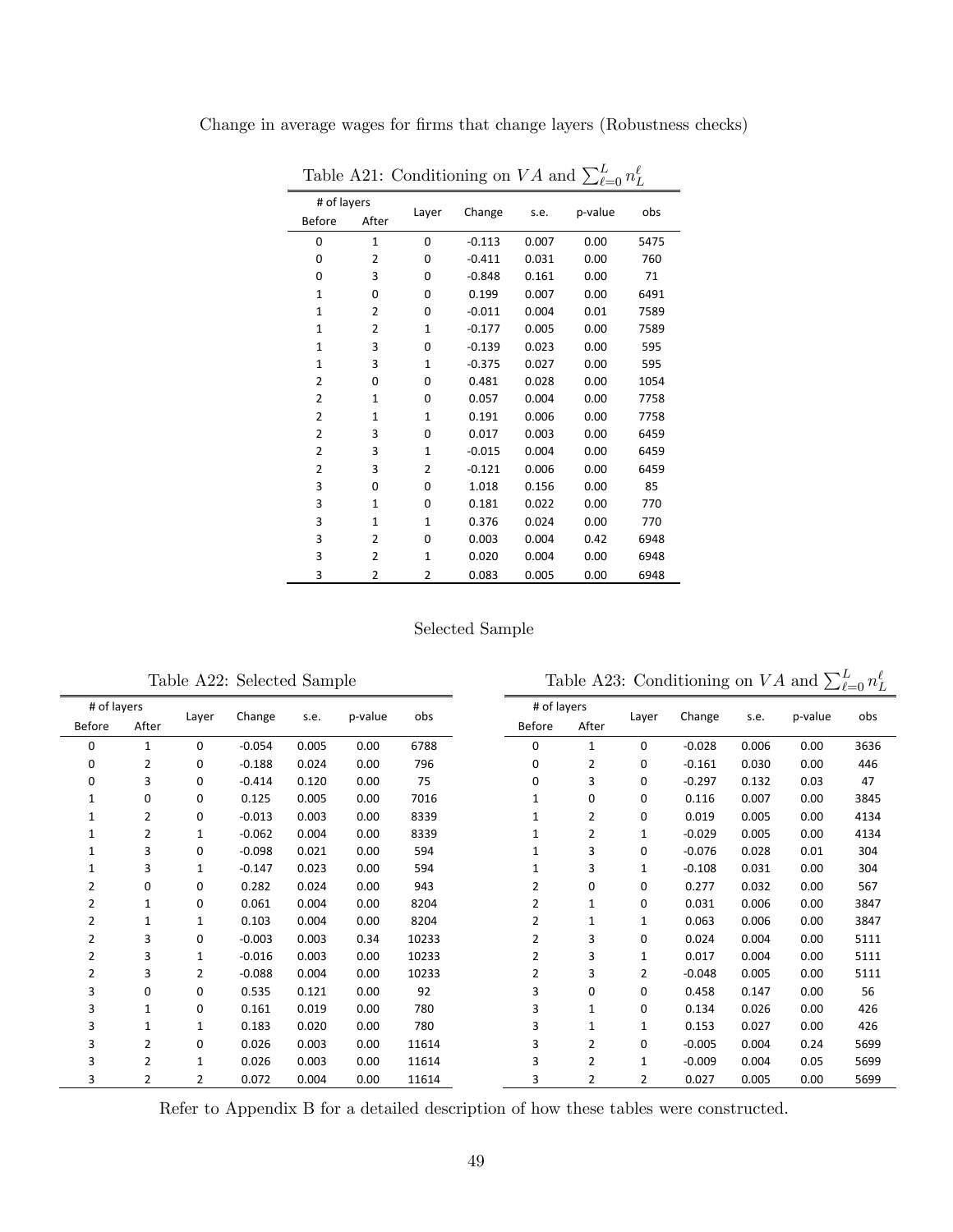Change in average wages for firms that change layers (Robustness checks)

Table A21: Conditioning on $VA$ and $\sum_{\ell=0}^{L} n_L^{\ell}$

| # of layers Before | After | Layer | Change | s.e. | p-value | obs |
|---|---|---|---|---|---|---|
| 0 | 1 | 0 | -0.113 | 0.007 | 0.00 | 5475 |
| 0 | 2 | 0 | -0.411 | 0.031 | 0.00 | 760 |
| 0 | 3 | 0 | -0.848 | 0.161 | 0.00 | 71 |
| 1 | 0 | 0 | 0.199 | 0.007 | 0.00 | 6491 |
| 1 | 2 | 0 | -0.011 | 0.004 | 0.01 | 7589 |
| 1 | 2 | 1 | -0.177 | 0.005 | 0.00 | 7589 |
| 1 | 3 | 0 | -0.139 | 0.023 | 0.00 | 595 |
| 1 | 3 | 1 | -0.375 | 0.027 | 0.00 | 595 |
| 2 | 0 | 0 | 0.481 | 0.028 | 0.00 | 1054 |
| 2 | 1 | 0 | 0.057 | 0.004 | 0.00 | 7758 |
| 2 | 1 | 1 | 0.191 | 0.006 | 0.00 | 7758 |
| 2 | 3 | 0 | 0.017 | 0.003 | 0.00 | 6459 |
| 2 | 3 | 1 | -0.015 | 0.004 | 0.00 | 6459 |
| 2 | 3 | 2 | -0.121 | 0.006 | 0.00 | 6459 |
| 3 | 0 | 0 | 1.018 | 0.156 | 0.00 | 85 |
| 3 | 1 | 0 | 0.181 | 0.022 | 0.00 | 770 |
| 3 | 1 | 1 | 0.376 | 0.024 | 0.00 | 770 |
| 3 | 2 | 0 | 0.003 | 0.004 | 0.42 | 6948 |
| 3 | 2 | 1 | 0.020 | 0.004 | 0.00 | 6948 |
| 3 | 2 | 2 | 0.083 | 0.005 | 0.00 | 6948 |

Selected Sample

Table A22: Selected Sample

| # of layers Before | After | Layer | Change | s.e. | p-value | obs |
|---|---|---|---|---|---|---|
| 0 | 1 | 0 | -0.054 | 0.005 | 0.00 | 6788 |
| 0 | 2 | 0 | -0.188 | 0.024 | 0.00 | 796 |
| 0 | 3 | 0 | -0.414 | 0.120 | 0.00 | 75 |
| 1 | 0 | 0 | 0.125 | 0.005 | 0.00 | 7016 |
| 1 | 2 | 0 | -0.013 | 0.003 | 0.00 | 8339 |
| 1 | 2 | 1 | -0.062 | 0.004 | 0.00 | 8339 |
| 1 | 3 | 0 | -0.098 | 0.021 | 0.00 | 594 |
| 1 | 3 | 1 | -0.147 | 0.023 | 0.00 | 594 |
| 2 | 0 | 0 | 0.282 | 0.024 | 0.00 | 943 |
| 2 | 1 | 0 | 0.061 | 0.004 | 0.00 | 8204 |
| 2 | 1 | 1 | 0.103 | 0.004 | 0.00 | 8204 |
| 2 | 3 | 0 | -0.003 | 0.003 | 0.34 | 10233 |
| 2 | 3 | 1 | -0.016 | 0.003 | 0.00 | 10233 |
| 2 | 3 | 2 | -0.088 | 0.004 | 0.00 | 10233 |
| 3 | 0 | 0 | 0.535 | 0.121 | 0.00 | 92 |
| 3 | 1 | 0 | 0.161 | 0.019 | 0.00 | 780 |
| 3 | 1 | 1 | 0.183 | 0.020 | 0.00 | 780 |
| 3 | 2 | 0 | 0.026 | 0.003 | 0.00 | 11614 |
| 3 | 2 | 1 | 0.026 | 0.003 | 0.00 | 11614 |
| 3 | 2 | 2 | 0.072 | 0.004 | 0.00 | 11614 |

Table A23: Conditioning on $VA$ and $\sum_{\ell=0}^{L} n_L^{\ell}$

| # of layers Before | After | Layer | Change | s.e. | p-value | obs |
|---|---|---|---|---|---|---|
| 0 | 1 | 0 | -0.028 | 0.006 | 0.00 | 3636 |
| 0 | 2 | 0 | -0.161 | 0.030 | 0.00 | 446 |
| 0 | 3 | 0 | -0.297 | 0.132 | 0.03 | 47 |
| 1 | 0 | 0 | 0.116 | 0.007 | 0.00 | 3845 |
| 1 | 2 | 0 | 0.019 | 0.005 | 0.00 | 4134 |
| 1 | 2 | 1 | -0.029 | 0.005 | 0.00 | 4134 |
| 1 | 3 | 0 | -0.076 | 0.028 | 0.01 | 304 |
| 1 | 3 | 1 | -0.108 | 0.031 | 0.00 | 304 |
| 2 | 0 | 0 | 0.277 | 0.032 | 0.00 | 567 |
| 2 | 1 | 0 | 0.031 | 0.006 | 0.00 | 3847 |
| 2 | 1 | 1 | 0.063 | 0.006 | 0.00 | 3847 |
| 2 | 3 | 0 | 0.024 | 0.004 | 0.00 | 5111 |
| 2 | 3 | 1 | 0.017 | 0.004 | 0.00 | 5111 |
| 2 | 3 | 2 | -0.048 | 0.005 | 0.00 | 5111 |
| 3 | 0 | 0 | 0.458 | 0.147 | 0.00 | 56 |
| 3 | 1 | 0 | 0.134 | 0.026 | 0.00 | 426 |
| 3 | 1 | 1 | 0.153 | 0.027 | 0.00 | 426 |
| 3 | 2 | 0 | -0.005 | 0.004 | 0.24 | 5699 |
| 3 | 2 | 1 | -0.009 | 0.004 | 0.05 | 5699 |
| 3 | 2 | 2 | 0.027 | 0.005 | 0.00 | 5699 |

Refer to Appendix B for a detailed description of how these tables were constructed.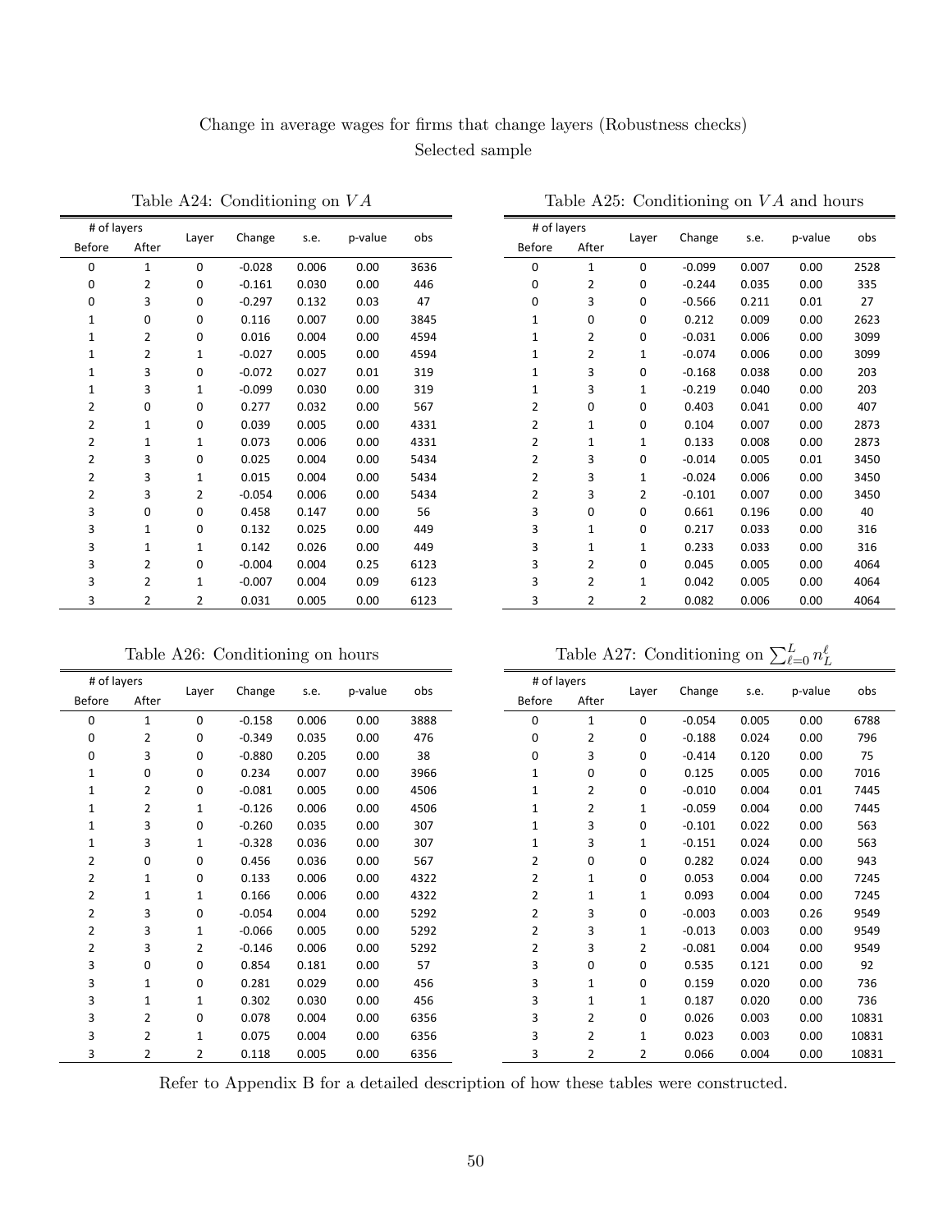Change in average wages for firms that change layers (Robustness checks)

Selected sample

Table A24: Conditioning on $VA$

| # of layers | | Layer | Change | s.e. | p-value | obs |
|---|---|---|---|---|---|---|
| Before | After | | | | | |
| 0 | 1 | 0 | -0.028 | 0.006 | 0.00 | 3636 |
| 0 | 2 | 0 | -0.161 | 0.030 | 0.00 | 446 |
| 0 | 3 | 0 | -0.297 | 0.132 | 0.03 | 47 |
| 1 | 0 | 0 | 0.116 | 0.007 | 0.00 | 3845 |
| 1 | 2 | 0 | 0.016 | 0.004 | 0.00 | 4594 |
| 1 | 2 | 1 | -0.027 | 0.005 | 0.00 | 4594 |
| 1 | 3 | 0 | -0.072 | 0.027 | 0.01 | 319 |
| 1 | 3 | 1 | -0.099 | 0.030 | 0.00 | 319 |
| 2 | 0 | 0 | 0.277 | 0.032 | 0.00 | 567 |
| 2 | 1 | 0 | 0.039 | 0.005 | 0.00 | 4331 |
| 2 | 1 | 1 | 0.073 | 0.006 | 0.00 | 4331 |
| 2 | 3 | 0 | 0.025 | 0.004 | 0.00 | 5434 |
| 2 | 3 | 1 | 0.015 | 0.004 | 0.00 | 5434 |
| 2 | 3 | 2 | -0.054 | 0.006 | 0.00 | 5434 |
| 3 | 0 | 0 | 0.458 | 0.147 | 0.00 | 56 |
| 3 | 1 | 0 | 0.132 | 0.025 | 0.00 | 449 |
| 3 | 1 | 1 | 0.142 | 0.026 | 0.00 | 449 |
| 3 | 2 | 0 | -0.004 | 0.004 | 0.25 | 6123 |
| 3 | 2 | 1 | -0.007 | 0.004 | 0.09 | 6123 |
| 3 | 2 | 2 | 0.031 | 0.005 | 0.00 | 6123 |

Table A25: Conditioning on $VA$ and hours

| # of layers | | Layer | Change | s.e. | p-value | obs |
|---|---|---|---|---|---|---|
| Before | After | | | | | |
| 0 | 1 | 0 | -0.099 | 0.007 | 0.00 | 2528 |
| 0 | 2 | 0 | -0.244 | 0.035 | 0.00 | 335 |
| 0 | 3 | 0 | -0.566 | 0.211 | 0.01 | 27 |
| 1 | 0 | 0 | 0.212 | 0.009 | 0.00 | 2623 |
| 1 | 2 | 0 | -0.031 | 0.006 | 0.00 | 3099 |
| 1 | 2 | 1 | -0.074 | 0.006 | 0.00 | 3099 |
| 1 | 3 | 0 | -0.168 | 0.038 | 0.00 | 203 |
| 1 | 3 | 1 | -0.219 | 0.040 | 0.00 | 203 |
| 2 | 0 | 0 | 0.403 | 0.041 | 0.00 | 407 |
| 2 | 1 | 0 | 0.104 | 0.007 | 0.00 | 2873 |
| 2 | 1 | 1 | 0.133 | 0.008 | 0.00 | 2873 |
| 2 | 3 | 0 | -0.014 | 0.005 | 0.01 | 3450 |
| 2 | 3 | 1 | -0.024 | 0.006 | 0.00 | 3450 |
| 2 | 3 | 2 | -0.101 | 0.007 | 0.00 | 3450 |
| 3 | 0 | 0 | 0.661 | 0.196 | 0.00 | 40 |
| 3 | 1 | 0 | 0.217 | 0.033 | 0.00 | 316 |
| 3 | 1 | 1 | 0.233 | 0.033 | 0.00 | 316 |
| 3 | 2 | 0 | 0.045 | 0.005 | 0.00 | 4064 |
| 3 | 2 | 1 | 0.042 | 0.005 | 0.00 | 4064 |
| 3 | 2 | 2 | 0.082 | 0.006 | 0.00 | 4064 |

Table A26: Conditioning on hours

| # of layers | | Layer | Change | s.e. | p-value | obs |
|---|---|---|---|---|---|---|
| Before | After | | | | | |
| 0 | 1 | 0 | -0.158 | 0.006 | 0.00 | 3888 |
| 0 | 2 | 0 | -0.349 | 0.035 | 0.00 | 476 |
| 0 | 3 | 0 | -0.880 | 0.205 | 0.00 | 38 |
| 1 | 0 | 0 | 0.234 | 0.007 | 0.00 | 3966 |
| 1 | 2 | 0 | -0.081 | 0.005 | 0.00 | 4506 |
| 1 | 2 | 1 | -0.126 | 0.006 | 0.00 | 4506 |
| 1 | 3 | 0 | -0.260 | 0.035 | 0.00 | 307 |
| 1 | 3 | 1 | -0.328 | 0.036 | 0.00 | 307 |
| 2 | 0 | 0 | 0.456 | 0.036 | 0.00 | 567 |
| 2 | 1 | 0 | 0.133 | 0.006 | 0.00 | 4322 |
| 2 | 1 | 1 | 0.166 | 0.006 | 0.00 | 4322 |
| 2 | 3 | 0 | -0.054 | 0.004 | 0.00 | 5292 |
| 2 | 3 | 1 | -0.066 | 0.005 | 0.00 | 5292 |
| 2 | 3 | 2 | -0.146 | 0.006 | 0.00 | 5292 |
| 3 | 0 | 0 | 0.854 | 0.181 | 0.00 | 57 |
| 3 | 1 | 0 | 0.281 | 0.029 | 0.00 | 456 |
| 3 | 1 | 1 | 0.302 | 0.030 | 0.00 | 456 |
| 3 | 2 | 0 | 0.078 | 0.004 | 0.00 | 6356 |
| 3 | 2 | 1 | 0.075 | 0.004 | 0.00 | 6356 |
| 3 | 2 | 2 | 0.118 | 0.005 | 0.00 | 6356 |

Table A27: Conditioning on $\sum_{\ell=0}^{L} n_L^\ell$

| # of layers | | Layer | Change | s.e. | p-value | obs |
|---|---|---|---|---|---|---|
| Before | After | | | | | |
| 0 | 1 | 0 | -0.054 | 0.005 | 0.00 | 6788 |
| 0 | 2 | 0 | -0.188 | 0.024 | 0.00 | 796 |
| 0 | 3 | 0 | -0.414 | 0.120 | 0.00 | 75 |
| 1 | 0 | 0 | 0.125 | 0.005 | 0.00 | 7016 |
| 1 | 2 | 0 | -0.010 | 0.004 | 0.01 | 7445 |
| 1 | 2 | 1 | -0.059 | 0.004 | 0.00 | 7445 |
| 1 | 3 | 0 | -0.101 | 0.022 | 0.00 | 563 |
| 1 | 3 | 1 | -0.151 | 0.024 | 0.00 | 563 |
| 2 | 0 | 0 | 0.282 | 0.024 | 0.00 | 943 |
| 2 | 1 | 0 | 0.053 | 0.004 | 0.00 | 7245 |
| 2 | 1 | 1 | 0.093 | 0.004 | 0.00 | 7245 |
| 2 | 3 | 0 | -0.003 | 0.003 | 0.26 | 9549 |
| 2 | 3 | 1 | -0.013 | 0.003 | 0.00 | 9549 |
| 2 | 3 | 2 | -0.081 | 0.004 | 0.00 | 9549 |
| 3 | 0 | 0 | 0.535 | 0.121 | 0.00 | 92 |
| 3 | 1 | 0 | 0.159 | 0.020 | 0.00 | 736 |
| 3 | 1 | 1 | 0.187 | 0.020 | 0.00 | 736 |
| 3 | 2 | 0 | 0.026 | 0.003 | 0.00 | 10831 |
| 3 | 2 | 1 | 0.023 | 0.003 | 0.00 | 10831 |
| 3 | 2 | 2 | 0.066 | 0.004 | 0.00 | 10831 |

Refer to Appendix B for a detailed description of how these tables were constructed.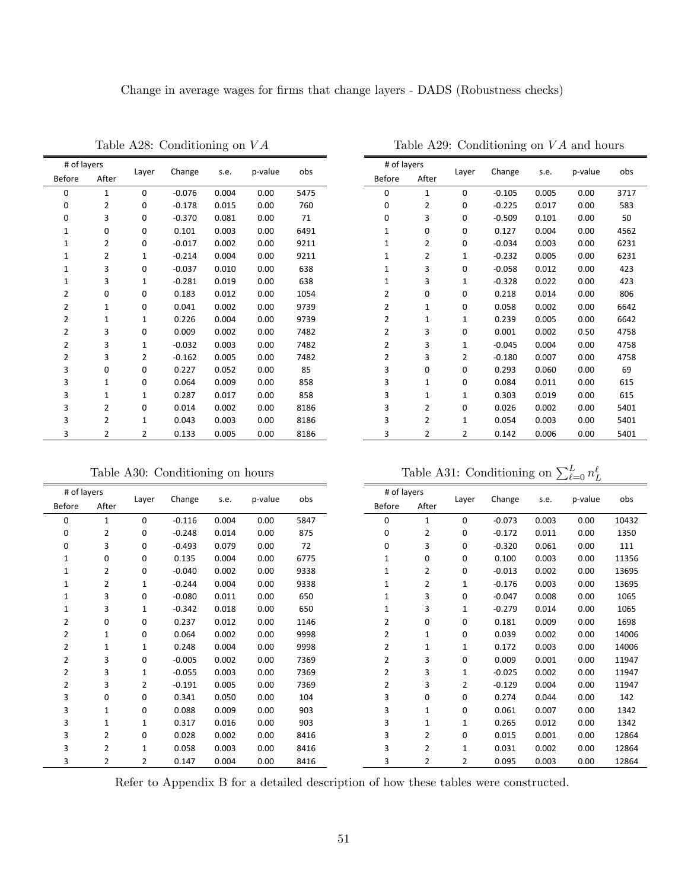Change in average wages for firms that change layers - DADS (Robustness checks)

Table A28: Conditioning on $VA$

| # of layers | | Layer | Change | s.e. | p-value | obs |
|---|---|---|---|---|---|---|
| Before | After | | | | | |
| 0 | 1 | 0 | -0.076 | 0.004 | 0.00 | 5475 |
| 0 | 2 | 0 | -0.178 | 0.015 | 0.00 | 760 |
| 0 | 3 | 0 | -0.370 | 0.081 | 0.00 | 71 |
| 1 | 0 | 0 | 0.101 | 0.003 | 0.00 | 6491 |
| 1 | 2 | 0 | -0.017 | 0.002 | 0.00 | 9211 |
| 1 | 2 | 1 | -0.214 | 0.004 | 0.00 | 9211 |
| 1 | 3 | 0 | -0.037 | 0.010 | 0.00 | 638 |
| 1 | 3 | 1 | -0.281 | 0.019 | 0.00 | 638 |
| 2 | 0 | 0 | 0.183 | 0.012 | 0.00 | 1054 |
| 2 | 1 | 0 | 0.041 | 0.002 | 0.00 | 9739 |
| 2 | 1 | 1 | 0.226 | 0.004 | 0.00 | 9739 |
| 2 | 3 | 0 | 0.009 | 0.002 | 0.00 | 7482 |
| 2 | 3 | 1 | -0.032 | 0.003 | 0.00 | 7482 |
| 2 | 3 | 2 | -0.162 | 0.005 | 0.00 | 7482 |
| 3 | 0 | 0 | 0.227 | 0.052 | 0.00 | 85 |
| 3 | 1 | 0 | 0.064 | 0.009 | 0.00 | 858 |
| 3 | 1 | 1 | 0.287 | 0.017 | 0.00 | 858 |
| 3 | 2 | 0 | 0.014 | 0.002 | 0.00 | 8186 |
| 3 | 2 | 1 | 0.043 | 0.003 | 0.00 | 8186 |
| 3 | 2 | 2 | 0.133 | 0.005 | 0.00 | 8186 |

Table A29: Conditioning on $VA$ and hours

| # of layers | | Layer | Change | s.e. | p-value | obs |
|---|---|---|---|---|---|---|
| Before | After | | | | | |
| 0 | 1 | 0 | -0.105 | 0.005 | 0.00 | 3717 |
| 0 | 2 | 0 | -0.225 | 0.017 | 0.00 | 583 |
| 0 | 3 | 0 | -0.509 | 0.101 | 0.00 | 50 |
| 1 | 0 | 0 | 0.127 | 0.004 | 0.00 | 4562 |
| 1 | 2 | 0 | -0.034 | 0.003 | 0.00 | 6231 |
| 1 | 2 | 1 | -0.232 | 0.005 | 0.00 | 6231 |
| 1 | 3 | 0 | -0.058 | 0.012 | 0.00 | 423 |
| 1 | 3 | 1 | -0.328 | 0.022 | 0.00 | 423 |
| 2 | 0 | 0 | 0.218 | 0.014 | 0.00 | 806 |
| 2 | 1 | 0 | 0.058 | 0.002 | 0.00 | 6642 |
| 2 | 1 | 1 | 0.239 | 0.005 | 0.00 | 6642 |
| 2 | 3 | 0 | 0.001 | 0.002 | 0.50 | 4758 |
| 2 | 3 | 1 | -0.045 | 0.004 | 0.00 | 4758 |
| 2 | 3 | 2 | -0.180 | 0.007 | 0.00 | 4758 |
| 3 | 0 | 0 | 0.293 | 0.060 | 0.00 | 69 |
| 3 | 1 | 0 | 0.084 | 0.011 | 0.00 | 615 |
| 3 | 1 | 1 | 0.303 | 0.019 | 0.00 | 615 |
| 3 | 2 | 0 | 0.026 | 0.002 | 0.00 | 5401 |
| 3 | 2 | 1 | 0.054 | 0.003 | 0.00 | 5401 |
| 3 | 2 | 2 | 0.142 | 0.006 | 0.00 | 5401 |

Table A30: Conditioning on hours

| # of layers | | Layer | Change | s.e. | p-value | obs |
|---|---|---|---|---|---|---|
| Before | After | | | | | |
| 0 | 1 | 0 | -0.116 | 0.004 | 0.00 | 5847 |
| 0 | 2 | 0 | -0.248 | 0.014 | 0.00 | 875 |
| 0 | 3 | 0 | -0.493 | 0.079 | 0.00 | 72 |
| 1 | 0 | 0 | 0.135 | 0.004 | 0.00 | 6775 |
| 1 | 2 | 0 | -0.040 | 0.002 | 0.00 | 9338 |
| 1 | 2 | 1 | -0.244 | 0.004 | 0.00 | 9338 |
| 1 | 3 | 0 | -0.080 | 0.011 | 0.00 | 650 |
| 1 | 3 | 1 | -0.342 | 0.018 | 0.00 | 650 |
| 2 | 0 | 0 | 0.237 | 0.012 | 0.00 | 1146 |
| 2 | 1 | 0 | 0.064 | 0.002 | 0.00 | 9998 |
| 2 | 1 | 1 | 0.248 | 0.004 | 0.00 | 9998 |
| 2 | 3 | 0 | -0.005 | 0.002 | 0.00 | 7369 |
| 2 | 3 | 1 | -0.055 | 0.003 | 0.00 | 7369 |
| 2 | 3 | 2 | -0.191 | 0.005 | 0.00 | 7369 |
| 3 | 0 | 0 | 0.341 | 0.050 | 0.00 | 104 |
| 3 | 1 | 0 | 0.088 | 0.009 | 0.00 | 903 |
| 3 | 1 | 1 | 0.317 | 0.016 | 0.00 | 903 |
| 3 | 2 | 0 | 0.028 | 0.002 | 0.00 | 8416 |
| 3 | 2 | 1 | 0.058 | 0.003 | 0.00 | 8416 |
| 3 | 2 | 2 | 0.147 | 0.004 | 0.00 | 8416 |

Table A31: Conditioning on $\sum_{\ell=0}^{L} n_L^{\ell}$

| # of layers | | Layer | Change | s.e. | p-value | obs |
|---|---|---|---|---|---|---|
| Before | After | | | | | |
| 0 | 1 | 0 | -0.073 | 0.003 | 0.00 | 10432 |
| 0 | 2 | 0 | -0.172 | 0.011 | 0.00 | 1350 |
| 0 | 3 | 0 | -0.320 | 0.061 | 0.00 | 111 |
| 1 | 0 | 0 | 0.100 | 0.003 | 0.00 | 11356 |
| 1 | 2 | 0 | -0.013 | 0.002 | 0.00 | 13695 |
| 1 | 2 | 1 | -0.176 | 0.003 | 0.00 | 13695 |
| 1 | 3 | 0 | -0.047 | 0.008 | 0.00 | 1065 |
| 1 | 3 | 1 | -0.279 | 0.014 | 0.00 | 1065 |
| 2 | 0 | 0 | 0.181 | 0.009 | 0.00 | 1698 |
| 2 | 1 | 0 | 0.039 | 0.002 | 0.00 | 14006 |
| 2 | 1 | 1 | 0.172 | 0.003 | 0.00 | 14006 |
| 2 | 3 | 0 | 0.009 | 0.001 | 0.00 | 11947 |
| 2 | 3 | 1 | -0.025 | 0.002 | 0.00 | 11947 |
| 2 | 3 | 2 | -0.129 | 0.004 | 0.00 | 11947 |
| 3 | 0 | 0 | 0.274 | 0.044 | 0.00 | 142 |
| 3 | 1 | 0 | 0.061 | 0.007 | 0.00 | 1342 |
| 3 | 1 | 1 | 0.265 | 0.012 | 0.00 | 1342 |
| 3 | 2 | 0 | 0.015 | 0.001 | 0.00 | 12864 |
| 3 | 2 | 1 | 0.031 | 0.002 | 0.00 | 12864 |
| 3 | 2 | 2 | 0.095 | 0.003 | 0.00 | 12864 |

Refer to Appendix B for a detailed description of how these tables were constructed.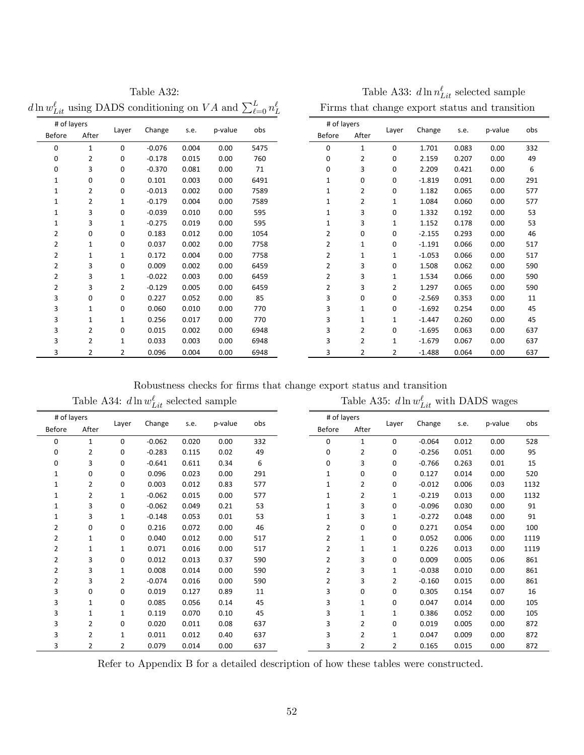Table A32: $d \ln w^{\ell}_{Lit}$ using DADS conditioning on $VA$ and $\sum_{\ell=0}^{L} n^{\ell}_{L}$

| # of layers | | Layer | Change | s.e. | p-value | obs |
|---|---|---|---|---|---|---|
| Before | After | | | | | |
| 0 | 1 | 0 | -0.076 | 0.004 | 0.00 | 5475 |
| 0 | 2 | 0 | -0.178 | 0.015 | 0.00 | 760 |
| 0 | 3 | 0 | -0.370 | 0.081 | 0.00 | 71 |
| 1 | 0 | 0 | 0.101 | 0.003 | 0.00 | 6491 |
| 1 | 2 | 0 | -0.013 | 0.002 | 0.00 | 7589 |
| 1 | 2 | 1 | -0.179 | 0.004 | 0.00 | 7589 |
| 1 | 3 | 0 | -0.039 | 0.010 | 0.00 | 595 |
| 1 | 3 | 1 | -0.275 | 0.019 | 0.00 | 595 |
| 2 | 0 | 0 | 0.183 | 0.012 | 0.00 | 1054 |
| 2 | 1 | 0 | 0.037 | 0.002 | 0.00 | 7758 |
| 2 | 1 | 1 | 0.172 | 0.004 | 0.00 | 7758 |
| 2 | 3 | 0 | 0.009 | 0.002 | 0.00 | 6459 |
| 2 | 3 | 1 | -0.022 | 0.003 | 0.00 | 6459 |
| 2 | 3 | 2 | -0.129 | 0.005 | 0.00 | 6459 |
| 3 | 0 | 0 | 0.227 | 0.052 | 0.00 | 85 |
| 3 | 1 | 0 | 0.060 | 0.010 | 0.00 | 770 |
| 3 | 1 | 1 | 0.256 | 0.017 | 0.00 | 770 |
| 3 | 2 | 0 | 0.015 | 0.002 | 0.00 | 6948 |
| 3 | 2 | 1 | 0.033 | 0.003 | 0.00 | 6948 |
| 3 | 2 | 2 | 0.096 | 0.004 | 0.00 | 6948 |

Table A33: $d \ln n^{\ell}_{Lit}$ selected sample
Firms that change export status and transition

| # of layers | | Layer | Change | s.e. | p-value | obs |
|---|---|---|---|---|---|---|
| Before | After | | | | | |
| 0 | 1 | 0 | 1.701 | 0.083 | 0.00 | 332 |
| 0 | 2 | 0 | 2.159 | 0.207 | 0.00 | 49 |
| 0 | 3 | 0 | 2.209 | 0.421 | 0.00 | 6 |
| 1 | 0 | 0 | -1.819 | 0.091 | 0.00 | 291 |
| 1 | 2 | 0 | 1.182 | 0.065 | 0.00 | 577 |
| 1 | 2 | 1 | 1.084 | 0.060 | 0.00 | 577 |
| 1 | 3 | 0 | 1.332 | 0.192 | 0.00 | 53 |
| 1 | 3 | 1 | 1.152 | 0.178 | 0.00 | 53 |
| 2 | 0 | 0 | -2.155 | 0.293 | 0.00 | 46 |
| 2 | 1 | 0 | -1.191 | 0.066 | 0.00 | 517 |
| 2 | 1 | 1 | -1.053 | 0.066 | 0.00 | 517 |
| 2 | 3 | 0 | 1.508 | 0.062 | 0.00 | 590 |
| 2 | 3 | 1 | 1.534 | 0.066 | 0.00 | 590 |
| 2 | 3 | 2 | 1.297 | 0.065 | 0.00 | 590 |
| 3 | 0 | 0 | -2.569 | 0.353 | 0.00 | 11 |
| 3 | 1 | 0 | -1.692 | 0.254 | 0.00 | 45 |
| 3 | 1 | 1 | -1.447 | 0.260 | 0.00 | 45 |
| 3 | 2 | 0 | -1.695 | 0.063 | 0.00 | 637 |
| 3 | 2 | 1 | -1.679 | 0.067 | 0.00 | 637 |
| 3 | 2 | 2 | -1.488 | 0.064 | 0.00 | 637 |

Robustness checks for firms that change export status and transition

Table A34: $d \ln w^{\ell}_{Lit}$ selected sample

| # of layers | | Layer | Change | s.e. | p-value | obs |
|---|---|---|---|---|---|---|
| Before | After | | | | | |
| 0 | 1 | 0 | -0.062 | 0.020 | 0.00 | 332 |
| 0 | 2 | 0 | -0.283 | 0.115 | 0.02 | 49 |
| 0 | 3 | 0 | -0.641 | 0.611 | 0.34 | 6 |
| 1 | 0 | 0 | 0.096 | 0.023 | 0.00 | 291 |
| 1 | 2 | 0 | 0.003 | 0.012 | 0.83 | 577 |
| 1 | 2 | 1 | -0.062 | 0.015 | 0.00 | 577 |
| 1 | 3 | 0 | -0.062 | 0.049 | 0.21 | 53 |
| 1 | 3 | 1 | -0.148 | 0.053 | 0.01 | 53 |
| 2 | 0 | 0 | 0.216 | 0.072 | 0.00 | 46 |
| 2 | 1 | 0 | 0.040 | 0.012 | 0.00 | 517 |
| 2 | 1 | 1 | 0.071 | 0.016 | 0.00 | 517 |
| 2 | 3 | 0 | 0.012 | 0.013 | 0.37 | 590 |
| 2 | 3 | 1 | 0.008 | 0.014 | 0.00 | 590 |
| 2 | 3 | 2 | -0.074 | 0.016 | 0.00 | 590 |
| 3 | 0 | 0 | 0.019 | 0.127 | 0.89 | 11 |
| 3 | 1 | 0 | 0.085 | 0.056 | 0.14 | 45 |
| 3 | 1 | 1 | 0.119 | 0.070 | 0.10 | 45 |
| 3 | 2 | 0 | 0.020 | 0.011 | 0.08 | 637 |
| 3 | 2 | 1 | 0.011 | 0.012 | 0.40 | 637 |
| 3 | 2 | 2 | 0.079 | 0.014 | 0.00 | 637 |

Table A35: $d \ln w^{\ell}_{Lit}$ with DADS wages

| # of layers | | Layer | Change | s.e. | p-value | obs |
|---|---|---|---|---|---|---|
| Before | After | | | | | |
| 0 | 1 | 0 | -0.064 | 0.012 | 0.00 | 528 |
| 0 | 2 | 0 | -0.256 | 0.051 | 0.00 | 95 |
| 0 | 3 | 0 | -0.766 | 0.263 | 0.01 | 15 |
| 1 | 0 | 0 | 0.127 | 0.014 | 0.00 | 520 |
| 1 | 2 | 0 | -0.012 | 0.006 | 0.03 | 1132 |
| 1 | 2 | 1 | -0.219 | 0.013 | 0.00 | 1132 |
| 1 | 3 | 0 | -0.096 | 0.030 | 0.00 | 91 |
| 1 | 3 | 1 | -0.272 | 0.048 | 0.00 | 91 |
| 2 | 0 | 0 | 0.271 | 0.054 | 0.00 | 100 |
| 2 | 1 | 0 | 0.052 | 0.006 | 0.00 | 1119 |
| 2 | 1 | 1 | 0.226 | 0.013 | 0.00 | 1119 |
| 2 | 3 | 0 | 0.009 | 0.005 | 0.06 | 861 |
| 2 | 3 | 1 | -0.038 | 0.010 | 0.00 | 861 |
| 2 | 3 | 2 | -0.160 | 0.015 | 0.00 | 861 |
| 3 | 0 | 0 | 0.305 | 0.154 | 0.07 | 16 |
| 3 | 1 | 0 | 0.047 | 0.014 | 0.00 | 105 |
| 3 | 1 | 1 | 0.386 | 0.052 | 0.00 | 105 |
| 3 | 2 | 0 | 0.019 | 0.005 | 0.00 | 872 |
| 3 | 2 | 1 | 0.047 | 0.009 | 0.00 | 872 |
| 3 | 2 | 2 | 0.165 | 0.015 | 0.00 | 872 |

Refer to Appendix B for a detailed description of how these tables were constructed.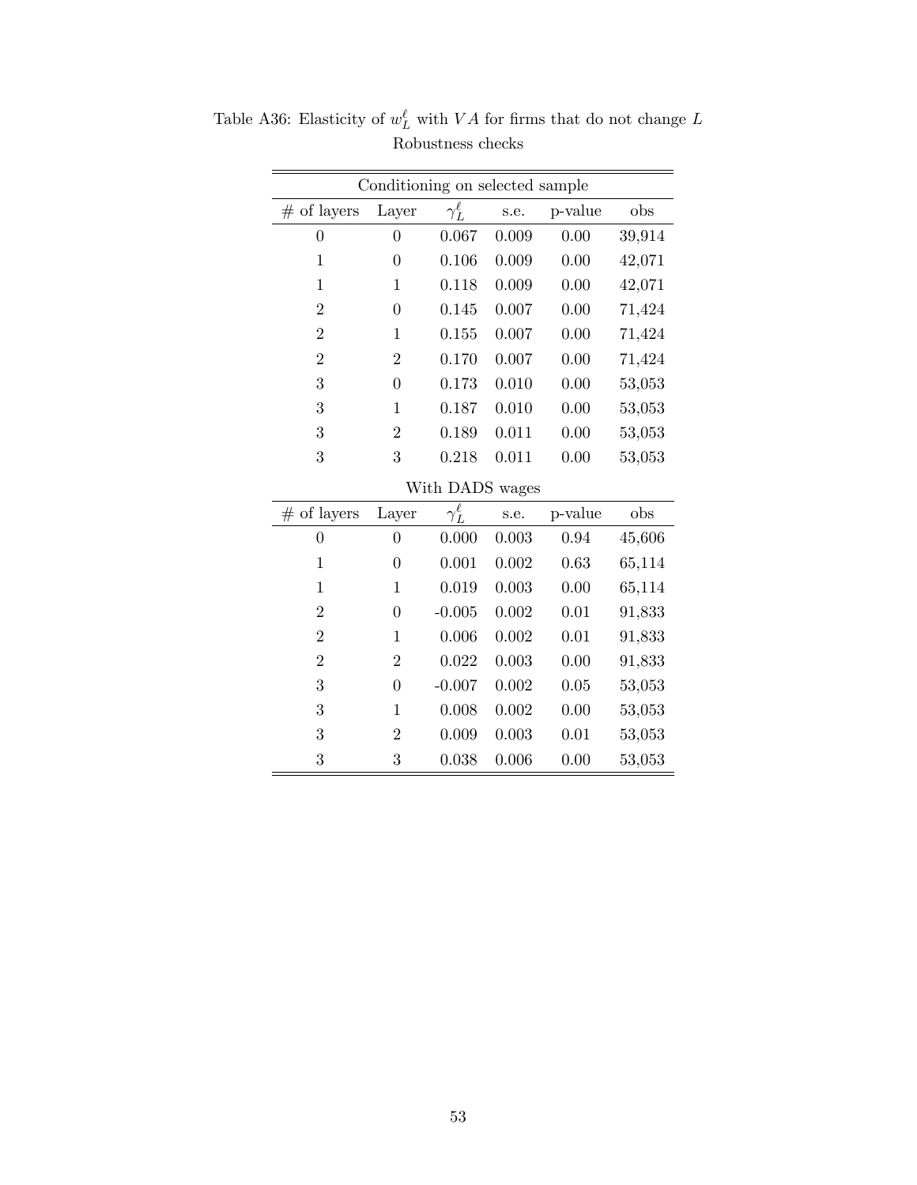Table A36: Elasticity of $w_L^\ell$ with $VA$ for firms that do not change $L$

Robustness checks

| Conditioning on selected sample | | | | | |
|---|---|---|---|---|---|
| # of layers | Layer | $\gamma_L^\ell$ | s.e. | p-value | obs |
| 0 | 0 | 0.067 | 0.009 | 0.00 | 39,914 |
| 1 | 0 | 0.106 | 0.009 | 0.00 | 42,071 |
| 1 | 1 | 0.118 | 0.009 | 0.00 | 42,071 |
| 2 | 0 | 0.145 | 0.007 | 0.00 | 71,424 |
| 2 | 1 | 0.155 | 0.007 | 0.00 | 71,424 |
| 2 | 2 | 0.170 | 0.007 | 0.00 | 71,424 |
| 3 | 0 | 0.173 | 0.010 | 0.00 | 53,053 |
| 3 | 1 | 0.187 | 0.010 | 0.00 | 53,053 |
| 3 | 2 | 0.189 | 0.011 | 0.00 | 53,053 |
| 3 | 3 | 0.218 | 0.011 | 0.00 | 53,053 |
| With DADS wages | | | | | |
| # of layers | Layer | $\gamma_L^\ell$ | s.e. | p-value | obs |
| 0 | 0 | 0.000 | 0.003 | 0.94 | 45,606 |
| 1 | 0 | 0.001 | 0.002 | 0.63 | 65,114 |
| 1 | 1 | 0.019 | 0.003 | 0.00 | 65,114 |
| 2 | 0 | -0.005 | 0.002 | 0.01 | 91,833 |
| 2 | 1 | 0.006 | 0.002 | 0.01 | 91,833 |
| 2 | 2 | 0.022 | 0.003 | 0.00 | 91,833 |
| 3 | 0 | -0.007 | 0.002 | 0.05 | 53,053 |
| 3 | 1 | 0.008 | 0.002 | 0.00 | 53,053 |
| 3 | 2 | 0.009 | 0.003 | 0.01 | 53,053 |
| 3 | 3 | 0.038 | 0.006 | 0.00 | 53,053 |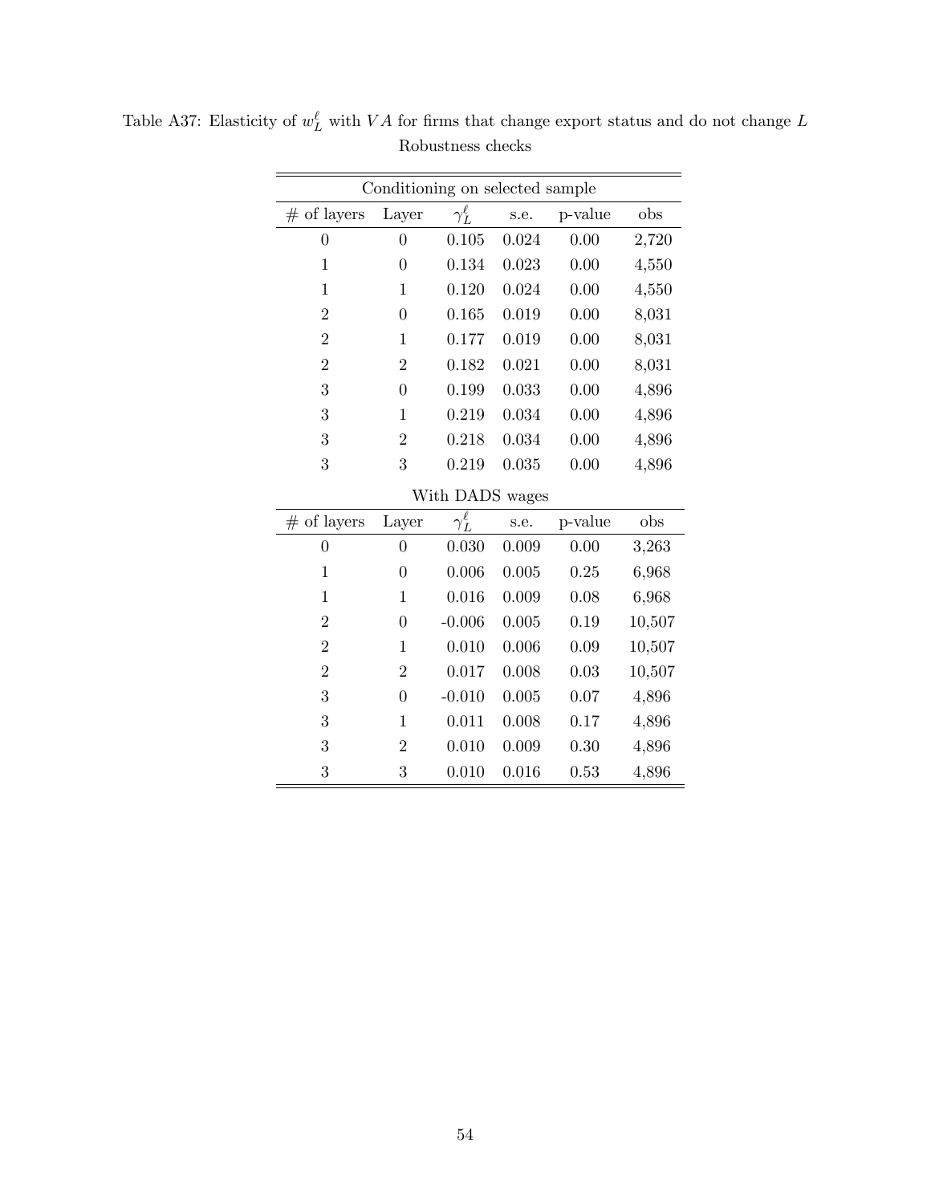Table A37: Elasticity of $w_L^\ell$ with $VA$ for firms that change export status and do not change $L$

Robustness checks

| Conditioning on selected sample | | | | | |
|---|---|---|---|---|---|
| # of layers | Layer | $\gamma_L^\ell$ | s.e. | p-value | obs |
| 0 | 0 | 0.105 | 0.024 | 0.00 | 2,720 |
| 1 | 0 | 0.134 | 0.023 | 0.00 | 4,550 |
| 1 | 1 | 0.120 | 0.024 | 0.00 | 4,550 |
| 2 | 0 | 0.165 | 0.019 | 0.00 | 8,031 |
| 2 | 1 | 0.177 | 0.019 | 0.00 | 8,031 |
| 2 | 2 | 0.182 | 0.021 | 0.00 | 8,031 |
| 3 | 0 | 0.199 | 0.033 | 0.00 | 4,896 |
| 3 | 1 | 0.219 | 0.034 | 0.00 | 4,896 |
| 3 | 2 | 0.218 | 0.034 | 0.00 | 4,896 |
| 3 | 3 | 0.219 | 0.035 | 0.00 | 4,896 |
| **With DADS wages** | | | | | |
| # of layers | Layer | $\gamma_L^\ell$ | s.e. | p-value | obs |
| 0 | 0 | 0.030 | 0.009 | 0.00 | 3,263 |
| 1 | 0 | 0.006 | 0.005 | 0.25 | 6,968 |
| 1 | 1 | 0.016 | 0.009 | 0.08 | 6,968 |
| 2 | 0 | -0.006 | 0.005 | 0.19 | 10,507 |
| 2 | 1 | 0.010 | 0.006 | 0.09 | 10,507 |
| 2 | 2 | 0.017 | 0.008 | 0.03 | 10,507 |
| 3 | 0 | -0.010 | 0.005 | 0.07 | 4,896 |
| 3 | 1 | 0.011 | 0.008 | 0.17 | 4,896 |
| 3 | 2 | 0.010 | 0.009 | 0.30 | 4,896 |
| 3 | 3 | 0.010 | 0.016 | 0.53 | 4,896 |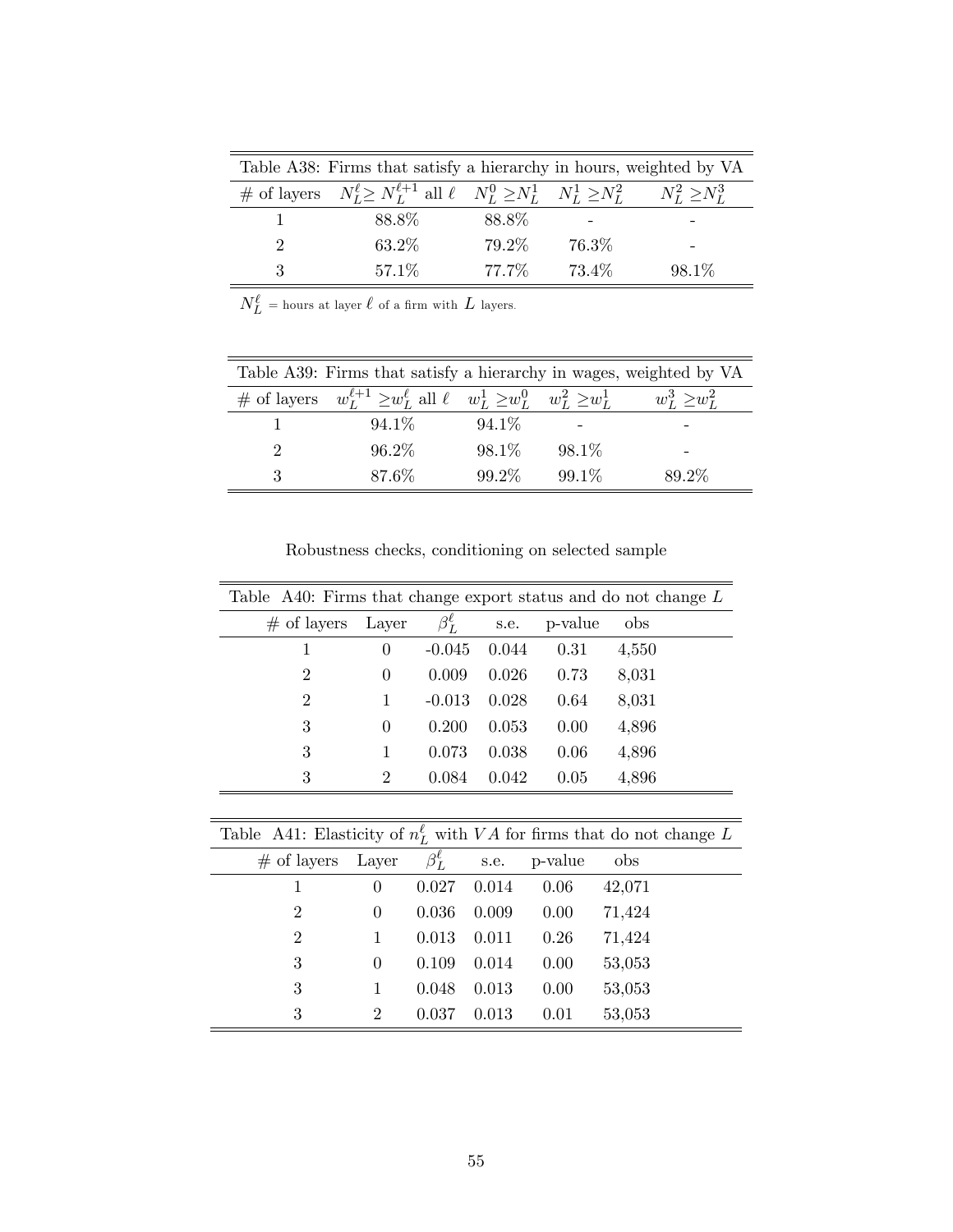Table A38: Firms that satisfy a hierarchy in hours, weighted by VA

| # of layers | $N_L^\ell \geq N_L^{\ell+1}$ all $\ell$ | $N_L^0 \geq N_L^1$ | $N_L^1 \geq N_L^2$ | $N_L^2 \geq N_L^3$ |
|---|---|---|---|---|
| 1 | 88.8% | 88.8% | - | - |
| 2 | 63.2% | 79.2% | 76.3% | - |
| 3 | 57.1% | 77.7% | 73.4% | 98.1% |

$N_L^\ell$ = hours at layer $\ell$ of a firm with $L$ layers.

Table A39: Firms that satisfy a hierarchy in wages, weighted by VA

| # of layers | $w_L^{\ell+1} \geq w_L^\ell$ all $\ell$ | $w_L^1 \geq w_L^0$ | $w_L^2 \geq w_L^1$ | $w_L^3 \geq w_L^2$ |
|---|---|---|---|---|
| 1 | 94.1% | 94.1% | - | - |
| 2 | 96.2% | 98.1% | 98.1% | - |
| 3 | 87.6% | 99.2% | 99.1% | 89.2% |

Robustness checks, conditioning on selected sample

Table A40: Firms that change export status and do not change $L$

| # of layers | Layer | $\beta_L^\ell$ | s.e. | p-value | obs |
|---|---|---|---|---|---|
| 1 | 0 | -0.045 | 0.044 | 0.31 | 4,550 |
| 2 | 0 | 0.009 | 0.026 | 0.73 | 8,031 |
| 2 | 1 | -0.013 | 0.028 | 0.64 | 8,031 |
| 3 | 0 | 0.200 | 0.053 | 0.00 | 4,896 |
| 3 | 1 | 0.073 | 0.038 | 0.06 | 4,896 |
| 3 | 2 | 0.084 | 0.042 | 0.05 | 4,896 |

Table A41: Elasticity of $n_L^\ell$ with $VA$ for firms that do not change $L$

| # of layers | Layer | $\beta_L^\ell$ | s.e. | p-value | obs |
|---|---|---|---|---|---|
| 1 | 0 | 0.027 | 0.014 | 0.06 | 42,071 |
| 2 | 0 | 0.036 | 0.009 | 0.00 | 71,424 |
| 2 | 1 | 0.013 | 0.011 | 0.26 | 71,424 |
| 3 | 0 | 0.109 | 0.014 | 0.00 | 53,053 |
| 3 | 1 | 0.048 | 0.013 | 0.00 | 53,053 |
| 3 | 2 | 0.037 | 0.013 | 0.01 | 53,053 |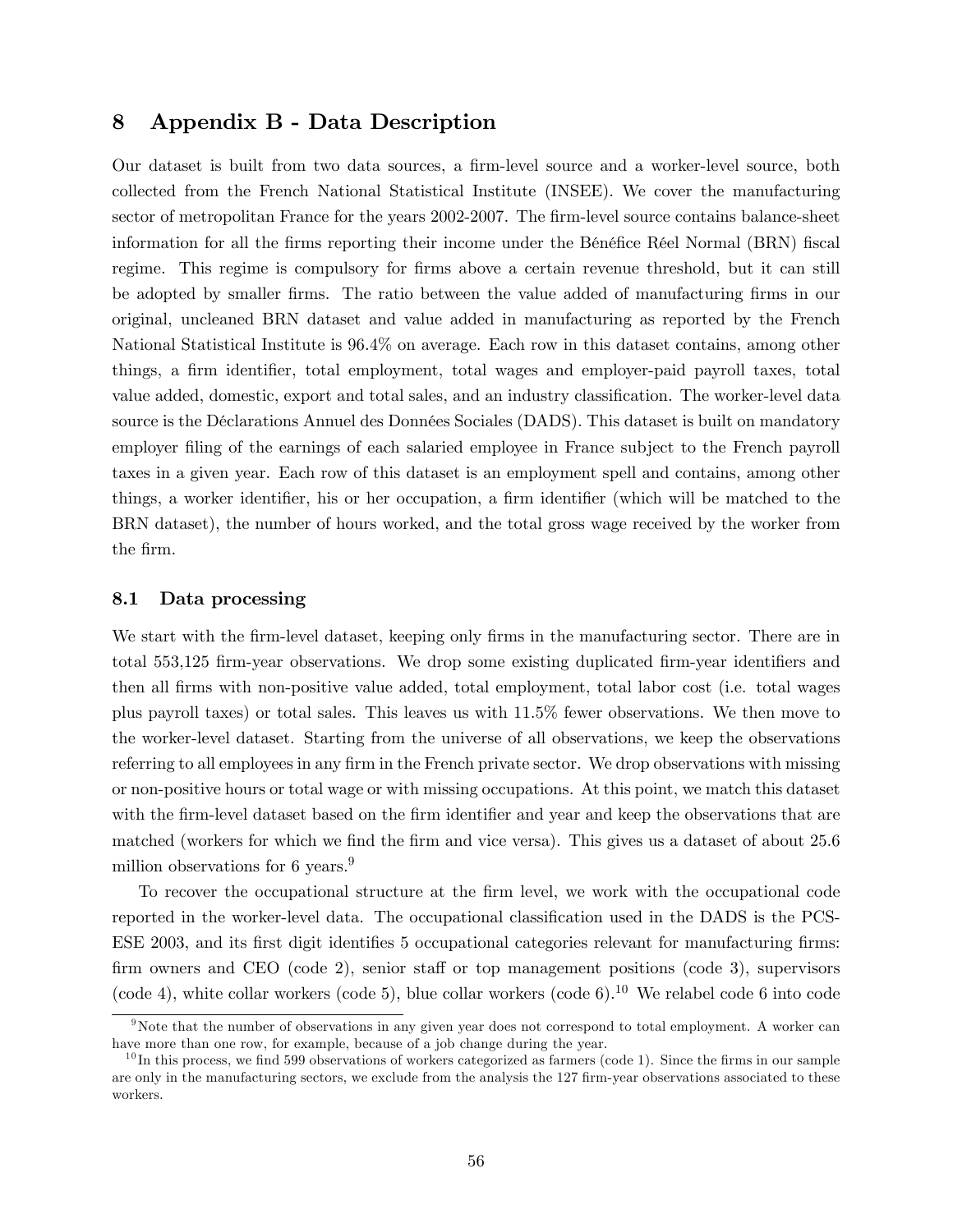# 8 Appendix B - Data Description

Our dataset is built from two data sources, a firm-level source and a worker-level source, both collected from the French National Statistical Institute (INSEE). We cover the manufacturing sector of metropolitan France for the years 2002-2007. The firm-level source contains balance-sheet information for all the firms reporting their income under the Bénéfice Réel Normal (BRN) fiscal regime. This regime is compulsory for firms above a certain revenue threshold, but it can still be adopted by smaller firms. The ratio between the value added of manufacturing firms in our original, uncleaned BRN dataset and value added in manufacturing as reported by the French National Statistical Institute is 96.4% on average. Each row in this dataset contains, among other things, a firm identifier, total employment, total wages and employer-paid payroll taxes, total value added, domestic, export and total sales, and an industry classification. The worker-level data source is the Déclarations Annuel des Données Sociales (DADS). This dataset is built on mandatory employer filing of the earnings of each salaried employee in France subject to the French payroll taxes in a given year. Each row of this dataset is an employment spell and contains, among other things, a worker identifier, his or her occupation, a firm identifier (which will be matched to the BRN dataset), the number of hours worked, and the total gross wage received by the worker from the firm.

## 8.1 Data processing

We start with the firm-level dataset, keeping only firms in the manufacturing sector. There are in total 553,125 firm-year observations. We drop some existing duplicated firm-year identifiers and then all firms with non-positive value added, total employment, total labor cost (i.e. total wages plus payroll taxes) or total sales. This leaves us with 11.5% fewer observations. We then move to the worker-level dataset. Starting from the universe of all observations, we keep the observations referring to all employees in any firm in the French private sector. We drop observations with missing or non-positive hours or total wage or with missing occupations. At this point, we match this dataset with the firm-level dataset based on the firm identifier and year and keep the observations that are matched (workers for which we find the firm and vice versa). This gives us a dataset of about 25.6 million observations for 6 years.[9]

To recover the occupational structure at the firm level, we work with the occupational code reported in the worker-level data. The occupational classification used in the DADS is the PCS-ESE 2003, and its first digit identifies 5 occupational categories relevant for manufacturing firms: firm owners and CEO (code 2), senior staff or top management positions (code 3), supervisors (code 4), white collar workers (code 5), blue collar workers (code 6).[10] We relabel code 6 into code

[9] Note that the number of observations in any given year does not correspond to total employment. A worker can have more than one row, for example, because of a job change during the year.

[10] In this process, we find 599 observations of workers categorized as farmers (code 1). Since the firms in our sample are only in the manufacturing sectors, we exclude from the analysis the 127 firm-year observations associated to these workers.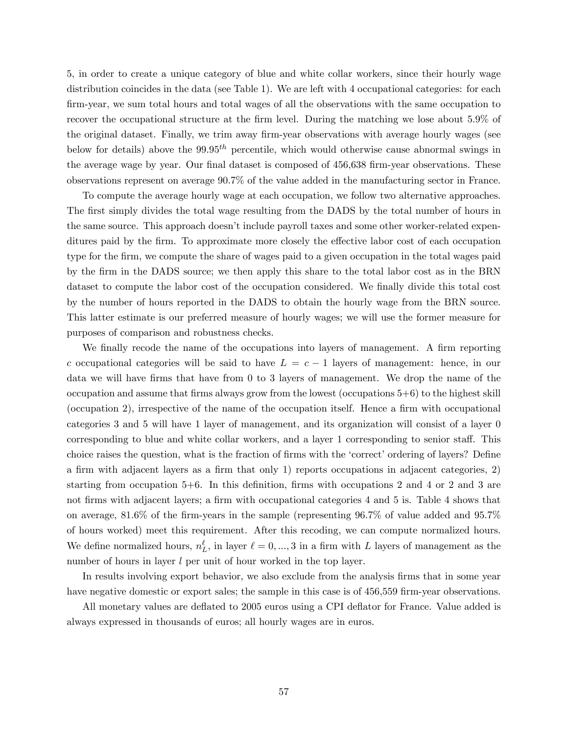5, in order to create a unique category of blue and white collar workers, since their hourly wage distribution coincides in the data (see Table 1). We are left with 4 occupational categories: for each firm-year, we sum total hours and total wages of all the observations with the same occupation to recover the occupational structure at the firm level. During the matching we lose about 5.9% of the original dataset. Finally, we trim away firm-year observations with average hourly wages (see below for details) above the $99.95^{th}$ percentile, which would otherwise cause abnormal swings in the average wage by year. Our final dataset is composed of 456,638 firm-year observations. These observations represent on average 90.7% of the value added in the manufacturing sector in France.

To compute the average hourly wage at each occupation, we follow two alternative approaches. The first simply divides the total wage resulting from the DADS by the total number of hours in the same source. This approach doesn't include payroll taxes and some other worker-related expenditures paid by the firm. To approximate more closely the effective labor cost of each occupation type for the firm, we compute the share of wages paid to a given occupation in the total wages paid by the firm in the DADS source; we then apply this share to the total labor cost as in the BRN dataset to compute the labor cost of the occupation considered. We finally divide this total cost by the number of hours reported in the DADS to obtain the hourly wage from the BRN source. This latter estimate is our preferred measure of hourly wages; we will use the former measure for purposes of comparison and robustness checks.

We finally recode the name of the occupations into layers of management. A firm reporting $c$ occupational categories will be said to have $L = c - 1$ layers of management: hence, in our data we will have firms that have from 0 to 3 layers of management. We drop the name of the occupation and assume that firms always grow from the lowest (occupations 5+6) to the highest skill (occupation 2), irrespective of the name of the occupation itself. Hence a firm with occupational categories 3 and 5 will have 1 layer of management, and its organization will consist of a layer 0 corresponding to blue and white collar workers, and a layer 1 corresponding to senior staff. This choice raises the question, what is the fraction of firms with the 'correct' ordering of layers? Define a firm with adjacent layers as a firm that only 1) reports occupations in adjacent categories, 2) starting from occupation 5+6. In this definition, firms with occupations 2 and 4 or 2 and 3 are not firms with adjacent layers; a firm with occupational categories 4 and 5 is. Table 4 shows that on average, 81.6% of the firm-years in the sample (representing 96.7% of value added and 95.7% of hours worked) meet this requirement. After this recoding, we can compute normalized hours. We define normalized hours, $n_L^\ell$, in layer $\ell = 0, ..., 3$ in a firm with $L$ layers of management as the number of hours in layer $l$ per unit of hour worked in the top layer.

In results involving export behavior, we also exclude from the analysis firms that in some year have negative domestic or export sales; the sample in this case is of 456,559 firm-year observations.

All monetary values are deflated to 2005 euros using a CPI deflator for France. Value added is always expressed in thousands of euros; all hourly wages are in euros.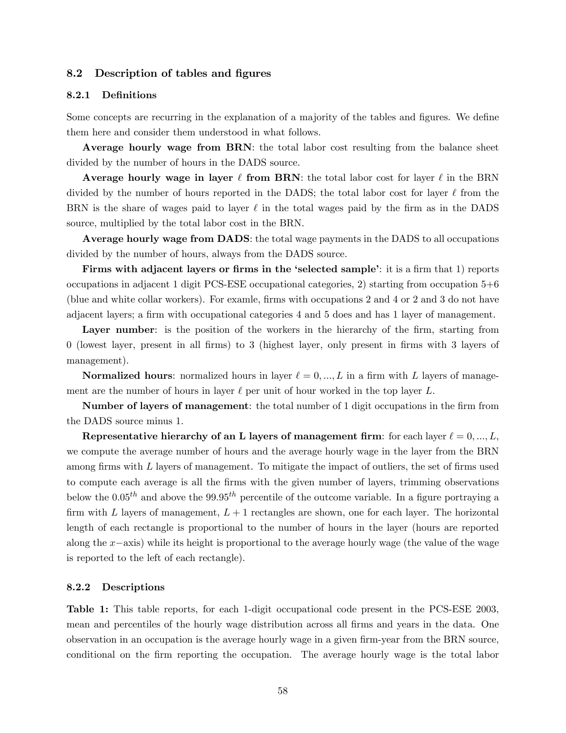### 8.2 Description of tables and figures

#### 8.2.1 Definitions

Some concepts are recurring in the explanation of a majority of the tables and figures. We define them here and consider them understood in what follows.

**Average hourly wage from BRN**: the total labor cost resulting from the balance sheet divided by the number of hours in the DADS source.

**Average hourly wage in layer $\ell$ from BRN**: the total labor cost for layer $\ell$ in the BRN divided by the number of hours reported in the DADS; the total labor cost for layer $\ell$ from the BRN is the share of wages paid to layer $\ell$ in the total wages paid by the firm as in the DADS source, multiplied by the total labor cost in the BRN.

**Average hourly wage from DADS**: the total wage payments in the DADS to all occupations divided by the number of hours, always from the DADS source.

**Firms with adjacent layers or firms in the 'selected sample'**: it is a firm that 1) reports occupations in adjacent 1 digit PCS-ESE occupational categories, 2) starting from occupation 5+6 (blue and white collar workers). For examle, firms with occupations 2 and 4 or 2 and 3 do not have adjacent layers; a firm with occupational categories 4 and 5 does and has 1 layer of management.

**Layer number**: is the position of the workers in the hierarchy of the firm, starting from 0 (lowest layer, present in all firms) to 3 (highest layer, only present in firms with 3 layers of management).

**Normalized hours**: normalized hours in layer $\ell = 0, ..., L$ in a firm with $L$ layers of management are the number of hours in layer $\ell$ per unit of hour worked in the top layer $L$.

**Number of layers of management**: the total number of 1 digit occupations in the firm from the DADS source minus 1.

**Representative hierarchy of an L layers of management firm**: for each layer $\ell = 0, ..., L$, we compute the average number of hours and the average hourly wage in the layer from the BRN among firms with $L$ layers of management. To mitigate the impact of outliers, the set of firms used to compute each average is all the firms with the given number of layers, trimming observations below the $0.05^{th}$ and above the $99.95^{th}$ percentile of the outcome variable. In a figure portraying a firm with $L$ layers of management, $L + 1$ rectangles are shown, one for each layer. The horizontal length of each rectangle is proportional to the number of hours in the layer (hours are reported along the $x-$axis) while its height is proportional to the average hourly wage (the value of the wage is reported to the left of each rectangle).

#### 8.2.2 Descriptions

**Table 1:** This table reports, for each 1-digit occupational code present in the PCS-ESE 2003, mean and percentiles of the hourly wage distribution across all firms and years in the data. One observation in an occupation is the average hourly wage in a given firm-year from the BRN source, conditional on the firm reporting the occupation. The average hourly wage is the total labor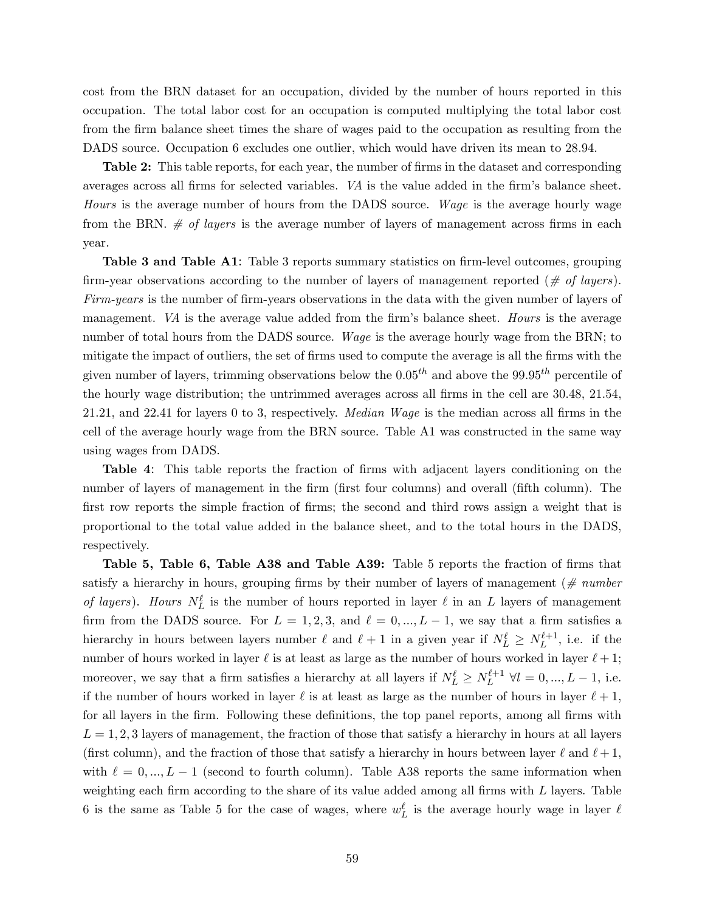cost from the BRN dataset for an occupation, divided by the number of hours reported in this occupation. The total labor cost for an occupation is computed multiplying the total labor cost from the firm balance sheet times the share of wages paid to the occupation as resulting from the DADS source. Occupation 6 excludes one outlier, which would have driven its mean to 28.94.

**Table 2:** This table reports, for each year, the number of firms in the dataset and corresponding averages across all firms for selected variables. *VA* is the value added in the firm's balance sheet. *Hours* is the average number of hours from the DADS source. *Wage* is the average hourly wage from the BRN. *# of layers* is the average number of layers of management across firms in each year.

**Table 3 and Table A1**: Table 3 reports summary statistics on firm-level outcomes, grouping firm-year observations according to the number of layers of management reported (*# of layers*). *Firm-years* is the number of firm-years observations in the data with the given number of layers of management. *VA* is the average value added from the firm's balance sheet. *Hours* is the average number of total hours from the DADS source. *Wage* is the average hourly wage from the BRN; to mitigate the impact of outliers, the set of firms used to compute the average is all the firms with the given number of layers, trimming observations below the $0.05^{th}$ and above the $99.95^{th}$ percentile of the hourly wage distribution; the untrimmed averages across all firms in the cell are 30.48, 21.54, 21.21, and 22.41 for layers 0 to 3, respectively. *Median Wage* is the median across all firms in the cell of the average hourly wage from the BRN source. Table A1 was constructed in the same way using wages from DADS.

**Table 4**: This table reports the fraction of firms with adjacent layers conditioning on the number of layers of management in the firm (first four columns) and overall (fifth column). The first row reports the simple fraction of firms; the second and third rows assign a weight that is proportional to the total value added in the balance sheet, and to the total hours in the DADS, respectively.

**Table 5, Table 6, Table A38 and Table A39:** Table 5 reports the fraction of firms that satisfy a hierarchy in hours, grouping firms by their number of layers of management (*# number of layers*). *Hours* $N_L^\ell$ is the number of hours reported in layer $\ell$ in an $L$ layers of management firm from the DADS source. For $L = 1, 2, 3$, and $\ell = 0, ..., L-1$, we say that a firm satisfies a hierarchy in hours between layers number $\ell$ and $\ell+1$ in a given year if $N_L^\ell \geq N_L^{\ell+1}$, i.e. if the number of hours worked in layer $\ell$ is at least as large as the number of hours worked in layer $\ell+1$; moreover, we say that a firm satisfies a hierarchy at all layers if $N_L^\ell \geq N_L^{\ell+1}$ $\forall l = 0, ..., L-1$, i.e. if the number of hours worked in layer $\ell$ is at least as large as the number of hours in layer $\ell+1$, for all layers in the firm. Following these definitions, the top panel reports, among all firms with $L = 1, 2, 3$ layers of management, the fraction of those that satisfy a hierarchy in hours at all layers (first column), and the fraction of those that satisfy a hierarchy in hours between layer $\ell$ and $\ell+1$, with $\ell = 0, ..., L-1$ (second to fourth column). Table A38 reports the same information when weighting each firm according to the share of its value added among all firms with $L$ layers. Table 6 is the same as Table 5 for the case of wages, where $w_L^\ell$ is the average hourly wage in layer $\ell$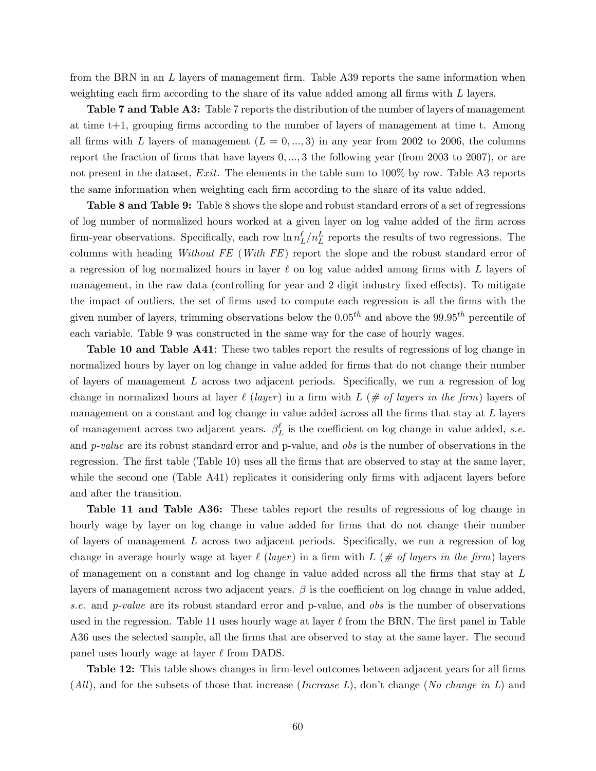from the BRN in an $L$ layers of management firm. Table A39 reports the same information when weighting each firm according to the share of its value added among all firms with $L$ layers.

**Table 7 and Table A3:** Table 7 reports the distribution of the number of layers of management at time t+1, grouping firms according to the number of layers of management at time t. Among all firms with $L$ layers of management ($L = 0, ..., 3$) in any year from 2002 to 2006, the columns report the fraction of firms that have layers $0, ..., 3$ the following year (from 2003 to 2007), or are not present in the dataset, *Exit*. The elements in the table sum to 100% by row. Table A3 reports the same information when weighting each firm according to the share of its value added.

**Table 8 and Table 9:** Table 8 shows the slope and robust standard errors of a set of regressions of log number of normalized hours worked at a given layer on log value added of the firm across firm-year observations. Specifically, each row $\ln n_L^\ell / n_L^L$ reports the results of two regressions. The columns with heading *Without FE* (*With FE*) report the slope and the robust standard error of a regression of log normalized hours in layer $\ell$ on log value added among firms with $L$ layers of management, in the raw data (controlling for year and 2 digit industry fixed effects). To mitigate the impact of outliers, the set of firms used to compute each regression is all the firms with the given number of layers, trimming observations below the $0.05^{th}$ and above the $99.95^{th}$ percentile of each variable. Table 9 was constructed in the same way for the case of hourly wages.

**Table 10 and Table A41**: These two tables report the results of regressions of log change in normalized hours by layer on log change in value added for firms that do not change their number of layers of management $L$ across two adjacent periods. Specifically, we run a regression of log change in normalized hours at layer $\ell$ (*layer*) in a firm with $L$ (*# of layers in the firm*) layers of management on a constant and log change in value added across all the firms that stay at $L$ layers of management across two adjacent years. $\beta_L^\ell$ is the coefficient on log change in value added, *s.e.* and *p-value* are its robust standard error and p-value, and *obs* is the number of observations in the regression. The first table (Table 10) uses all the firms that are observed to stay at the same layer, while the second one (Table A41) replicates it considering only firms with adjacent layers before and after the transition.

**Table 11 and Table A36:** These tables report the results of regressions of log change in hourly wage by layer on log change in value added for firms that do not change their number of layers of management $L$ across two adjacent periods. Specifically, we run a regression of log change in average hourly wage at layer $\ell$ (*layer*) in a firm with $L$ (*# of layers in the firm*) layers of management on a constant and log change in value added across all the firms that stay at $L$ layers of management across two adjacent years. $\beta$ is the coefficient on log change in value added, *s.e.* and *p-value* are its robust standard error and p-value, and *obs* is the number of observations used in the regression. Table 11 uses hourly wage at layer $\ell$ from the BRN. The first panel in Table A36 uses the selected sample, all the firms that are observed to stay at the same layer. The second panel uses hourly wage at layer $\ell$ from DADS.

**Table 12:** This table shows changes in firm-level outcomes between adjacent years for all firms (*All*), and for the subsets of those that increase (*Increase L*), don't change (*No change in L*) and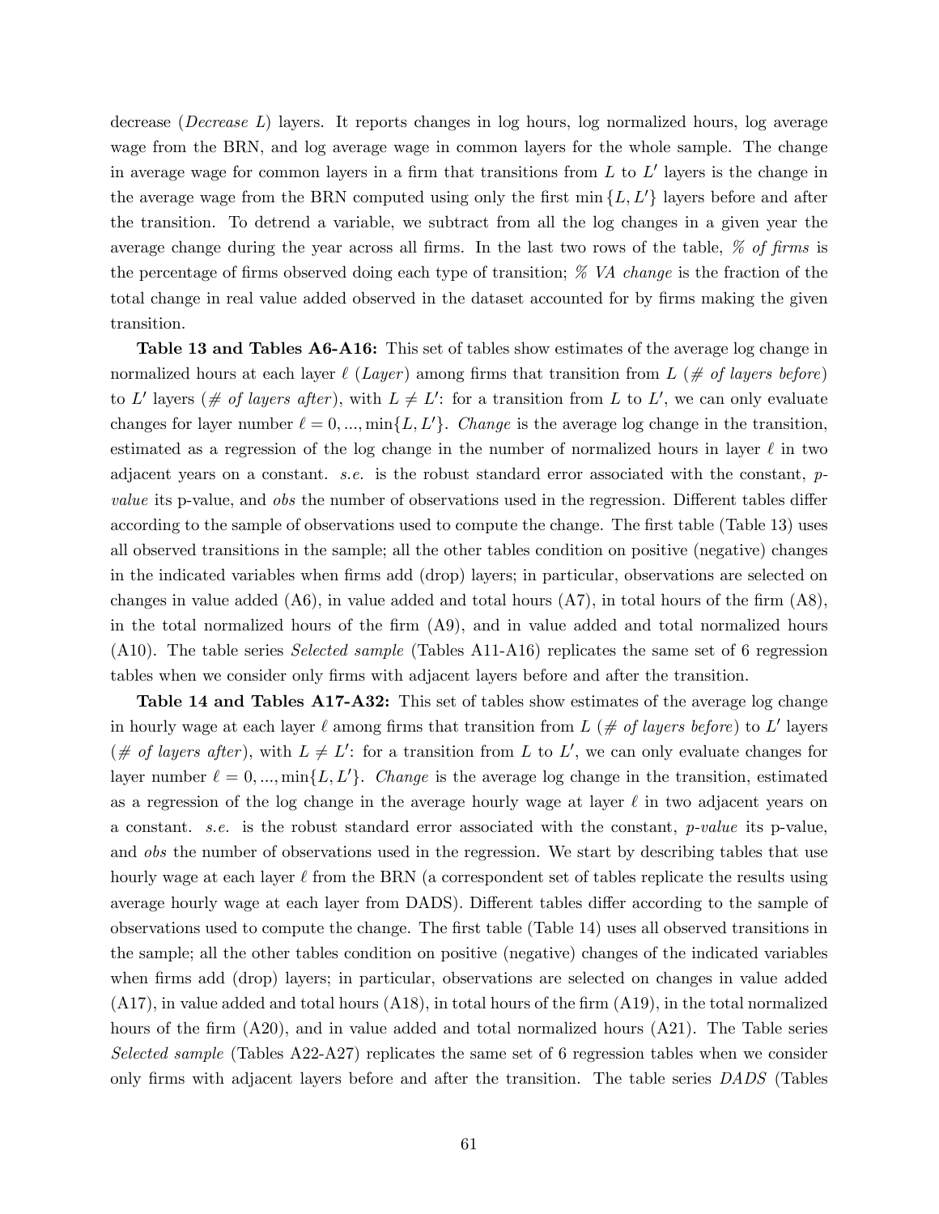decrease (*Decrease L*) layers. It reports changes in log hours, log normalized hours, log average wage from the BRN, and log average wage in common layers for the whole sample. The change in average wage for common layers in a firm that transitions from $L$ to $L'$ layers is the change in the average wage from the BRN computed using only the first $\min\{L, L'\}$ layers before and after the transition. To detrend a variable, we subtract from all the log changes in a given year the average change during the year across all firms. In the last two rows of the table, *% of firms* is the percentage of firms observed doing each type of transition; *% VA change* is the fraction of the total change in real value added observed in the dataset accounted for by firms making the given transition.

**Table 13 and Tables A6-A16:** This set of tables show estimates of the average log change in normalized hours at each layer $\ell$ (*Layer*) among firms that transition from $L$ (*# of layers before*) to $L'$ layers (*# of layers after*), with $L \neq L'$: for a transition from $L$ to $L'$, we can only evaluate changes for layer number $\ell = 0, ..., \min\{L, L'\}$. *Change* is the average log change in the transition, estimated as a regression of the log change in the number of normalized hours in layer $\ell$ in two adjacent years on a constant. *s.e.* is the robust standard error associated with the constant, *p-value* its p-value, and *obs* the number of observations used in the regression. Different tables differ according to the sample of observations used to compute the change. The first table (Table 13) uses all observed transitions in the sample; all the other tables condition on positive (negative) changes in the indicated variables when firms add (drop) layers; in particular, observations are selected on changes in value added (A6), in value added and total hours (A7), in total hours of the firm (A8), in the total normalized hours of the firm (A9), and in value added and total normalized hours (A10). The table series *Selected sample* (Tables A11-A16) replicates the same set of 6 regression tables when we consider only firms with adjacent layers before and after the transition.

**Table 14 and Tables A17-A32:** This set of tables show estimates of the average log change in hourly wage at each layer $\ell$ among firms that transition from $L$ (*# of layers before*) to $L'$ layers (*# of layers after*), with $L \neq L'$: for a transition from $L$ to $L'$, we can only evaluate changes for layer number $\ell = 0, ..., \min\{L, L'\}$. *Change* is the average log change in the transition, estimated as a regression of the log change in the average hourly wage at layer $\ell$ in two adjacent years on a constant. *s.e.* is the robust standard error associated with the constant, *p-value* its p-value, and *obs* the number of observations used in the regression. We start by describing tables that use hourly wage at each layer $\ell$ from the BRN (a correspondent set of tables replicate the results using average hourly wage at each layer from DADS). Different tables differ according to the sample of observations used to compute the change. The first table (Table 14) uses all observed transitions in the sample; all the other tables condition on positive (negative) changes of the indicated variables when firms add (drop) layers; in particular, observations are selected on changes in value added (A17), in value added and total hours (A18), in total hours of the firm (A19), in the total normalized hours of the firm (A20), and in value added and total normalized hours (A21). The Table series *Selected sample* (Tables A22-A27) replicates the same set of 6 regression tables when we consider only firms with adjacent layers before and after the transition. The table series *DADS* (Tables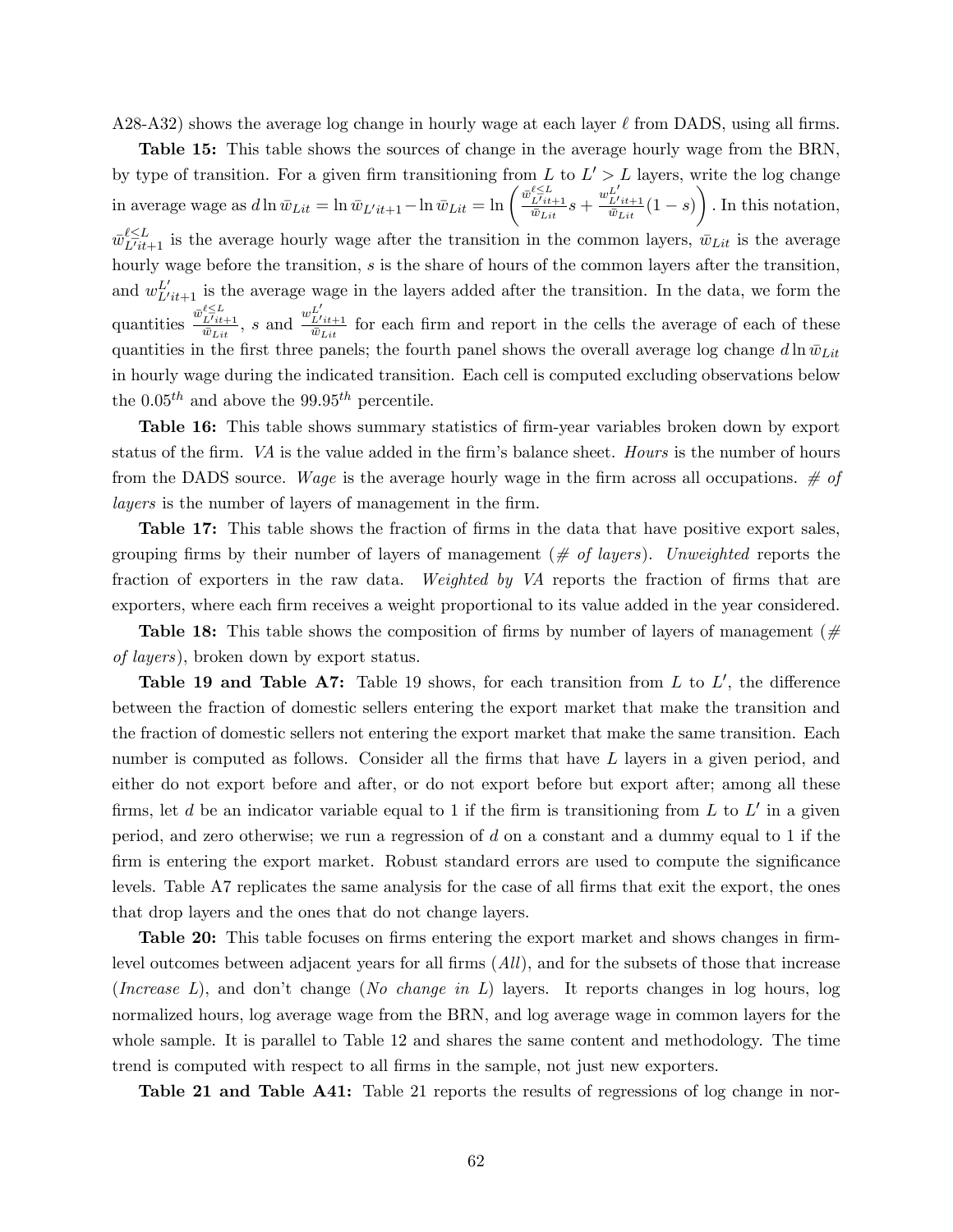A28-A32) shows the average log change in hourly wage at each layer $\ell$ from DADS, using all firms.

**Table 15:** This table shows the sources of change in the average hourly wage from the BRN, by type of transition. For a given firm transitioning from $L$ to $L' > L$ layers, write the log change in average wage as $d \ln \bar{w}_{Lit} = \ln \bar{w}_{L'it+1} - \ln \bar{w}_{Lit} = \ln \left( \frac{\bar{w}^{\ell \leq L}_{L'it+1}}{\bar{w}_{Lit}} s + \frac{w^{L'}_{L'it+1}}{\bar{w}_{Lit}} (1-s) \right)$. In this notation, $\bar{w}^{\ell \leq L}_{L'it+1}$ is the average hourly wage after the transition in the common layers, $\bar{w}_{Lit}$ is the average hourly wage before the transition, $s$ is the share of hours of the common layers after the transition, and $w^{L'}_{L'it+1}$ is the average wage in the layers added after the transition. In the data, we form the quantities $\frac{\bar{w}^{\ell \leq L}_{L'it+1}}{\bar{w}_{Lit}}$, $s$ and $\frac{w^{L'}_{L'it+1}}{\bar{w}_{Lit}}$ for each firm and report in the cells the average of each of these quantities in the first three panels; the fourth panel shows the overall average log change $d \ln \bar{w}_{Lit}$ in hourly wage during the indicated transition. Each cell is computed excluding observations below the $0.05^{th}$ and above the $99.95^{th}$ percentile.

**Table 16:** This table shows summary statistics of firm-year variables broken down by export status of the firm. *VA* is the value added in the firm's balance sheet. *Hours* is the number of hours from the DADS source. *Wage* is the average hourly wage in the firm across all occupations. *# of layers* is the number of layers of management in the firm.

**Table 17:** This table shows the fraction of firms in the data that have positive export sales, grouping firms by their number of layers of management (*# of layers*). *Unweighted* reports the fraction of exporters in the raw data. *Weighted by VA* reports the fraction of firms that are exporters, where each firm receives a weight proportional to its value added in the year considered.

**Table 18:** This table shows the composition of firms by number of layers of management (*# of layers*), broken down by export status.

**Table 19 and Table A7:** Table 19 shows, for each transition from $L$ to $L'$, the difference between the fraction of domestic sellers entering the export market that make the transition and the fraction of domestic sellers not entering the export market that make the same transition. Each number is computed as follows. Consider all the firms that have $L$ layers in a given period, and either do not export before and after, or do not export before but export after; among all these firms, let $d$ be an indicator variable equal to 1 if the firm is transitioning from $L$ to $L'$ in a given period, and zero otherwise; we run a regression of $d$ on a constant and a dummy equal to 1 if the firm is entering the export market. Robust standard errors are used to compute the significance levels. Table A7 replicates the same analysis for the case of all firms that exit the export, the ones that drop layers and the ones that do not change layers.

**Table 20:** This table focuses on firms entering the export market and shows changes in firm-level outcomes between adjacent years for all firms (*All*), and for the subsets of those that increase (*Increase L*), and don't change (*No change in L*) layers. It reports changes in log hours, log normalized hours, log average wage from the BRN, and log average wage in common layers for the whole sample. It is parallel to Table 12 and shares the same content and methodology. The time trend is computed with respect to all firms in the sample, not just new exporters.

**Table 21 and Table A41:** Table 21 reports the results of regressions of log change in nor-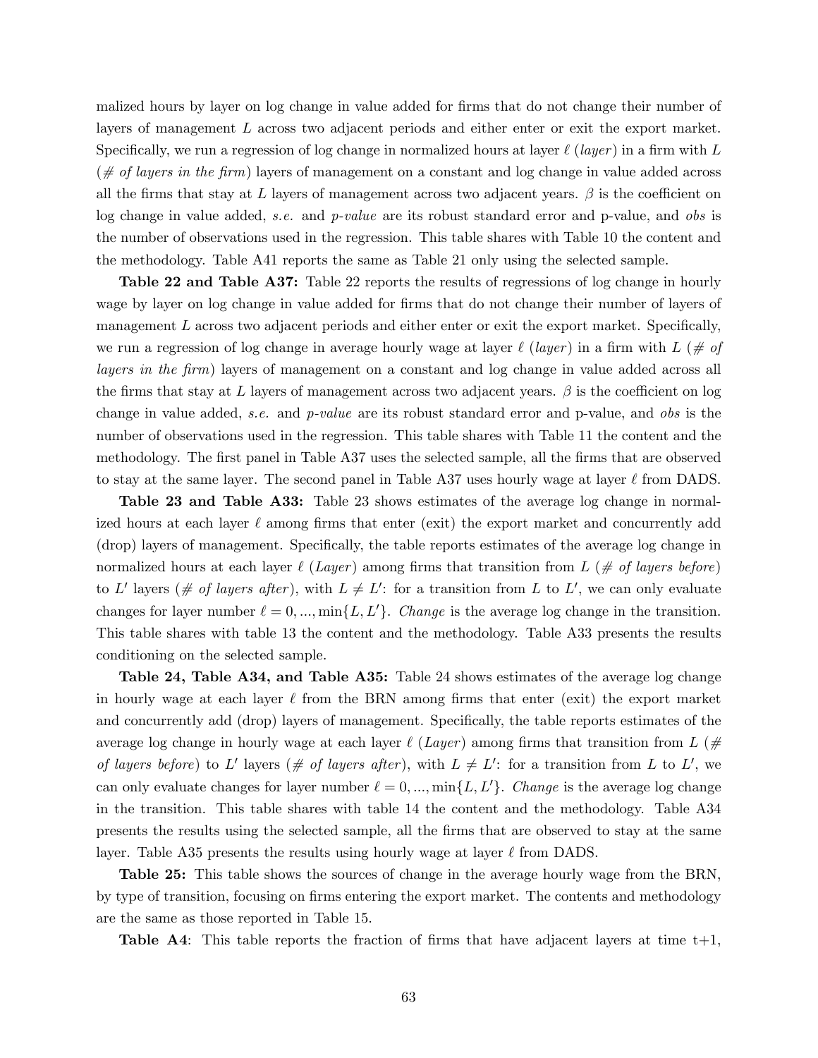malized hours by layer on log change in value added for firms that do not change their number of layers of management $L$ across two adjacent periods and either enter or exit the export market. Specifically, we run a regression of log change in normalized hours at layer $\ell$ (*layer*) in a firm with $L$ (*# of layers in the firm*) layers of management on a constant and log change in value added across all the firms that stay at $L$ layers of management across two adjacent years. $\beta$ is the coefficient on log change in value added, *s.e.* and *p-value* are its robust standard error and p-value, and *obs* is the number of observations used in the regression. This table shares with Table 10 the content and the methodology. Table A41 reports the same as Table 21 only using the selected sample.

**Table 22 and Table A37:** Table 22 reports the results of regressions of log change in hourly wage by layer on log change in value added for firms that do not change their number of layers of management $L$ across two adjacent periods and either enter or exit the export market. Specifically, we run a regression of log change in average hourly wage at layer $\ell$ (*layer*) in a firm with $L$ (*# of layers in the firm*) layers of management on a constant and log change in value added across all the firms that stay at $L$ layers of management across two adjacent years. $\beta$ is the coefficient on log change in value added, *s.e.* and *p-value* are its robust standard error and p-value, and *obs* is the number of observations used in the regression. This table shares with Table 11 the content and the methodology. The first panel in Table A37 uses the selected sample, all the firms that are observed to stay at the same layer. The second panel in Table A37 uses hourly wage at layer $\ell$ from DADS.

**Table 23 and Table A33:** Table 23 shows estimates of the average log change in normalized hours at each layer $\ell$ among firms that enter (exit) the export market and concurrently add (drop) layers of management. Specifically, the table reports estimates of the average log change in normalized hours at each layer $\ell$ (*Layer*) among firms that transition from $L$ (*# of layers before*) to $L'$ layers (*# of layers after*), with $L \neq L'$: for a transition from $L$ to $L'$, we can only evaluate changes for layer number $\ell = 0, ..., \min\{L, L'\}$. *Change* is the average log change in the transition. This table shares with table 13 the content and the methodology. Table A33 presents the results conditioning on the selected sample.

**Table 24, Table A34, and Table A35:** Table 24 shows estimates of the average log change in hourly wage at each layer $\ell$ from the BRN among firms that enter (exit) the export market and concurrently add (drop) layers of management. Specifically, the table reports estimates of the average log change in hourly wage at each layer $\ell$ (*Layer*) among firms that transition from $L$ (*# of layers before*) to $L'$ layers (*# of layers after*), with $L \neq L'$: for a transition from $L$ to $L'$, we can only evaluate changes for layer number $\ell = 0, ..., \min\{L, L'\}$. *Change* is the average log change in the transition. This table shares with table 14 the content and the methodology. Table A34 presents the results using the selected sample, all the firms that are observed to stay at the same layer. Table A35 presents the results using hourly wage at layer $\ell$ from DADS.

**Table 25:** This table shows the sources of change in the average hourly wage from the BRN, by type of transition, focusing on firms entering the export market. The contents and methodology are the same as those reported in Table 15.

**Table A4**: This table reports the fraction of firms that have adjacent layers at time t+1,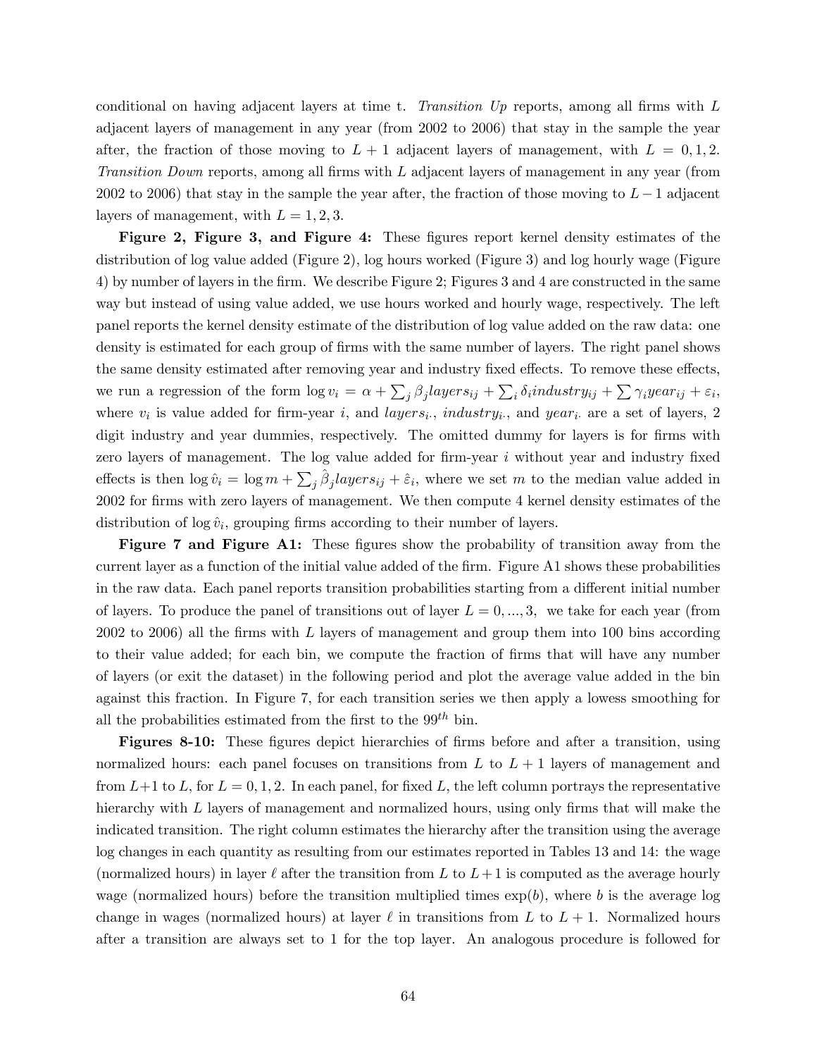conditional on having adjacent layers at time t. *Transition Up* reports, among all firms with $L$ adjacent layers of management in any year (from 2002 to 2006) that stay in the sample the year after, the fraction of those moving to $L+1$ adjacent layers of management, with $L = 0, 1, 2$. *Transition Down* reports, among all firms with $L$ adjacent layers of management in any year (from 2002 to 2006) that stay in the sample the year after, the fraction of those moving to $L-1$ adjacent layers of management, with $L = 1, 2, 3$.

**Figure 2, Figure 3, and Figure 4:** These figures report kernel density estimates of the distribution of log value added (Figure 2), log hours worked (Figure 3) and log hourly wage (Figure 4) by number of layers in the firm. We describe Figure 2; Figures 3 and 4 are constructed in the same way but instead of using value added, we use hours worked and hourly wage, respectively. The left panel reports the kernel density estimate of the distribution of log value added on the raw data: one density is estimated for each group of firms with the same number of layers. The right panel shows the same density estimated after removing year and industry fixed effects. To remove these effects, we run a regression of the form $\log v_i = \alpha + \sum_j \beta_j layers_{ij} + \sum_i \delta_i industry_{ij} + \sum \gamma_i year_{ij} + \varepsilon_i$, where $v_i$ is value added for firm-year $i$, and $layers_{i\cdot}$, $industry_{i\cdot}$, and $year_{i\cdot}$ are a set of layers, 2 digit industry and year dummies, respectively. The omitted dummy for layers is for firms with zero layers of management. The log value added for firm-year $i$ without year and industry fixed effects is then $\log \hat{v}_i = \log m + \sum_j \hat{\beta}_j layers_{ij} + \hat{\varepsilon}_i$, where we set $m$ to the median value added in 2002 for firms with zero layers of management. We then compute 4 kernel density estimates of the distribution of $\log \hat{v}_i$, grouping firms according to their number of layers.

**Figure 7 and Figure A1:** These figures show the probability of transition away from the current layer as a function of the initial value added of the firm. Figure A1 shows these probabilities in the raw data. Each panel reports transition probabilities starting from a different initial number of layers. To produce the panel of transitions out of layer $L = 0, ..., 3$, we take for each year (from 2002 to 2006) all the firms with $L$ layers of management and group them into 100 bins according to their value added; for each bin, we compute the fraction of firms that will have any number of layers (or exit the dataset) in the following period and plot the average value added in the bin against this fraction. In Figure 7, for each transition series we then apply a lowess smoothing for all the probabilities estimated from the first to the $99^{th}$ bin.

**Figures 8-10:** These figures depict hierarchies of firms before and after a transition, using normalized hours: each panel focuses on transitions from $L$ to $L+1$ layers of management and from $L+1$ to $L$, for $L = 0, 1, 2$. In each panel, for fixed $L$, the left column portrays the representative hierarchy with $L$ layers of management and normalized hours, using only firms that will make the indicated transition. The right column estimates the hierarchy after the transition using the average log changes in each quantity as resulting from our estimates reported in Tables 13 and 14: the wage (normalized hours) in layer $\ell$ after the transition from $L$ to $L+1$ is computed as the average hourly wage (normalized hours) before the transition multiplied times $\exp(b)$, where $b$ is the average log change in wages (normalized hours) at layer $\ell$ in transitions from $L$ to $L+1$. Normalized hours after a transition are always set to 1 for the top layer. An analogous procedure is followed for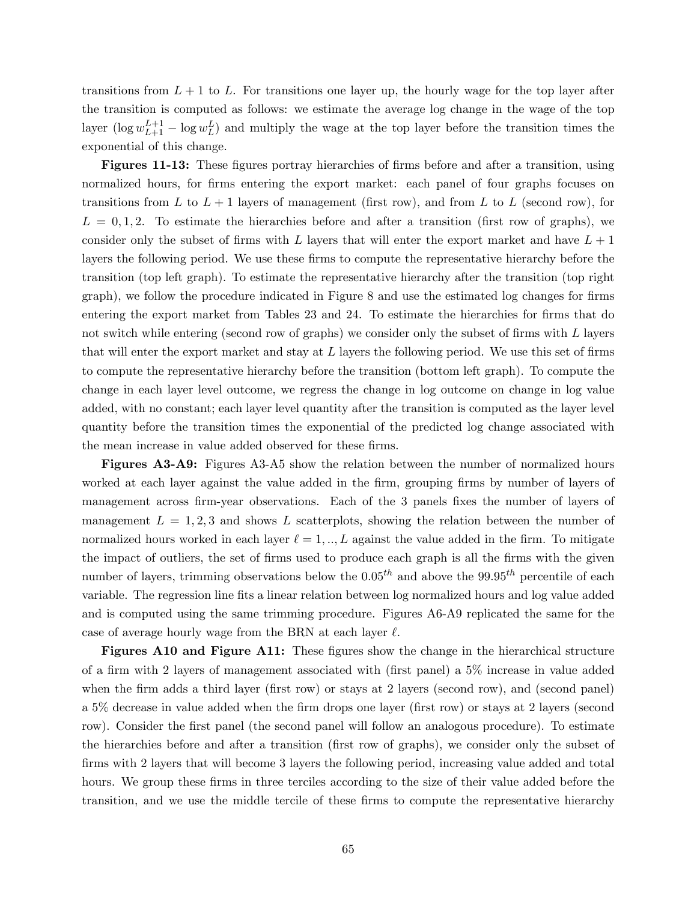transitions from $L+1$ to $L$. For transitions one layer up, the hourly wage for the top layer after the transition is computed as follows: we estimate the average log change in the wage of the top layer ($\log w_{L+1}^{L+1} - \log w_L^L$) and multiply the wage at the top layer before the transition times the exponential of this change.

**Figures 11-13:** These figures portray hierarchies of firms before and after a transition, using normalized hours, for firms entering the export market: each panel of four graphs focuses on transitions from $L$ to $L+1$ layers of management (first row), and from $L$ to $L$ (second row), for $L = 0, 1, 2$. To estimate the hierarchies before and after a transition (first row of graphs), we consider only the subset of firms with $L$ layers that will enter the export market and have $L+1$ layers the following period. We use these firms to compute the representative hierarchy before the transition (top left graph). To estimate the representative hierarchy after the transition (top right graph), we follow the procedure indicated in Figure 8 and use the estimated log changes for firms entering the export market from Tables 23 and 24. To estimate the hierarchies for firms that do not switch while entering (second row of graphs) we consider only the subset of firms with $L$ layers that will enter the export market and stay at $L$ layers the following period. We use this set of firms to compute the representative hierarchy before the transition (bottom left graph). To compute the change in each layer level outcome, we regress the change in log outcome on change in log value added, with no constant; each layer level quantity after the transition is computed as the layer level quantity before the transition times the exponential of the predicted log change associated with the mean increase in value added observed for these firms.

**Figures A3-A9:** Figures A3-A5 show the relation between the number of normalized hours worked at each layer against the value added in the firm, grouping firms by number of layers of management across firm-year observations. Each of the 3 panels fixes the number of layers of management $L = 1, 2, 3$ and shows $L$ scatterplots, showing the relation between the number of normalized hours worked in each layer $\ell = 1, .., L$ against the value added in the firm. To mitigate the impact of outliers, the set of firms used to produce each graph is all the firms with the given number of layers, trimming observations below the $0.05^{th}$ and above the $99.95^{th}$ percentile of each variable. The regression line fits a linear relation between log normalized hours and log value added and is computed using the same trimming procedure. Figures A6-A9 replicated the same for the case of average hourly wage from the BRN at each layer $\ell$.

**Figures A10 and Figure A11:** These figures show the change in the hierarchical structure of a firm with 2 layers of management associated with (first panel) a 5% increase in value added when the firm adds a third layer (first row) or stays at 2 layers (second row), and (second panel) a 5% decrease in value added when the firm drops one layer (first row) or stays at 2 layers (second row). Consider the first panel (the second panel will follow an analogous procedure). To estimate the hierarchies before and after a transition (first row of graphs), we consider only the subset of firms with 2 layers that will become 3 layers the following period, increasing value added and total hours. We group these firms in three terciles according to the size of their value added before the transition, and we use the middle tercile of these firms to compute the representative hierarchy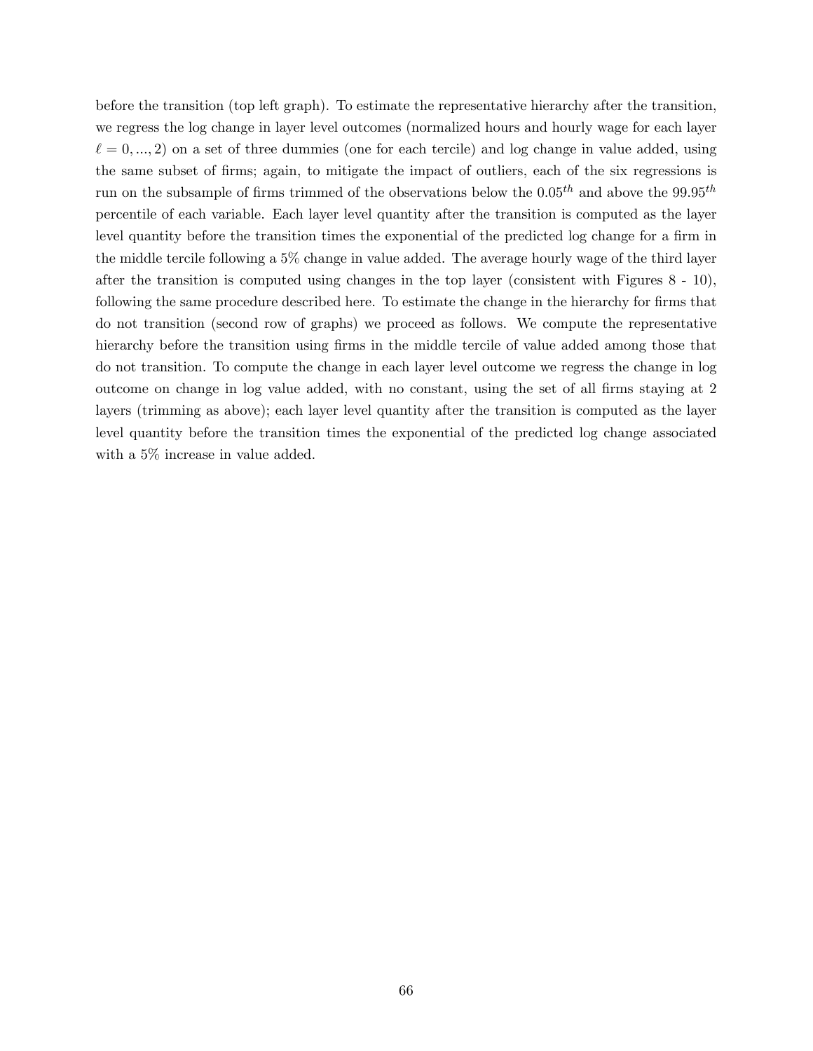before the transition (top left graph). To estimate the representative hierarchy after the transition, we regress the log change in layer level outcomes (normalized hours and hourly wage for each layer $\ell = 0, ..., 2$) on a set of three dummies (one for each tercile) and log change in value added, using the same subset of firms; again, to mitigate the impact of outliers, each of the six regressions is run on the subsample of firms trimmed of the observations below the $0.05^{th}$ and above the $99.95^{th}$ percentile of each variable. Each layer level quantity after the transition is computed as the layer level quantity before the transition times the exponential of the predicted log change for a firm in the middle tercile following a 5% change in value added. The average hourly wage of the third layer after the transition is computed using changes in the top layer (consistent with Figures 8 - 10), following the same procedure described here. To estimate the change in the hierarchy for firms that do not transition (second row of graphs) we proceed as follows. We compute the representative hierarchy before the transition using firms in the middle tercile of value added among those that do not transition. To compute the change in each layer level outcome we regress the change in log outcome on change in log value added, with no constant, using the set of all firms staying at 2 layers (trimming as above); each layer level quantity after the transition is computed as the layer level quantity before the transition times the exponential of the predicted log change associated with a 5% increase in value added.